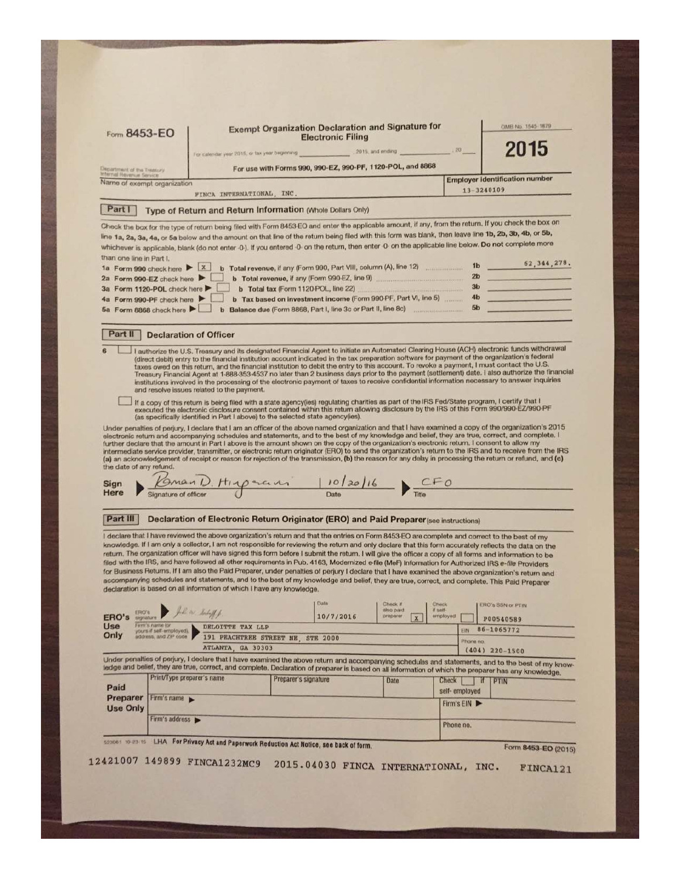Form **8453-EO**

Department of the Treasury
Internal Revenue Service

# Exempt Organization Declaration and Signature for Electronic Filing

For calendar year 2015, or tax year beginning ____________, 2015, and ending ____________, 20___

For use with Forms 990, 990-EZ, 990-PF, 1120-POL, and 8868

OMB No. 1545-1879

**2015**

| Name of exempt organization | Employer identification number |
|---|---|
| FINCA INTERNATIONAL, INC. | 13-3240109 |

## Part I — Type of Return and Return Information (Whole Dollars Only)

Check the box for the type of return being filed with Form 8453-EO and enter the applicable amount, if any, from the return. If you check the box on line 1a, 2a, 3a, 4a, or 5a below and the amount on that line of the return being filed with this form was blank, then leave line 1b, 2b, 3b, 4b, or 5b, whichever is applicable, blank (do not enter -0-). If you entered -0- on the return, then enter -0- on the applicable line below. **Do not** complete more than one line in Part I.

| | | | |
|---|---|---|---|
| 1a Form 990 check here ▶ [X] | b **Total revenue,** if any (Form 990, Part VIII, column (A), line 12) | 1b | 62,344,278. |
| 2a Form 990-EZ check here ▶ [ ] | b **Total revenue,** if any (Form 990-EZ, line 9) | 2b | |
| 3a Form 1120-POL check here ▶ [ ] | b **Total tax** (Form 1120-POL, line 22) | 3b | |
| 4a Form 990-PF check here ▶ [ ] | b **Tax based on investment income** (Form 990-PF, Part VI, line 5) | 4b | |
| 5a Form 8868 check here ▶ [ ] | b **Balance due** (Form 8868, Part I, line 3c or Part II, line 8c) | 5b | |

## Part II — Declaration of Officer

6 [ ] I authorize the U.S. Treasury and its designated Financial Agent to initiate an Automated Clearing House (ACH) electronic funds withdrawal (direct debit) entry to the financial institution account indicated in the tax preparation software for payment of the organization's federal taxes owed on this return, and the financial institution to debit the entry to this account. To revoke a payment, I must contact the U.S. Treasury Financial Agent at 1-888-353-4537 no later than 2 business days prior to the payment (settlement) date. I also authorize the financial institutions involved in the processing of the electronic payment of taxes to receive confidential information necessary to answer inquiries and resolve issues related to the payment.

[ ] If a copy of this return is being filed with a state agency(ies) regulating charities as part of the IRS Fed/State program, I certify that I executed the electronic disclosure consent contained within this return allowing disclosure by the IRS of this Form 990/990-EZ/990-PF (as specifically identified in Part I above) to the selected state agency(ies).

Under penalties of perjury, I declare that I am an officer of the above named organization and that I have examined a copy of the organization's 2015 electronic return and accompanying schedules and statements, and to the best of my knowledge and belief, they are true, correct, and complete. I further declare that the amount in Part I above is the amount shown on the copy of the organization's electronic return. I consent to allow my intermediate service provider, transmitter, or electronic return originator (ERO) to send the organization's return to the IRS and to receive from the IRS (a) an acknowledgement of receipt or reason for rejection of the transmission, (b) the reason for any delay in processing the return or refund, and (c) the date of any refund.

**Sign Here** ▶ Roman D. Hingorani (Signature of officer) | 10/20/16 (Date) | ▶ CFO (Title)

## Part III — Declaration of Electronic Return Originator (ERO) and Paid Preparer (see instructions)

I declare that I have reviewed the above organization's return and that the entries on Form 8453-EO are complete and correct to the best of my knowledge. If I am only a collector, I am not responsible for reviewing the return and only declare that this form accurately reflects the data on the return. The organization officer will have signed this form before I submit the return. I will give the officer a copy of all forms and information to be filed with the IRS, and have followed all other requirements in Pub. 4163, Modernized e-File (MeF) Information for Authorized IRS *e-file* Providers for Business Returns. If I am also the Paid Preparer, under penalties of perjury I declare that I have examined the above organization's return and accompanying schedules and statements, and to the best of my knowledge and belief, they are true, correct, and complete. This Paid Preparer declaration is based on all information of which I have any knowledge.

| **ERO's Use Only** | | | | |
|---|---|---|---|---|
| ERO's signature ▶ [signature] | Date: 10/7/2016 | Check if also paid preparer [X] | Check if self-employed [ ] | ERO's SSN or PTIN: P00540589 |
| Firm's name (or yours if self-employed), address, and ZIP code ▶ DELOITTE TAX LLP, 191 PEACHTREE STREET NE, STE 2000, ATLANTA, GA 30303 | | | | EIN 86-1065772; Phone no. (404) 220-1500 |

Under penalties of perjury, I declare that I have examined the above return and accompanying schedules and statements, and to the best of my knowledge and belief, they are true, correct, and complete. Declaration of preparer is based on all information of which the preparer has any knowledge.

| **Paid Preparer Use Only** | | | | |
|---|---|---|---|---|
| Print/Type preparer's name | Preparer's signature | Date | Check [ ] if self-employed | PTIN |
| Firm's name ▶ | | | Firm's EIN ▶ | |
| Firm's address ▶ | | | Phone no. | |

523061 10-23-15 LHA **For Privacy Act and Paperwork Reduction Act Notice, see back of form.** Form **8453-EO** (2015)

12421007 149899 FINCA1232MC9 2015.04030 FINCA INTERNATIONAL, INC. FINCA121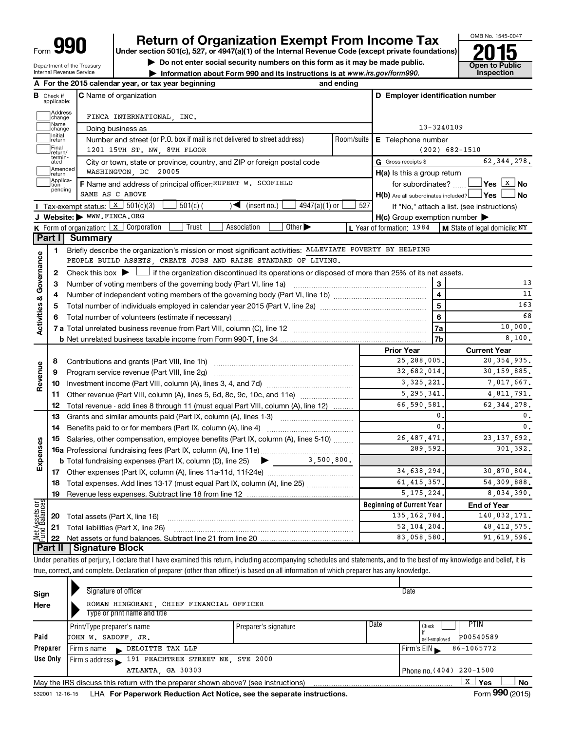# Form 990 — Return of Organization Exempt From Income Tax — 2015

Under section 501(c), 527, or 4947(a)(1) of the Internal Revenue Code (except private foundations)

▶ Do not enter social security numbers on this form as it may be made public.

▶ Information about Form 990 and its instructions is at www.irs.gov/form990.

Department of the Treasury, Internal Revenue Service

OMB No. 1545-0047 — Open to Public Inspection

**A** For the 2015 calendar year, or tax year beginning and ending

**B** Check if applicable: Address change, Name change, Initial return, Final return/terminated, Amended return, Application pending

**C** Name of organization: FINCA INTERNATIONAL, INC.

Doing business as

Number and street (or P.O. box if mail is not delivered to street address): 1201 15TH ST. NW, 8TH FLOOR — Room/suite

City or town, state or province, country, and ZIP or foreign postal code: WASHINGTON, DC 20005

**D** Employer identification number: 13-3240109

**E** Telephone number: (202) 682-1510

**G** Gross receipts $ 62,344,278.

**F** Name and address of principal officer: RUPERT W. SCOFIELD, SAME AS C ABOVE

**H(a)** Is this a group return for subordinates? ☐ Yes ☒ No

**H(b)** Are all subordinates included? ☐ Yes ☐ No — If "No," attach a list. (see instructions)

**H(c)** Group exemption number ▶

**I** Tax-exempt status: ☒ 501(c)(3) ☐ 501(c) ( ) ◀ (insert no.) ☐ 4947(a)(1) or ☐ 527

**J** Website: ▶ WWW.FINCA.ORG

**K** Form of organization: ☒ Corporation ☐ Trust ☐ Association ☐ Other ▶

**L** Year of formation: 1984 — **M** State of legal domicile: NY

## Part I Summary

**Activities & Governance**

1. Briefly describe the organization's mission or most significant activities: ALLEVIATE POVERTY BY HELPING PEOPLE BUILD ASSETS, CREATE JOBS AND RAISE STANDARD OF LIVING.
2. Check this box ▶ ☐ if the organization discontinued its operations or disposed of more than 25% of its net assets.

| Line | Description | | Value |
|---|---|---|---|
| 3 | Number of voting members of the governing body (Part VI, line 1a) | 3 | 13 |
| 4 | Number of independent voting members of the governing body (Part VI, line 1b) | 4 | 11 |
| 5 | Total number of individuals employed in calendar year 2015 (Part V, line 2a) | 5 | 163 |
| 6 | Total number of volunteers (estimate if necessary) | 6 | 68 |
| 7a | Total unrelated business revenue from Part VIII, column (C), line 12 | 7a | 10,000. |
| 7b | Net unrelated business taxable income from Form 990-T, line 34 | 7b | 8,100. |

| Line | Description | Prior Year | Current Year |
|---|---|---|---|
| **Revenue** | | | |
| 8 | Contributions and grants (Part VIII, line 1h) | 25,288,005. | 20,354,935. |
| 9 | Program service revenue (Part VIII, line 2g) | 32,682,014. | 30,159,885. |
| 10 | Investment income (Part VIII, column (A), lines 3, 4, and 7d) | 3,325,221. | 7,017,667. |
| 11 | Other revenue (Part VIII, column (A), lines 5, 6d, 8c, 9c, 10c, and 11e) | 5,295,341. | 4,811,791. |
| 12 | Total revenue - add lines 8 through 11 (must equal Part VIII, column (A), line 12) | 66,590,581. | 62,344,278. |
| **Expenses** | | | |
| 13 | Grants and similar amounts paid (Part IX, column (A), lines 1-3) | 0. | 0. |
| 14 | Benefits paid to or for members (Part IX, column (A), line 4) | 0. | 0. |
| 15 | Salaries, other compensation, employee benefits (Part IX, column (A), lines 5-10) | 26,487,471. | 23,137,692. |
| 16a | Professional fundraising fees (Part IX, column (A), line 11e) | 289,592. | 301,392. |
| b | Total fundraising expenses (Part IX, column (D), line 25) ▶ 3,500,800. | | |
| 17 | Other expenses (Part IX, column (A), lines 11a-11d, 11f-24e) | 34,638,294. | 30,870,804. |
| 18 | Total expenses. Add lines 13-17 (must equal Part IX, column (A), line 25) | 61,415,357. | 54,309,888. |
| 19 | Revenue less expenses. Subtract line 18 from line 12 | 5,175,224. | 8,034,390. |

| Line | Net Assets or Fund Balances | Beginning of Current Year | End of Year |
|---|---|---|---|
| 20 | Total assets (Part X, line 16) | 135,162,784. | 140,032,171. |
| 21 | Total liabilities (Part X, line 26) | 52,104,204. | 48,412,575. |
| 22 | Net assets or fund balances. Subtract line 21 from line 20 | 83,058,580. | 91,619,596. |

## Part II Signature Block

Under penalties of perjury, I declare that I have examined this return, including accompanying schedules and statements, and to the best of my knowledge and belief, it is true, correct, and complete. Declaration of preparer (other than officer) is based on all information of which preparer has any knowledge.

**Sign Here**

Signature of officer — Date

ROMAN HINGORANI, CHIEF FINANCIAL OFFICER

Type or print name and title

**Paid Preparer Use Only**

| Print/Type preparer's name | Preparer's signature | Date | Check if self-employed | PTIN |
|---|---|---|---|---|
| JOHN W. SADOFF, JR. | | | ☐ | P00540589 |

Firm's name ▶ DELOITTE TAX LLP — Firm's EIN ▶ 86-1065772

Firm's address ▶ 191 PEACHTREE STREET NE, STE 2000, ATLANTA, GA 30303 — Phone no. (404) 220-1500

May the IRS discuss this return with the preparer shown above? (see instructions) ☒ Yes ☐ No

532001 12-16-15 LHA For Paperwork Reduction Act Notice, see the separate instructions. Form 990 (2015)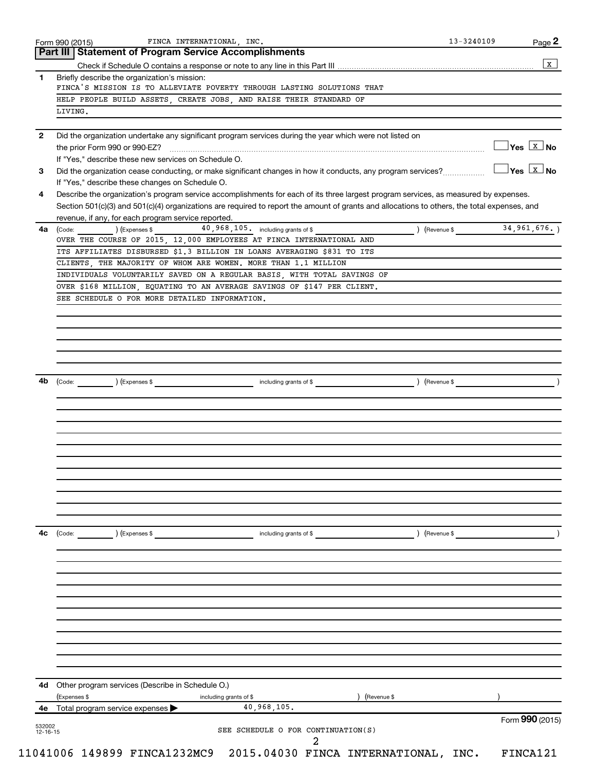Form 990 (2015) FINCA INTERNATIONAL, INC. 13-3240109 Page 2

## Part III Statement of Program Service Accomplishments

Check if Schedule O contains a response or note to any line in this Part III .......... [X]

**1** Briefly describe the organization's mission:

FINCA'S MISSION IS TO ALLEVIATE POVERTY THROUGH LASTING SOLUTIONS THAT HELP PEOPLE BUILD ASSETS, CREATE JOBS, AND RAISE THEIR STANDARD OF LIVING.

**2** Did the organization undertake any significant program services during the year which were not listed on the prior Form 990 or 990-EZ? .......... [ ] Yes [X] No

If "Yes," describe these new services on Schedule O.

**3** Did the organization cease conducting, or make significant changes in how it conducts, any program services? .......... [ ] Yes [X] No

If "Yes," describe these changes on Schedule O.

**4** Describe the organization's program service accomplishments for each of its three largest program services, as measured by expenses. Section 501(c)(3) and 501(c)(4) organizations are required to report the amount of grants and allocations to others, the total expenses, and revenue, if any, for each program service reported.

**4a** (Code: ) (Expenses $ 40,968,105. including grants of $ ) (Revenue $ 34,961,676. )

OVER THE COURSE OF 2015, 12,000 EMPLOYEES AT FINCA INTERNATIONAL AND ITS AFFILIATES DISBURSED $1.3 BILLION IN LOANS AVERAGING $831 TO ITS CLIENTS, THE MAJORITY OF WHOM ARE WOMEN. MORE THAN 1.1 MILLION INDIVIDUALS VOLUNTARILY SAVED ON A REGULAR BASIS, WITH TOTAL SAVINGS OF OVER $168 MILLION, EQUATING TO AN AVERAGE SAVINGS OF $147 PER CLIENT. SEE SCHEDULE O FOR MORE DETAILED INFORMATION.

**4b** (Code: ) (Expenses $ including grants of $ ) (Revenue $ )

**4c** (Code: ) (Expenses $ including grants of $ ) (Revenue $ )

**4d** Other program services (Describe in Schedule O.)

(Expenses $ including grants of $ ) (Revenue $ )

**4e** Total program service expenses ▶ 40,968,105.

Form **990** (2015)

SEE SCHEDULE O FOR CONTINUATION(S)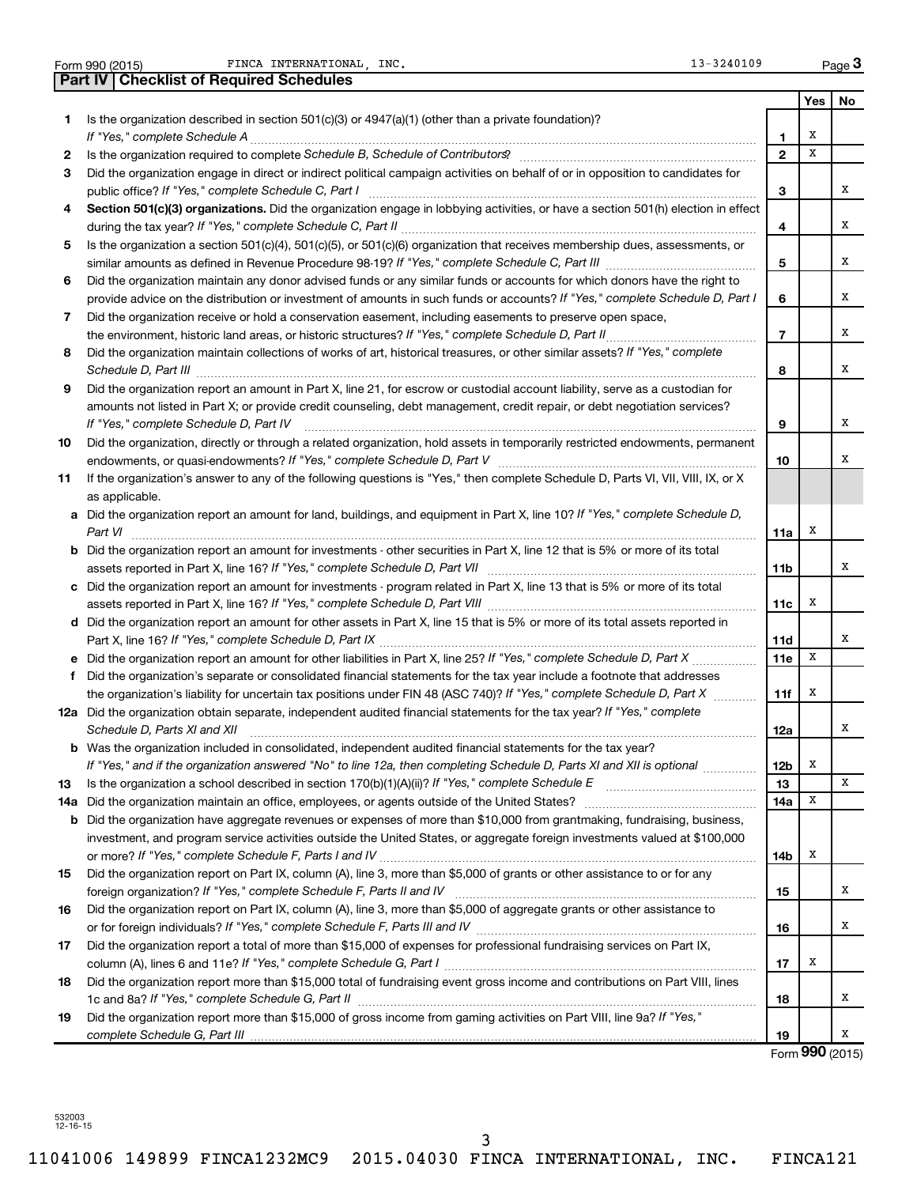Form 990 (2015) FINCA INTERNATIONAL, INC. 13-3240109 Page 3

## Part IV Checklist of Required Schedules

| | | | Yes | No |
|---|---|---|---|---|
| 1 | Is the organization described in section 501(c)(3) or 4947(a)(1) (other than a private foundation)? *If "Yes," complete Schedule A* | 1 | X | |
| 2 | Is the organization required to complete *Schedule B, Schedule of Contributors*? | 2 | X | |
| 3 | Did the organization engage in direct or indirect political campaign activities on behalf of or in opposition to candidates for public office? *If "Yes," complete Schedule C, Part I* | 3 | | X |
| 4 | **Section 501(c)(3) organizations.** Did the organization engage in lobbying activities, or have a section 501(h) election in effect during the tax year? *If "Yes," complete Schedule C, Part II* | 4 | | X |
| 5 | Is the organization a section 501(c)(4), 501(c)(5), or 501(c)(6) organization that receives membership dues, assessments, or similar amounts as defined in Revenue Procedure 98-19? *If "Yes," complete Schedule C, Part III* | 5 | | X |
| 6 | Did the organization maintain any donor advised funds or any similar funds or accounts for which donors have the right to provide advice on the distribution or investment of amounts in such funds or accounts? *If "Yes," complete Schedule D, Part I* | 6 | | X |
| 7 | Did the organization receive or hold a conservation easement, including easements to preserve open space, the environment, historic land areas, or historic structures? *If "Yes," complete Schedule D, Part II* | 7 | | X |
| 8 | Did the organization maintain collections of works of art, historical treasures, or other similar assets? *If "Yes," complete Schedule D, Part III* | 8 | | X |
| 9 | Did the organization report an amount in Part X, line 21, for escrow or custodial account liability, serve as a custodian for amounts not listed in Part X; or provide credit counseling, debt management, credit repair, or debt negotiation services? *If "Yes," complete Schedule D, Part IV* | 9 | | X |
| 10 | Did the organization, directly or through a related organization, hold assets in temporarily restricted endowments, permanent endowments, or quasi-endowments? *If "Yes," complete Schedule D, Part V* | 10 | | X |
| 11 | If the organization's answer to any of the following questions is "Yes," then complete Schedule D, Parts VI, VII, VIII, IX, or X as applicable. | | | |
| a | Did the organization report an amount for land, buildings, and equipment in Part X, line 10? *If "Yes," complete Schedule D, Part VI* | 11a | X | |
| b | Did the organization report an amount for investments - other securities in Part X, line 12 that is 5% or more of its total assets reported in Part X, line 16? *If "Yes," complete Schedule D, Part VII* | 11b | | X |
| c | Did the organization report an amount for investments - program related in Part X, line 13 that is 5% or more of its total assets reported in Part X, line 16? *If "Yes," complete Schedule D, Part VIII* | 11c | X | |
| d | Did the organization report an amount for other assets in Part X, line 15 that is 5% or more of its total assets reported in Part X, line 16? *If "Yes," complete Schedule D, Part IX* | 11d | | X |
| e | Did the organization report an amount for other liabilities in Part X, line 25? *If "Yes," complete Schedule D, Part X* | 11e | X | |
| f | Did the organization's separate or consolidated financial statements for the tax year include a footnote that addresses the organization's liability for uncertain tax positions under FIN 48 (ASC 740)? *If "Yes," complete Schedule D, Part X* | 11f | X | |
| 12a | Did the organization obtain separate, independent audited financial statements for the tax year? *If "Yes," complete Schedule D, Parts XI and XII* | 12a | | X |
| b | Was the organization included in consolidated, independent audited financial statements for the tax year? *If "Yes," and if the organization answered "No" to line 12a, then completing Schedule D, Parts XI and XII is optional* | 12b | X | |
| 13 | Is the organization a school described in section 170(b)(1)(A)(ii)? *If "Yes," complete Schedule E* | 13 | | X |
| 14a | Did the organization maintain an office, employees, or agents outside of the United States? | 14a | X | |
| b | Did the organization have aggregate revenues or expenses of more than $10,000 from grantmaking, fundraising, business, investment, and program service activities outside the United States, or aggregate foreign investments valued at $100,000 or more? *If "Yes," complete Schedule F, Parts I and IV* | 14b | X | |
| 15 | Did the organization report on Part IX, column (A), line 3, more than $5,000 of grants or other assistance to or for any foreign organization? *If "Yes," complete Schedule F, Parts II and IV* | 15 | | X |
| 16 | Did the organization report on Part IX, column (A), line 3, more than $5,000 of aggregate grants or other assistance to or for foreign individuals? *If "Yes," complete Schedule F, Parts III and IV* | 16 | | X |
| 17 | Did the organization report a total of more than $15,000 of expenses for professional fundraising services on Part IX, column (A), lines 6 and 11e? *If "Yes," complete Schedule G, Part I* | 17 | X | |
| 18 | Did the organization report more than $15,000 total of fundraising event gross income and contributions on Part VIII, lines 1c and 8a? *If "Yes," complete Schedule G, Part II* | 18 | | X |
| 19 | Did the organization report more than $15,000 of gross income from gaming activities on Part VIII, line 9a? *If "Yes," complete Schedule G, Part III* | 19 | | X |

Form **990** (2015)

532003 12-16-15

11041006 149899 FINCA1232MC9 2015.04030 FINCA INTERNATIONAL, INC. FINCA121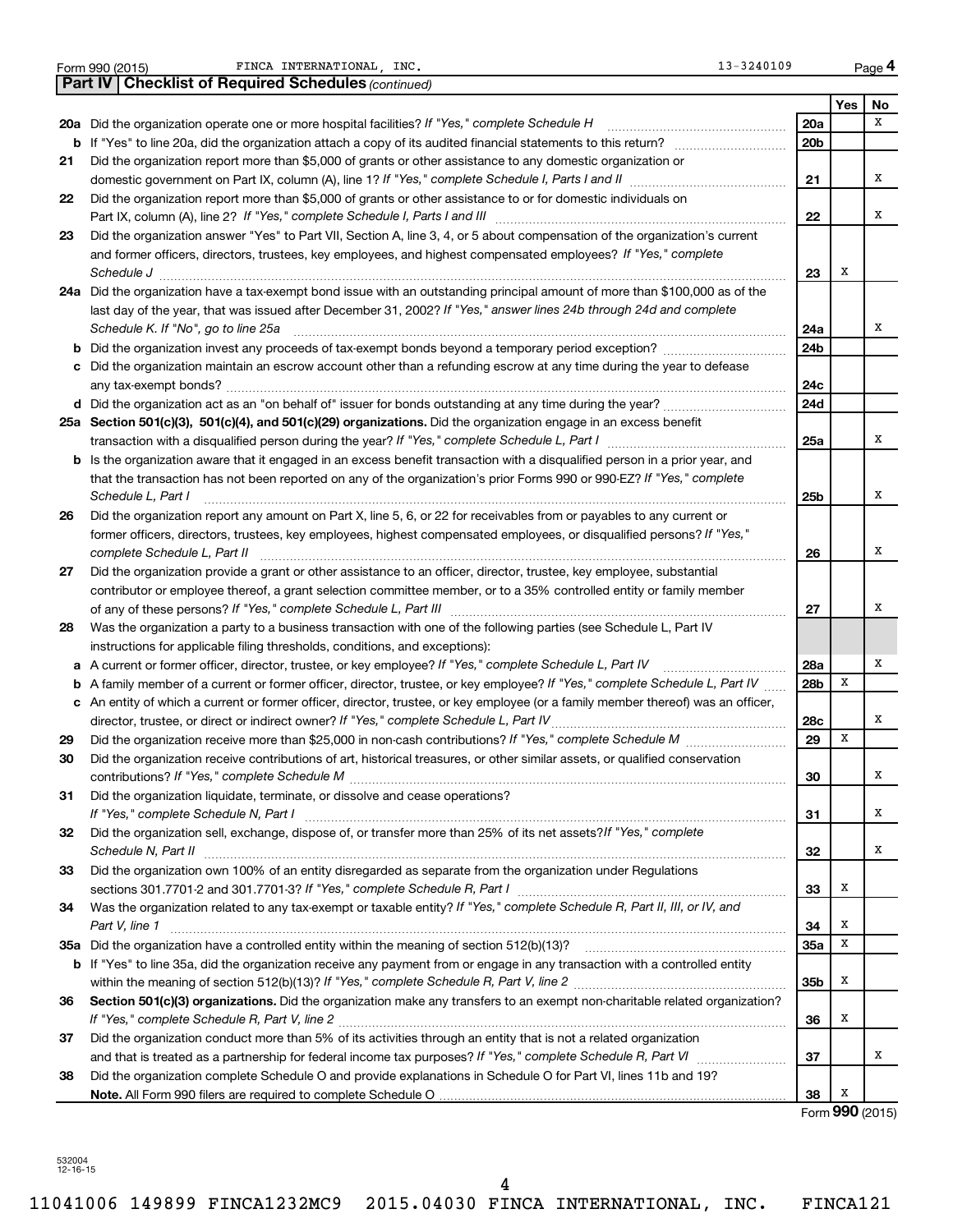Form 990 (2015) FINCA INTERNATIONAL, INC. 13-3240109 Page 4

**Part IV | Checklist of Required Schedules** *(continued)*

| | | | Yes | No |
|---|---|---|---|---|
| **20a** | Did the organization operate one or more hospital facilities? *If "Yes," complete Schedule H* | **20a** | | X |
| **b** | If "Yes" to line 20a, did the organization attach a copy of its audited financial statements to this return? | **20b** | | |
| **21** | Did the organization report more than $5,000 of grants or other assistance to any domestic organization or domestic government on Part IX, column (A), line 1? *If "Yes," complete Schedule I, Parts I and II* | **21** | | X |
| **22** | Did the organization report more than $5,000 of grants or other assistance to or for domestic individuals on Part IX, column (A), line 2? *If "Yes," complete Schedule I, Parts I and III* | **22** | | X |
| **23** | Did the organization answer "Yes" to Part VII, Section A, line 3, 4, or 5 about compensation of the organization's current and former officers, directors, trustees, key employees, and highest compensated employees? *If "Yes," complete Schedule J* | **23** | X | |
| **24a** | Did the organization have a tax-exempt bond issue with an outstanding principal amount of more than $100,000 as of the last day of the year, that was issued after December 31, 2002? *If "Yes," answer lines 24b through 24d and complete Schedule K. If "No", go to line 25a* | **24a** | | X |
| **b** | Did the organization invest any proceeds of tax-exempt bonds beyond a temporary period exception? | **24b** | | |
| **c** | Did the organization maintain an escrow account other than a refunding escrow at any time during the year to defease any tax-exempt bonds? | **24c** | | |
| **d** | Did the organization act as an "on behalf of" issuer for bonds outstanding at any time during the year? | **24d** | | |
| **25a** | **Section 501(c)(3), 501(c)(4), and 501(c)(29) organizations.** Did the organization engage in an excess benefit transaction with a disqualified person during the year? *If "Yes," complete Schedule L, Part I* | **25a** | | X |
| **b** | Is the organization aware that it engaged in an excess benefit transaction with a disqualified person in a prior year, and that the transaction has not been reported on any of the organization's prior Forms 990 or 990-EZ? *If "Yes," complete Schedule L, Part I* | **25b** | | X |
| **26** | Did the organization report any amount on Part X, line 5, 6, or 22 for receivables from or payables to any current or former officers, directors, trustees, key employees, highest compensated employees, or disqualified persons? *If "Yes," complete Schedule L, Part II* | **26** | | X |
| **27** | Did the organization provide a grant or other assistance to an officer, director, trustee, key employee, substantial contributor or employee thereof, a grant selection committee member, or to a 35% controlled entity or family member of any of these persons? *If "Yes," complete Schedule L, Part III* | **27** | | X |
| **28** | Was the organization a party to a business transaction with one of the following parties (see Schedule L, Part IV instructions for applicable filing thresholds, conditions, and exceptions): | | | |
| **a** | A current or former officer, director, trustee, or key employee? *If "Yes," complete Schedule L, Part IV* | **28a** | | X |
| **b** | A family member of a current or former officer, director, trustee, or key employee? *If "Yes," complete Schedule L, Part IV* | **28b** | X | |
| **c** | An entity of which a current or former officer, director, trustee, or key employee (or a family member thereof) was an officer, director, trustee, or direct or indirect owner? *If "Yes," complete Schedule L, Part IV* | **28c** | | X |
| **29** | Did the organization receive more than $25,000 in non-cash contributions? *If "Yes," complete Schedule M* | **29** | X | |
| **30** | Did the organization receive contributions of art, historical treasures, or other similar assets, or qualified conservation contributions? *If "Yes," complete Schedule M* | **30** | | X |
| **31** | Did the organization liquidate, terminate, or dissolve and cease operations? *If "Yes," complete Schedule N, Part I* | **31** | | X |
| **32** | Did the organization sell, exchange, dispose of, or transfer more than 25% of its net assets? *If "Yes," complete Schedule N, Part II* | **32** | | X |
| **33** | Did the organization own 100% of an entity disregarded as separate from the organization under Regulations sections 301.7701-2 and 301.7701-3? *If "Yes," complete Schedule R, Part I* | **33** | X | |
| **34** | Was the organization related to any tax-exempt or taxable entity? *If "Yes," complete Schedule R, Part II, III, or IV, and Part V, line 1* | **34** | X | |
| **35a** | Did the organization have a controlled entity within the meaning of section 512(b)(13)? | **35a** | X | |
| **b** | If "Yes" to line 35a, did the organization receive any payment from or engage in any transaction with a controlled entity within the meaning of section 512(b)(13)? *If "Yes," complete Schedule R, Part V, line 2* | **35b** | X | |
| **36** | **Section 501(c)(3) organizations.** Did the organization make any transfers to an exempt non-charitable related organization? *If "Yes," complete Schedule R, Part V, line 2* | **36** | X | |
| **37** | Did the organization conduct more than 5% of its activities through an entity that is not a related organization and that is treated as a partnership for federal income tax purposes? *If "Yes," complete Schedule R, Part VI* | **37** | | X |
| **38** | Did the organization complete Schedule O and provide explanations in Schedule O for Part VI, lines 11b and 19? **Note.** All Form 990 filers are required to complete Schedule O | **38** | X | |

Form **990** (2015)

532004
12-16-15

11041006 149899 FINCA1232MC9 2015.04030 FINCA INTERNATIONAL, INC. FINCA121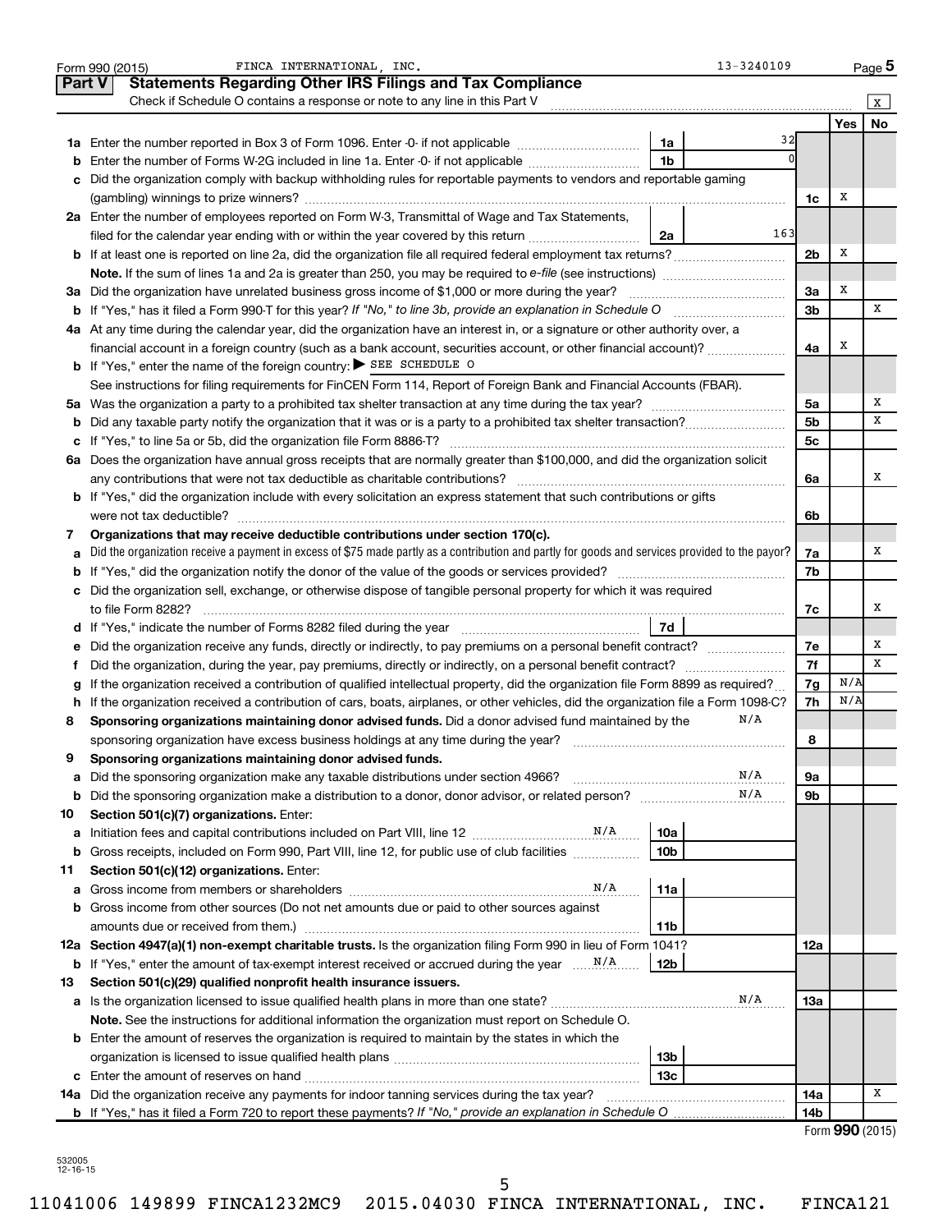Form 990 (2015) FINCA INTERNATIONAL, INC. 13-3240109 Page 5

**Part V Statements Regarding Other IRS Filings and Tax Compliance**

Check if Schedule O contains a response or note to any line in this Part V [X]

| | | | | | Yes | No |
|---|---|---|---|---|---|---|
| 1a | Enter the number reported in Box 3 of Form 1096. Enter -0- if not applicable | 1a | 32 | | | |
| b | Enter the number of Forms W-2G included in line 1a. Enter -0- if not applicable | 1b | 0 | | | |
| c | Did the organization comply with backup withholding rules for reportable payments to vendors and reportable gaming (gambling) winnings to prize winners? | | | 1c | X | |
| 2a | Enter the number of employees reported on Form W-3, Transmittal of Wage and Tax Statements, filed for the calendar year ending with or within the year covered by this return | 2a | 163 | | | |
| b | If at least one is reported on line 2a, did the organization file all required federal employment tax returns? | | | 2b | X | |
| | **Note.** If the sum of lines 1a and 2a is greater than 250, you may be required to *e-file* (see instructions) | | | | | |
| 3a | Did the organization have unrelated business gross income of $1,000 or more during the year? | | | 3a | X | |
| b | If "Yes," has it filed a Form 990-T for this year? *If "No," to line 3b, provide an explanation in Schedule O* | | | 3b | | X |
| 4a | At any time during the calendar year, did the organization have an interest in, or a signature or other authority over, a financial account in a foreign country (such as a bank account, securities account, or other financial account)? | | | 4a | X | |
| b | If "Yes," enter the name of the foreign country: ▶ SEE SCHEDULE O | | | | | |
| | See instructions for filing requirements for FinCEN Form 114, Report of Foreign Bank and Financial Accounts (FBAR). | | | | | |
| 5a | Was the organization a party to a prohibited tax shelter transaction at any time during the tax year? | | | 5a | | X |
| b | Did any taxable party notify the organization that it was or is a party to a prohibited tax shelter transaction? | | | 5b | | X |
| c | If "Yes," to line 5a or 5b, did the organization file Form 8886-T? | | | 5c | | |
| 6a | Does the organization have annual gross receipts that are normally greater than $100,000, and did the organization solicit any contributions that were not tax deductible as charitable contributions? | | | 6a | | X |
| b | If "Yes," did the organization include with every solicitation an express statement that such contributions or gifts were not tax deductible? | | | 6b | | |
| 7 | **Organizations that may receive deductible contributions under section 170(c).** | | | | | |
| a | Did the organization receive a payment in excess of $75 made partly as a contribution and partly for goods and services provided to the payor? | | | 7a | | X |
| b | If "Yes," did the organization notify the donor of the value of the goods or services provided? | | | 7b | | |
| c | Did the organization sell, exchange, or otherwise dispose of tangible personal property for which it was required to file Form 8282? | | | 7c | | X |
| d | If "Yes," indicate the number of Forms 8282 filed during the year | 7d | | | | |
| e | Did the organization receive any funds, directly or indirectly, to pay premiums on a personal benefit contract? | | | 7e | | X |
| f | Did the organization, during the year, pay premiums, directly or indirectly, on a personal benefit contract? | | | 7f | | X |
| g | If the organization received a contribution of qualified intellectual property, did the organization file Form 8899 as required? | | | 7g | N/A | |
| h | If the organization received a contribution of cars, boats, airplanes, or other vehicles, did the organization file a Form 1098-C? | | | 7h | N/A | |
| 8 | **Sponsoring organizations maintaining donor advised funds.** Did a donor advised fund maintained by the sponsoring organization have excess business holdings at any time during the year? N/A | | | 8 | | |
| 9 | **Sponsoring organizations maintaining donor advised funds.** | | | | | |
| a | Did the sponsoring organization make any taxable distributions under section 4966? N/A | | | 9a | | |
| b | Did the sponsoring organization make a distribution to a donor, donor advisor, or related person? N/A | | | 9b | | |
| 10 | **Section 501(c)(7) organizations.** Enter: | | | | | |
| a | Initiation fees and capital contributions included on Part VIII, line 12 N/A | 10a | | | | |
| b | Gross receipts, included on Form 990, Part VIII, line 12, for public use of club facilities | 10b | | | | |
| 11 | **Section 501(c)(12) organizations.** Enter: | | | | | |
| a | Gross income from members or shareholders N/A | 11a | | | | |
| b | Gross income from other sources (Do not net amounts due or paid to other sources against amounts due or received from them.) | 11b | | | | |
| 12a | **Section 4947(a)(1) non-exempt charitable trusts.** Is the organization filing Form 990 in lieu of Form 1041? | | | 12a | | |
| b | If "Yes," enter the amount of tax-exempt interest received or accrued during the year N/A | 12b | | | | |
| 13 | **Section 501(c)(29) qualified nonprofit health insurance issuers.** | | | | | |
| a | Is the organization licensed to issue qualified health plans in more than one state? N/A | | | 13a | | |
| | **Note.** See the instructions for additional information the organization must report on Schedule O. | | | | | |
| b | Enter the amount of reserves the organization is required to maintain by the states in which the organization is licensed to issue qualified health plans | 13b | | | | |
| c | Enter the amount of reserves on hand | 13c | | | | |
| 14a | Did the organization receive any payments for indoor tanning services during the tax year? | | | 14a | | X |
| b | If "Yes," has it filed a Form 720 to report these payments? *If "No," provide an explanation in Schedule O* | | | 14b | | |

Form **990** (2015)

532005 12-16-15

11041006 149899 FINCA1232MC9 2015.04030 FINCA INTERNATIONAL, INC. FINCA121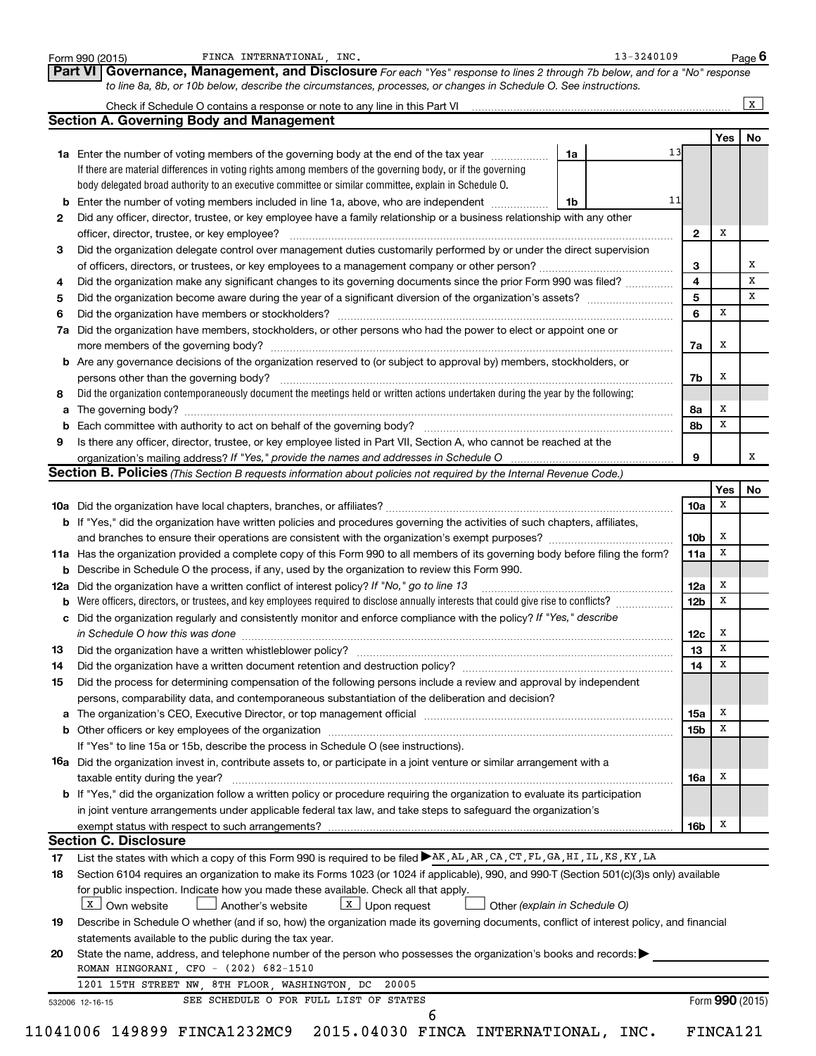Form 990 (2015) FINCA INTERNATIONAL, INC. 13-3240109 Page 6

## Part VI Governance, Management, and Disclosure

*For each "Yes" response to lines 2 through 7b below, and for a "No" response to line 8a, 8b, or 10b below, describe the circumstances, processes, or changes in Schedule O. See instructions.*

Check if Schedule O contains a response or note to any line in this Part VI ..... [X]

### Section A. Governing Body and Management

| | | | | Yes | No |
|---|---|---|---|---|---|
| **1a** | Enter the number of voting members of the governing body at the end of the tax year | 1a | 13 | | |
| | If there are material differences in voting rights among members of the governing body, or if the governing body delegated broad authority to an executive committee or similar committee, explain in Schedule O. | | | | |
| **b** | Enter the number of voting members included in line 1a, above, who are independent | 1b | 11 | | |
| **2** | Did any officer, director, trustee, or key employee have a family relationship or a business relationship with any other officer, director, trustee, or key employee? | | 2 | X | |
| **3** | Did the organization delegate control over management duties customarily performed by or under the direct supervision of officers, directors, or trustees, or key employees to a management company or other person? | | 3 | | X |
| **4** | Did the organization make any significant changes to its governing documents since the prior Form 990 was filed? | | 4 | | X |
| **5** | Did the organization become aware during the year of a significant diversion of the organization's assets? | | 5 | | X |
| **6** | Did the organization have members or stockholders? | | 6 | X | |
| **7a** | Did the organization have members, stockholders, or other persons who had the power to elect or appoint one or more members of the governing body? | | 7a | X | |
| **b** | Are any governance decisions of the organization reserved to (or subject to approval by) members, stockholders, or persons other than the governing body? | | 7b | X | |
| **8** | Did the organization contemporaneously document the meetings held or written actions undertaken during the year by the following: | | | | |
| **a** | The governing body? | | 8a | X | |
| **b** | Each committee with authority to act on behalf of the governing body? | | 8b | X | |
| **9** | Is there any officer, director, trustee, or key employee listed in Part VII, Section A, who cannot be reached at the organization's mailing address? *If "Yes," provide the names and addresses in Schedule O* | | 9 | | X |

### Section B. Policies *(This Section B requests information about policies not required by the Internal Revenue Code.)*

| | | | Yes | No |
|---|---|---|---|---|
| **10a** | Did the organization have local chapters, branches, or affiliates? | 10a | X | |
| **b** | If "Yes," did the organization have written policies and procedures governing the activities of such chapters, affiliates, and branches to ensure their operations are consistent with the organization's exempt purposes? | 10b | X | |
| **11a** | Has the organization provided a complete copy of this Form 990 to all members of its governing body before filing the form? | 11a | X | |
| **b** | Describe in Schedule O the process, if any, used by the organization to review this Form 990. | | | |
| **12a** | Did the organization have a written conflict of interest policy? *If "No," go to line 13* | 12a | X | |
| **b** | Were officers, directors, or trustees, and key employees required to disclose annually interests that could give rise to conflicts? | 12b | X | |
| **c** | Did the organization regularly and consistently monitor and enforce compliance with the policy? *If "Yes," describe in Schedule O how this was done* | 12c | X | |
| **13** | Did the organization have a written whistleblower policy? | 13 | X | |
| **14** | Did the organization have a written document retention and destruction policy? | 14 | X | |
| **15** | Did the process for determining compensation of the following persons include a review and approval by independent persons, comparability data, and contemporaneous substantiation of the deliberation and decision? | | | |
| **a** | The organization's CEO, Executive Director, or top management official | 15a | X | |
| **b** | Other officers or key employees of the organization | 15b | X | |
| | If "Yes" to line 15a or 15b, describe the process in Schedule O (see instructions). | | | |
| **16a** | Did the organization invest in, contribute assets to, or participate in a joint venture or similar arrangement with a taxable entity during the year? | 16a | X | |
| **b** | If "Yes," did the organization follow a written policy or procedure requiring the organization to evaluate its participation in joint venture arrangements under applicable federal tax law, and take steps to safeguard the organization's exempt status with respect to such arrangements? | 16b | X | |

### Section C. Disclosure

**17** List the states with which a copy of this Form 990 is required to be filed ▶ AK, AL, AR, CA, CT, FL, GA, HI, IL, KS, KY, LA

**18** Section 6104 requires an organization to make its Forms 1023 (or 1024 if applicable), 990, and 990-T (Section 501(c)(3)s only) available for public inspection. Indicate how you made these available. Check all that apply.

[X] Own website [ ] Another's website [X] Upon request [ ] Other *(explain in Schedule O)*

**19** Describe in Schedule O whether (and if so, how) the organization made its governing documents, conflict of interest policy, and financial statements available to the public during the tax year.

**20** State the name, address, and telephone number of the person who possesses the organization's books and records: ▶

ROMAN HINGORANI, CFO - (202) 682-1510

1201 15TH STREET NW, 8TH FLOOR, WASHINGTON, DC 20005

SEE SCHEDULE O FOR FULL LIST OF STATES

532006 12-16-15 Form 990 (2015)

11041006 149899 FINCA1232MC9 2015.04030 FINCA INTERNATIONAL, INC. FINCA121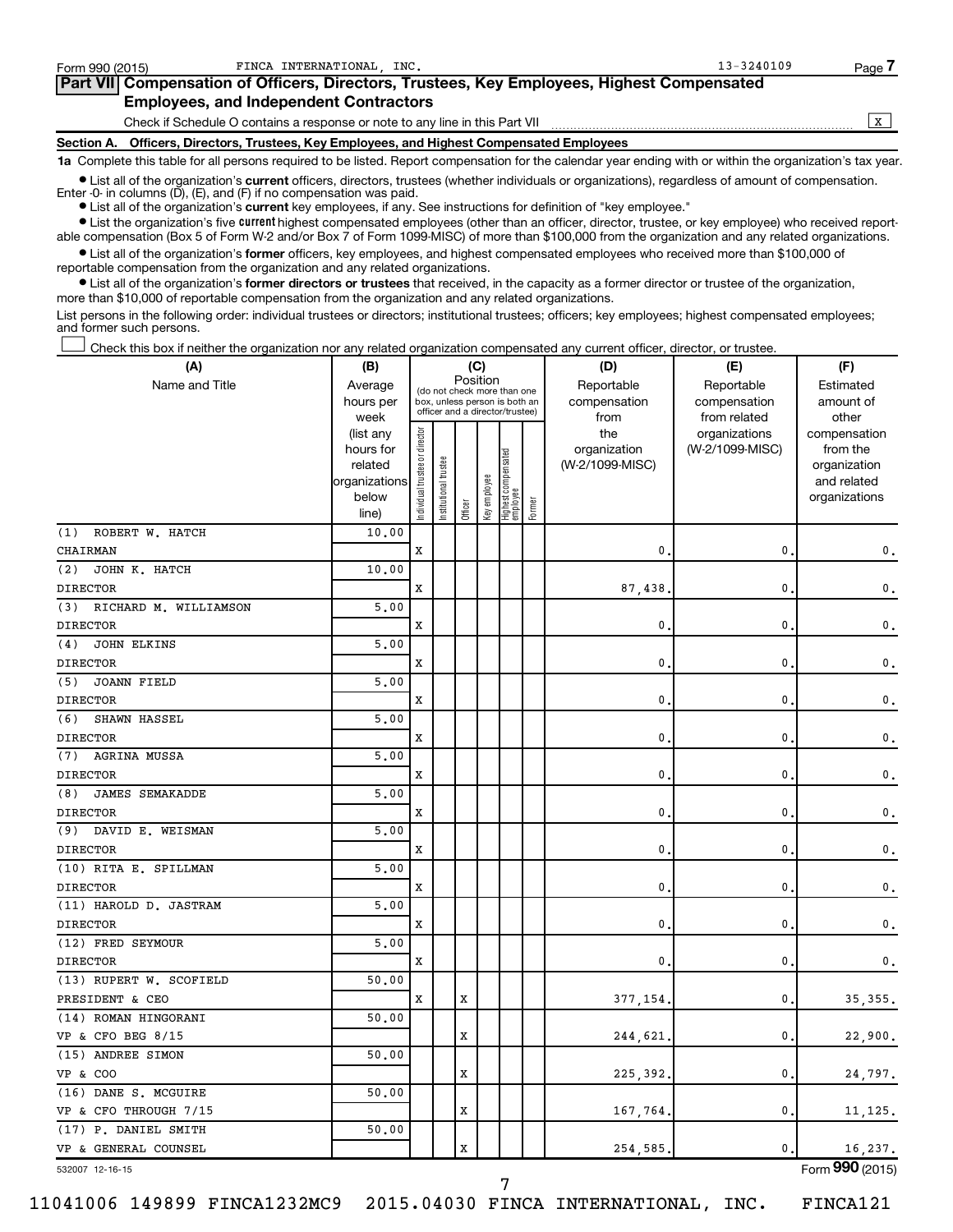Form 990 (2015) FINCA INTERNATIONAL, INC. 13-3240109

## Part VII Compensation of Officers, Directors, Trustees, Key Employees, Highest Compensated Employees, and Independent Contractors

Check if Schedule O contains a response or note to any line in this Part VII .................... X

### Section A. Officers, Directors, Trustees, Key Employees, and Highest Compensated Employees

**1a** Complete this table for all persons required to be listed. Report compensation for the calendar year ending with or within the organization's tax year.

- List all of the organization's **current** officers, directors, trustees (whether individuals or organizations), regardless of amount of compensation. Enter -0- in columns (D), (E), and (F) if no compensation was paid.
- List all of the organization's **current** key employees, if any. See instructions for definition of "key employee."
- List the organization's five **current** highest compensated employees (other than an officer, director, trustee, or key employee) who received reportable compensation (Box 5 of Form W-2 and/or Box 7 of Form 1099-MISC) of more than $100,000 from the organization and any related organizations.
- List all of the organization's **former** officers, key employees, and highest compensated employees who received more than $100,000 of reportable compensation from the organization and any related organizations.
- List all of the organization's **former directors or trustees** that received, in the capacity as a former director or trustee of the organization, more than $10,000 of reportable compensation from the organization and any related organizations.

List persons in the following order: individual trustees or directors; institutional trustees; officers; key employees; highest compensated employees; and former such persons.

☐ Check this box if neither the organization nor any related organization compensated any current officer, director, or trustee.

| (A) Name and Title | (B) Average hours per week (list any hours for related organizations below line) | (C) Position: Individual trustee or director | Institutional trustee | Officer | Key employee | Highest compensated employee | Former | (D) Reportable compensation from the organization (W-2/1099-MISC) | (E) Reportable compensation from related organizations (W-2/1099-MISC) | (F) Estimated amount of other compensation from the organization and related organizations |
|---|---|---|---|---|---|---|---|---|---|---|
| (1) ROBERT W. HATCH<br>CHAIRMAN | 10.00 | X | | | | | | 0. | 0. | 0. |
| (2) JOHN K. HATCH<br>DIRECTOR | 10.00 | X | | | | | | 87,438. | 0. | 0. |
| (3) RICHARD M. WILLIAMSON<br>DIRECTOR | 5.00 | X | | | | | | 0. | 0. | 0. |
| (4) JOHN ELKINS<br>DIRECTOR | 5.00 | X | | | | | | 0. | 0. | 0. |
| (5) JOANN FIELD<br>DIRECTOR | 5.00 | X | | | | | | 0. | 0. | 0. |
| (6) SHAWN HASSEL<br>DIRECTOR | 5.00 | X | | | | | | 0. | 0. | 0. |
| (7) AGRINA MUSSA<br>DIRECTOR | 5.00 | X | | | | | | 0. | 0. | 0. |
| (8) JAMES SEMAKADDE<br>DIRECTOR | 5.00 | X | | | | | | 0. | 0. | 0. |
| (9) DAVID E. WEISMAN<br>DIRECTOR | 5.00 | X | | | | | | 0. | 0. | 0. |
| (10) RITA E. SPILLMAN<br>DIRECTOR | 5.00 | X | | | | | | 0. | 0. | 0. |
| (11) HAROLD D. JASTRAM<br>DIRECTOR | 5.00 | X | | | | | | 0. | 0. | 0. |
| (12) FRED SEYMOUR<br>DIRECTOR | 5.00 | X | | | | | | 0. | 0. | 0. |
| (13) RUPERT W. SCOFIELD<br>PRESIDENT & CEO | 50.00 | X | | X | | | | 377,154. | 0. | 35,355. |
| (14) ROMAN HINGORANI<br>VP & CFO BEG 8/15 | 50.00 | | | X | | | | 244,621. | 0. | 22,900. |
| (15) ANDREE SIMON<br>VP & COO | 50.00 | | | X | | | | 225,392. | 0. | 24,797. |
| (16) DANE S. MCGUIRE<br>VP & CFO THROUGH 7/15 | 50.00 | | | X | | | | 167,764. | 0. | 11,125. |
| (17) P. DANIEL SMITH<br>VP & GENERAL COUNSEL | 50.00 | | | X | | | | 254,585. | 0. | 16,237. |

532007 12-16-15

Form **990** (2015)

11041006 149899 FINCA1232MC9 2015.04030 FINCA INTERNATIONAL, INC. FINCA121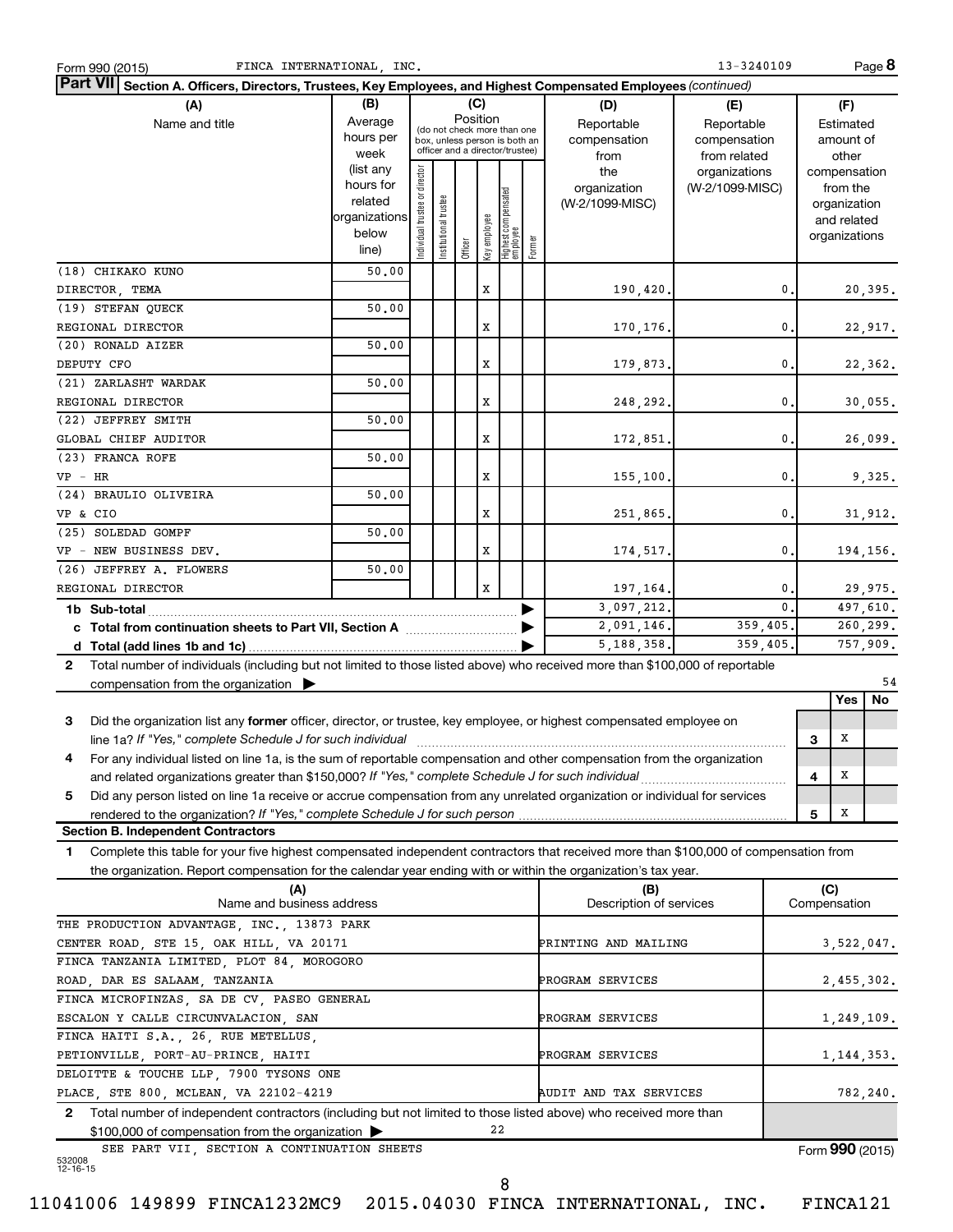Form 990 (2015) FINCA INTERNATIONAL, INC. 13-3240109 Page **8**

**Part VII** Section A. Officers, Directors, Trustees, Key Employees, and Highest Compensated Employees *(continued)*

| (A) Name and title | (B) Average hours per week (list any hours for related organizations below line) | (C) Position: Individual trustee or director | Institutional trustee | Officer | Key employee | Highest compensated employee | Former | (D) Reportable compensation from the organization (W-2/1099-MISC) | (E) Reportable compensation from related organizations (W-2/1099-MISC) | (F) Estimated amount of other compensation from the organization and related organizations |
|---|---|---|---|---|---|---|---|---|---|---|
| (18) CHIKAKO KUNO<br>DIRECTOR, TEMA | 50.00 | | | | X | | | 190,420. | 0. | 20,395. |
| (19) STEFAN QUECK<br>REGIONAL DIRECTOR | 50.00 | | | | X | | | 170,176. | 0. | 22,917. |
| (20) RONALD AIZER<br>DEPUTY CFO | 50.00 | | | | X | | | 179,873. | 0. | 22,362. |
| (21) ZARLASHT WARDAK<br>REGIONAL DIRECTOR | 50.00 | | | | X | | | 248,292. | 0. | 30,055. |
| (22) JEFFREY SMITH<br>GLOBAL CHIEF AUDITOR | 50.00 | | | | X | | | 172,851. | 0. | 26,099. |
| (23) FRANCA ROFE<br>VP - HR | 50.00 | | | | X | | | 155,100. | 0. | 9,325. |
| (24) BRAULIO OLIVEIRA<br>VP & CIO | 50.00 | | | | X | | | 251,865. | 0. | 31,912. |
| (25) SOLEDAD GOMPF<br>VP - NEW BUSINESS DEV. | 50.00 | | | | X | | | 174,517. | 0. | 194,156. |
| (26) JEFFREY A. FLOWERS<br>REGIONAL DIRECTOR | 50.00 | | | | X | | | 197,164. | 0. | 29,975. |
| **1b Sub-total** | | | | | | | | 3,097,212. | 0. | 497,610. |
| **c Total from continuation sheets to Part VII, Section A** | | | | | | | | 2,091,146. | 359,405. | 260,299. |
| **d Total (add lines 1b and 1c)** | | | | | | | | 5,188,358. | 359,405. | 757,909. |

**2** Total number of individuals (including but not limited to those listed above) who received more than $100,000 of reportable compensation from the organization ▶ 54

| | | Yes | No |
|---|---|---|---|
| **3** Did the organization list any **former** officer, director, or trustee, key employee, or highest compensated employee on line 1a? *If "Yes," complete Schedule J for such individual* | 3 | X | |
| **4** For any individual listed on line 1a, is the sum of reportable compensation and other compensation from the organization and related organizations greater than $150,000? *If "Yes," complete Schedule J for such individual* | 4 | X | |
| **5** Did any person listed on line 1a receive or accrue compensation from any unrelated organization or individual for services rendered to the organization? *If "Yes," complete Schedule J for such person* | 5 | X | |

**Section B. Independent Contractors**

**1** Complete this table for your five highest compensated independent contractors that received more than $100,000 of compensation from the organization. Report compensation for the calendar year ending with or within the organization's tax year.

| (A) Name and business address | (B) Description of services | (C) Compensation |
|---|---|---|
| THE PRODUCTION ADVANTAGE, INC., 13873 PARK CENTER ROAD, STE 15, OAK HILL, VA 20171 | PRINTING AND MAILING | 3,522,047. |
| FINCA TANZANIA LIMITED, PLOT 84, MOROGORO ROAD, DAR ES SALAAM, TANZANIA | PROGRAM SERVICES | 2,455,302. |
| FINCA MICROFINZAS, SA DE CV, PASEO GENERAL ESCALON Y CALLE CIRCUNVALACION, SAN | PROGRAM SERVICES | 1,249,109. |
| FINCA HAITI S.A., 26, RUE METELLUS, PETIONVILLE, PORT-AU-PRINCE, HAITI | PROGRAM SERVICES | 1,144,353. |
| DELOITTE & TOUCHE LLP, 7900 TYSONS ONE PLACE, STE 800, MCLEAN, VA 22102-4219 | AUDIT AND TAX SERVICES | 782,240. |

**2** Total number of independent contractors (including but not limited to those listed above) who received more than $100,000 of compensation from the organization ▶ 22

SEE PART VII, SECTION A CONTINUATION SHEETS

Form **990** (2015)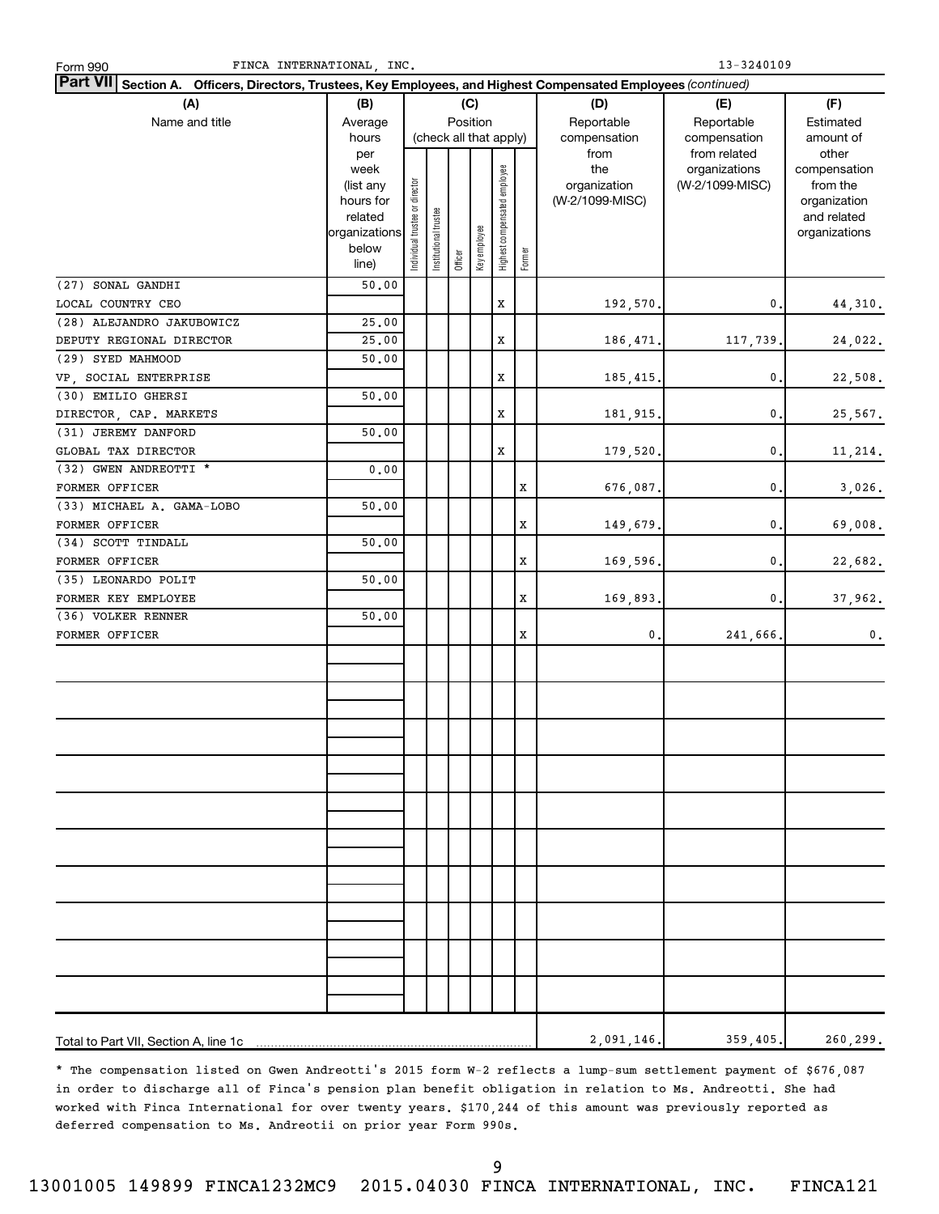Form 990 FINCA INTERNATIONAL, INC. 13-3240109

**Part VII Section A. Officers, Directors, Trustees, Key Employees, and Highest Compensated Employees** *(continued)*

| (A) Name and title | (B) Average hours per week (list any hours for related organizations below line) | (C) Individual trustee or director | Institutional trustee | Officer | Key employee | Highest compensated employee | Former | (D) Reportable compensation from the organization (W-2/1099-MISC) | (E) Reportable compensation from related organizations (W-2/1099-MISC) | (F) Estimated amount of other compensation from the organization and related organizations |
|---|---|---|---|---|---|---|---|---|---|---|
| (27) SONAL GANDHI<br>LOCAL COUNTRY CEO | 50.00 | | | | | X | | 192,570. | 0. | 44,310. |
| (28) ALEJANDRO JAKUBOWICZ<br>DEPUTY REGIONAL DIRECTOR | 25.00<br>25.00 | | | | | X | | 186,471. | 117,739. | 24,022. |
| (29) SYED MAHMOOD<br>VP, SOCIAL ENTERPRISE | 50.00 | | | | | X | | 185,415. | 0. | 22,508. |
| (30) EMILIO GHERSI<br>DIRECTOR, CAP. MARKETS | 50.00 | | | | | X | | 181,915. | 0. | 25,567. |
| (31) JEREMY DANFORD<br>GLOBAL TAX DIRECTOR | 50.00 | | | | | X | | 179,520. | 0. | 11,214. |
| (32) GWEN ANDREOTTI *<br>FORMER OFFICER | 0.00 | | | | | | X | 676,087. | 0. | 3,026. |
| (33) MICHAEL A. GAMA-LOBO<br>FORMER OFFICER | 50.00 | | | | | | X | 149,679. | 0. | 69,008. |
| (34) SCOTT TINDALL<br>FORMER OFFICER | 50.00 | | | | | | X | 169,596. | 0. | 22,682. |
| (35) LEONARDO POLIT<br>FORMER KEY EMPLOYEE | 50.00 | | | | | | X | 169,893. | 0. | 37,962. |
| (36) VOLKER RENNER<br>FORMER OFFICER | 50.00 | | | | | | X | 0. | 241,666. | 0. |
| Total to Part VII, Section A, line 1c | | | | | | | | 2,091,146. | 359,405. | 260,299. |

* The compensation listed on Gwen Andreotti's 2015 form W-2 reflects a lump-sum settlement payment of $676,087 in order to discharge all of Finca's pension plan benefit obligation in relation to Ms. Andreotti. She had worked with Finca International for over twenty years. $170,244 of this amount was previously reported as deferred compensation to Ms. Andreotii on prior year Form 990s.

13001005 149899 FINCA1232MC9 2015.04030 FINCA INTERNATIONAL, INC. FINCA121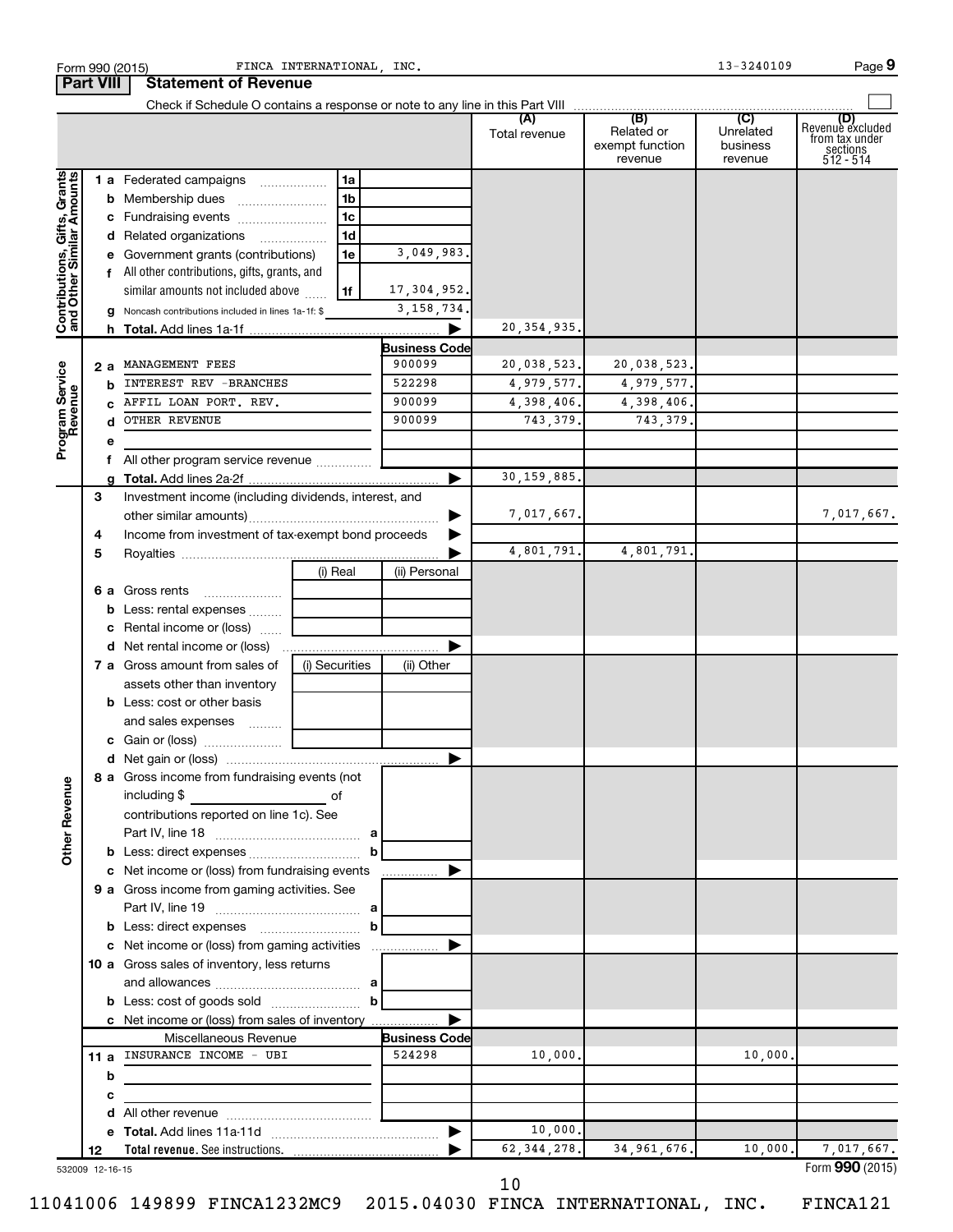Form 990 (2015) FINCA INTERNATIONAL, INC. 13-3240109 Page 9

## Part VIII Statement of Revenue

Check if Schedule O contains a response or note to any line in this Part VIII

| | | | | (A) Total revenue | (B) Related or exempt function revenue | (C) Unrelated business revenue | (D) Revenue excluded from tax under sections 512 - 514 |
|---|---|---|---|---|---|---|---|
| **Contributions, Gifts, Grants and Other Similar Amounts** | 1a Federated campaigns | 1a | | | | | |
| | b Membership dues | 1b | | | | | |
| | c Fundraising events | 1c | | | | | |
| | d Related organizations | 1d | | | | | |
| | e Government grants (contributions) | 1e | 3,049,983. | | | | |
| | f All other contributions, gifts, grants, and similar amounts not included above | 1f | 17,304,952. | | | | |
| | g Noncash contributions included in lines 1a-1f: $ | | 3,158,734. | | | | |
| | h **Total.** Add lines 1a-1f | | ▶ | 20,354,935. | | | |
| **Program Service Revenue** | | | **Business Code** | | | | |
| | 2a MANAGEMENT FEES | | 900099 | 20,038,523. | 20,038,523. | | |
| | b INTEREST REV -BRANCHES | | 522298 | 4,979,577. | 4,979,577. | | |
| | c AFFIL LOAN PORT. REV. | | 900099 | 4,398,406. | 4,398,406. | | |
| | d OTHER REVENUE | | 900099 | 743,379. | 743,379. | | |
| | e | | | | | | |
| | f All other program service revenue | | | | | | |
| | g **Total.** Add lines 2a-2f | | ▶ | 30,159,885. | | | |
| **Other Revenue** | 3 Investment income (including dividends, interest, and other similar amounts) | | ▶ | 7,017,667. | | | 7,017,667. |
| | 4 Income from investment of tax-exempt bond proceeds | | ▶ | | | | |
| | 5 Royalties | | ▶ | 4,801,791. | 4,801,791. | | |
| | | (i) Real | (ii) Personal | | | | |
| | 6a Gross rents | | | | | | |
| | b Less: rental expenses | | | | | | |
| | c Rental income or (loss) | | | | | | |
| | d Net rental income or (loss) | | ▶ | | | | |
| | | (i) Securities | (ii) Other | | | | |
| | 7a Gross amount from sales of assets other than inventory | | | | | | |
| | b Less: cost or other basis and sales expenses | | | | | | |
| | c Gain or (loss) | | | | | | |
| | d Net gain or (loss) | | ▶ | | | | |
| | 8a Gross income from fundraising events (not including $ of contributions reported on line 1c). See Part IV, line 18 | a | | | | | |
| | b Less: direct expenses | b | | | | | |
| | c Net income or (loss) from fundraising events | | ▶ | | | | |
| | 9a Gross income from gaming activities. See Part IV, line 19 | a | | | | | |
| | b Less: direct expenses | b | | | | | |
| | c Net income or (loss) from gaming activities | | ▶ | | | | |
| | 10a Gross sales of inventory, less returns and allowances | a | | | | | |
| | b Less: cost of goods sold | b | | | | | |
| | c Net income or (loss) from sales of inventory | | ▶ | | | | |
| | Miscellaneous Revenue | | **Business Code** | | | | |
| | 11a INSURANCE INCOME - UBI | | 524298 | 10,000. | | 10,000. | |
| | b | | | | | | |
| | c | | | | | | |
| | d All other revenue | | | | | | |
| | e **Total.** Add lines 11a-11d | | ▶ | 10,000. | | | |
| | 12 **Total revenue.** See instructions. | | ▶ | 62,344,278. | 34,961,676. | 10,000. | 7,017,667. |

532009 12-16-15 Form **990** (2015)

11041006 149899 FINCA1232MC9 2015.04030 FINCA INTERNATIONAL, INC. FINCA121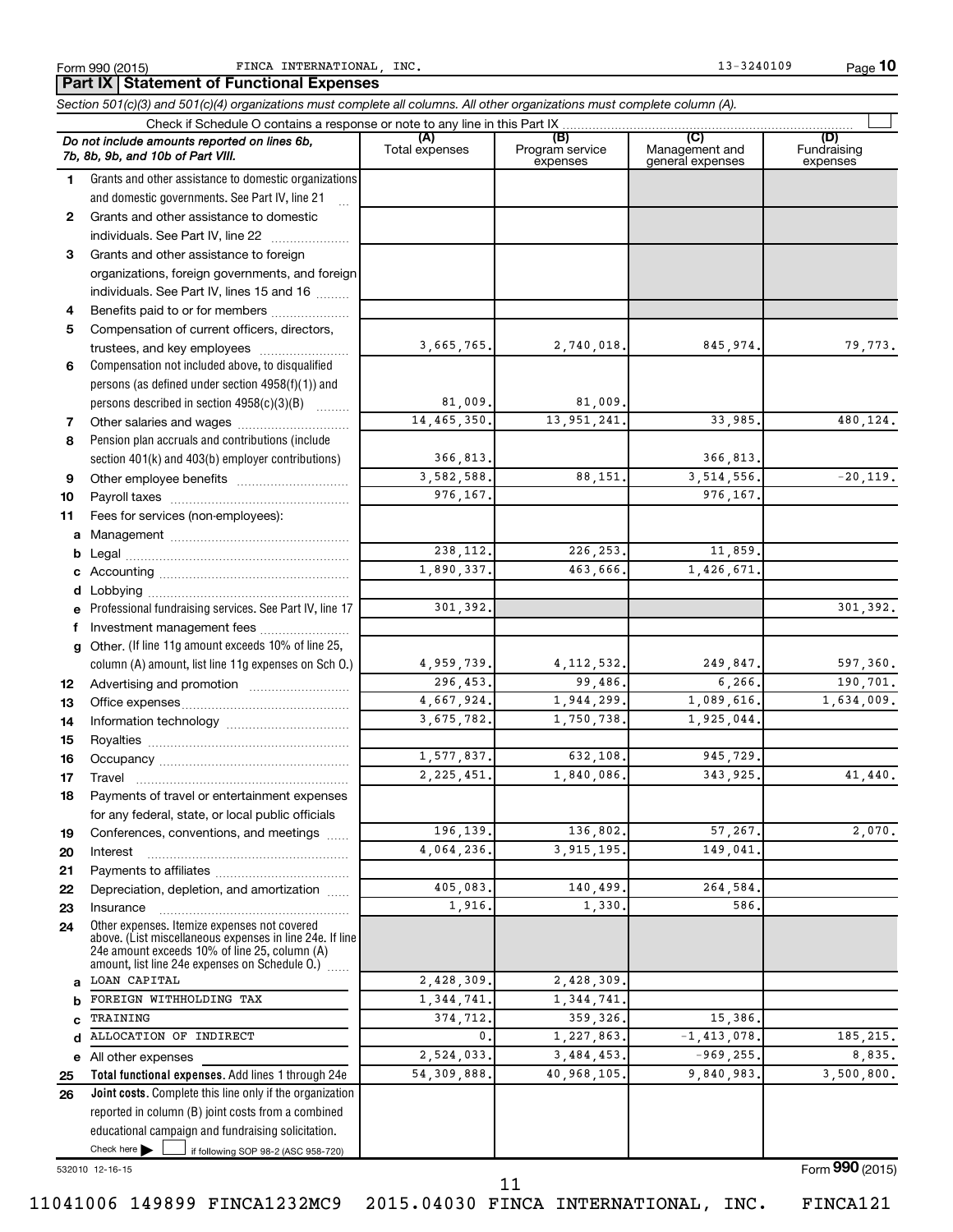Form 990 (2015) FINCA INTERNATIONAL, INC. 13-3240109 Page 10

## Part IX Statement of Functional Expenses

*Section 501(c)(3) and 501(c)(4) organizations must complete all columns. All other organizations must complete column (A).*

Check if Schedule O contains a response or note to any line in this Part IX

| | *Do not include amounts reported on lines 6b, 7b, 8b, 9b, and 10b of Part VIII.* | (A) Total expenses | (B) Program service expenses | (C) Management and general expenses | (D) Fundraising expenses |
|---|---|---|---|---|---|
| 1 | Grants and other assistance to domestic organizations and domestic governments. See Part IV, line 21 | | | | |
| 2 | Grants and other assistance to domestic individuals. See Part IV, line 22 | | | | |
| 3 | Grants and other assistance to foreign organizations, foreign governments, and foreign individuals. See Part IV, lines 15 and 16 | | | | |
| 4 | Benefits paid to or for members | | | | |
| 5 | Compensation of current officers, directors, trustees, and key employees | 3,665,765. | 2,740,018. | 845,974. | 79,773. |
| 6 | Compensation not included above, to disqualified persons (as defined under section 4958(f)(1)) and persons described in section 4958(c)(3)(B) | 81,009. | 81,009. | | |
| 7 | Other salaries and wages | 14,465,350. | 13,951,241. | 33,985. | 480,124. |
| 8 | Pension plan accruals and contributions (include section 401(k) and 403(b) employer contributions) | 366,813. | | 366,813. | |
| 9 | Other employee benefits | 3,582,588. | 88,151. | 3,514,556. | -20,119. |
| 10 | Payroll taxes | 976,167. | | 976,167. | |
| 11 | Fees for services (non-employees): | | | | |
| a | Management | | | | |
| b | Legal | 238,112. | 226,253. | 11,859. | |
| c | Accounting | 1,890,337. | 463,666. | 1,426,671. | |
| d | Lobbying | | | | |
| e | Professional fundraising services. See Part IV, line 17 | 301,392. | | | 301,392. |
| f | Investment management fees | | | | |
| g | Other. (If line 11g amount exceeds 10% of line 25, column (A) amount, list line 11g expenses on Sch O.) | 4,959,739. | 4,112,532. | 249,847. | 597,360. |
| 12 | Advertising and promotion | 296,453. | 99,486. | 6,266. | 190,701. |
| 13 | Office expenses | 4,667,924. | 1,944,299. | 1,089,616. | 1,634,009. |
| 14 | Information technology | 3,675,782. | 1,750,738. | 1,925,044. | |
| 15 | Royalties | | | | |
| 16 | Occupancy | 1,577,837. | 632,108. | 945,729. | |
| 17 | Travel | 2,225,451. | 1,840,086. | 343,925. | 41,440. |
| 18 | Payments of travel or entertainment expenses for any federal, state, or local public officials | | | | |
| 19 | Conferences, conventions, and meetings | 196,139. | 136,802. | 57,267. | 2,070. |
| 20 | Interest | 4,064,236. | 3,915,195. | 149,041. | |
| 21 | Payments to affiliates | | | | |
| 22 | Depreciation, depletion, and amortization | 405,083. | 140,499. | 264,584. | |
| 23 | Insurance | 1,916. | 1,330. | 586. | |
| 24 | Other expenses. Itemize expenses not covered above. (List miscellaneous expenses in line 24e. If line 24e amount exceeds 10% of line 25, column (A) amount, list line 24e expenses on Schedule O.) | | | | |
| a | LOAN CAPITAL | 2,428,309. | 2,428,309. | | |
| b | FOREIGN WITHHOLDING TAX | 1,344,741. | 1,344,741. | | |
| c | TRAINING | 374,712. | 359,326. | 15,386. | |
| d | ALLOCATION OF INDIRECT | 0. | 1,227,863. | -1,413,078. | 185,215. |
| e | All other expenses | 2,524,033. | 3,484,453. | -969,255. | 8,835. |
| 25 | **Total functional expenses.** Add lines 1 through 24e | 54,309,888. | 40,968,105. | 9,840,983. | 3,500,800. |
| 26 | **Joint costs.** Complete this line only if the organization reported in column (B) joint costs from a combined educational campaign and fundraising solicitation. Check here ☐ if following SOP 98-2 (ASC 958-720) | | | | |

532010 12-16-15

Form **990** (2015)

11041006 149899 FINCA1232MC9 2015.04030 FINCA INTERNATIONAL, INC. FINCA121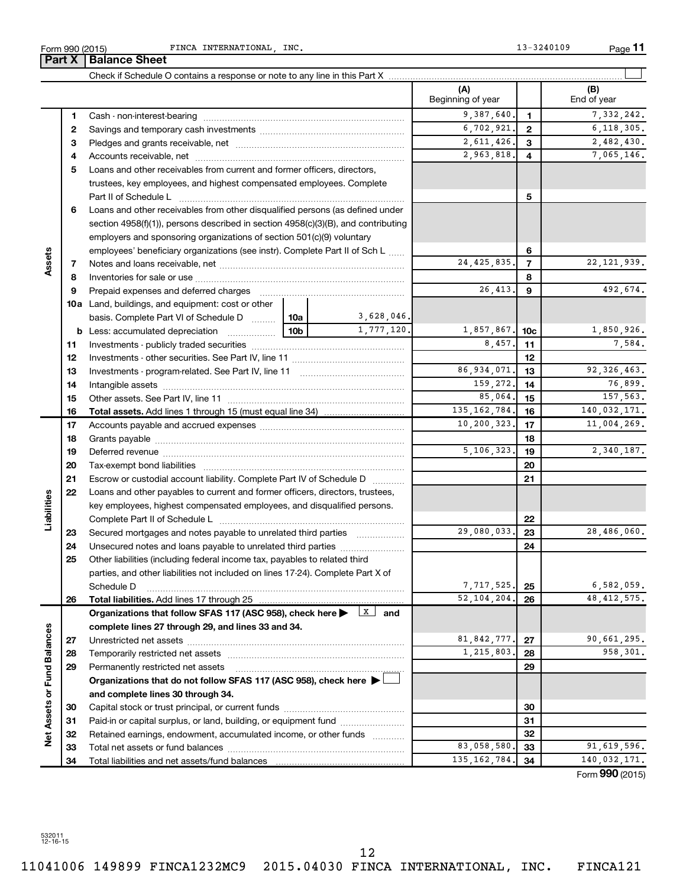Form 990 (2015) FINCA INTERNATIONAL, INC. 13-3240109

## Part X | Balance Sheet

Check if Schedule O contains a response or note to any line in this Part X ☐

| | | | (A) Beginning of year | | (B) End of year |
|---|---|---|---|---|---|
| **Assets** | 1 | Cash - non-interest-bearing | 9,387,640. | 1 | 7,332,242. |
| | 2 | Savings and temporary cash investments | 6,702,921. | 2 | 6,118,305. |
| | 3 | Pledges and grants receivable, net | 2,611,426. | 3 | 2,482,430. |
| | 4 | Accounts receivable, net | 2,963,818. | 4 | 7,065,146. |
| | 5 | Loans and other receivables from current and former officers, directors, trustees, key employees, and highest compensated employees. Complete Part II of Schedule L | | 5 | |
| | 6 | Loans and other receivables from other disqualified persons (as defined under section 4958(f)(1)), persons described in section 4958(c)(3)(B), and contributing employers and sponsoring organizations of section 501(c)(9) voluntary employees' beneficiary organizations (see instr). Complete Part II of Sch L | | 6 | |
| | 7 | Notes and loans receivable, net | 24,425,835. | 7 | 22,121,939. |
| | 8 | Inventories for sale or use | | 8 | |
| | 9 | Prepaid expenses and deferred charges | 26,413. | 9 | 492,674. |
| | 10a | Land, buildings, and equipment: cost or other basis. Complete Part VI of Schedule D — 10a: 3,628,046. | | | |
| | b | Less: accumulated depreciation — 10b: 1,777,120. | 1,857,867. | 10c | 1,850,926. |
| | 11 | Investments - publicly traded securities | 8,457. | 11 | 7,584. |
| | 12 | Investments - other securities. See Part IV, line 11 | | 12 | |
| | 13 | Investments - program-related. See Part IV, line 11 | 86,934,071. | 13 | 92,326,463. |
| | 14 | Intangible assets | 159,272. | 14 | 76,899. |
| | 15 | Other assets. See Part IV, line 11 | 85,064. | 15 | 157,563. |
| | 16 | **Total assets.** Add lines 1 through 15 (must equal line 34) | 135,162,784. | 16 | 140,032,171. |
| **Liabilities** | 17 | Accounts payable and accrued expenses | 10,200,323. | 17 | 11,004,269. |
| | 18 | Grants payable | | 18 | |
| | 19 | Deferred revenue | 5,106,323. | 19 | 2,340,187. |
| | 20 | Tax-exempt bond liabilities | | 20 | |
| | 21 | Escrow or custodial account liability. Complete Part IV of Schedule D | | 21 | |
| | 22 | Loans and other payables to current and former officers, directors, trustees, key employees, highest compensated employees, and disqualified persons. Complete Part II of Schedule L | | 22 | |
| | 23 | Secured mortgages and notes payable to unrelated third parties | 29,080,033. | 23 | 28,486,060. |
| | 24 | Unsecured notes and loans payable to unrelated third parties | | 24 | |
| | 25 | Other liabilities (including federal income tax, payables to related third parties, and other liabilities not included on lines 17-24). Complete Part X of Schedule D | 7,717,525. | 25 | 6,582,059. |
| | 26 | **Total liabilities.** Add lines 17 through 25 | 52,104,204. | 26 | 48,412,575. |
| **Net Assets or Fund Balances** | | **Organizations that follow SFAS 117 (ASC 958), check here ▶ ☒ and complete lines 27 through 29, and lines 33 and 34.** | | | |
| | 27 | Unrestricted net assets | 81,842,777. | 27 | 90,661,295. |
| | 28 | Temporarily restricted net assets | 1,215,803. | 28 | 958,301. |
| | 29 | Permanently restricted net assets | | 29 | |
| | | **Organizations that do not follow SFAS 117 (ASC 958), check here ▶ ☐ and complete lines 30 through 34.** | | | |
| | 30 | Capital stock or trust principal, or current funds | | 30 | |
| | 31 | Paid-in or capital surplus, or land, building, or equipment fund | | 31 | |
| | 32 | Retained earnings, endowment, accumulated income, or other funds | | 32 | |
| | 33 | Total net assets or fund balances | 83,058,580. | 33 | 91,619,596. |
| | 34 | Total liabilities and net assets/fund balances | 135,162,784. | 34 | 140,032,171. |

Form **990** (2015)

532011 12-16-15

11041006 149899 FINCA1232MC9 2015.04030 FINCA INTERNATIONAL, INC. FINCA121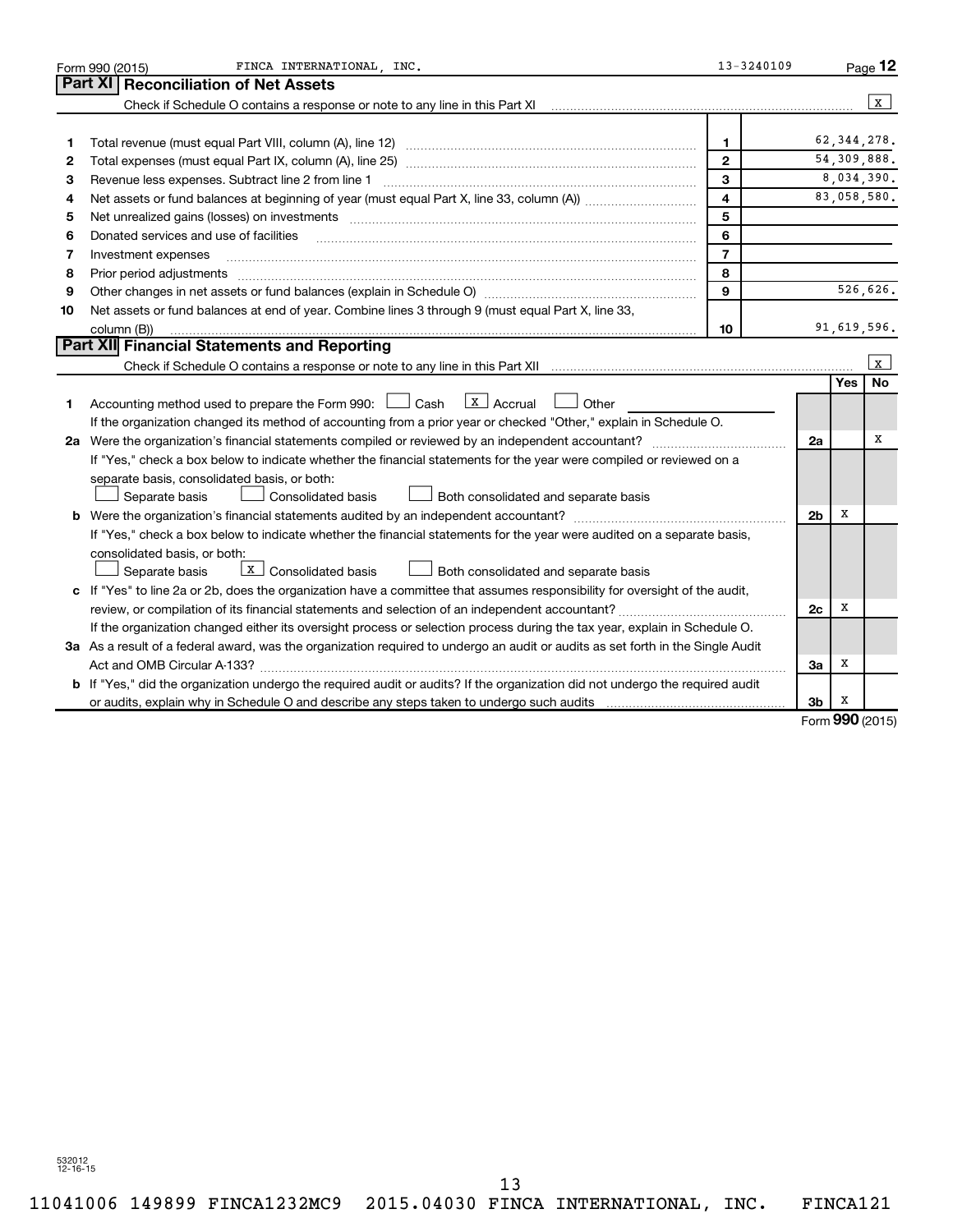Form 990 (2015) FINCA INTERNATIONAL, INC. 13-3240109 Page 12

## Part XI Reconciliation of Net Assets

Check if Schedule O contains a response or note to any line in this Part XI [X]

| | | | |
|---|---|---|---|
| 1 | Total revenue (must equal Part VIII, column (A), line 12) | 1 | 62,344,278. |
| 2 | Total expenses (must equal Part IX, column (A), line 25) | 2 | 54,309,888. |
| 3 | Revenue less expenses. Subtract line 2 from line 1 | 3 | 8,034,390. |
| 4 | Net assets or fund balances at beginning of year (must equal Part X, line 33, column (A)) | 4 | 83,058,580. |
| 5 | Net unrealized gains (losses) on investments | 5 | |
| 6 | Donated services and use of facilities | 6 | |
| 7 | Investment expenses | 7 | |
| 8 | Prior period adjustments | 8 | |
| 9 | Other changes in net assets or fund balances (explain in Schedule O) | 9 | 526,626. |
| 10 | Net assets or fund balances at end of year. Combine lines 3 through 9 (must equal Part X, line 33, column (B)) | 10 | 91,619,596. |

## Part XII Financial Statements and Reporting

Check if Schedule O contains a response or note to any line in this Part XII [X]

| | | | Yes | No |
|---|---|---|---|---|
| 1 | Accounting method used to prepare the Form 990: [ ] Cash [X] Accrual [ ] Other<br>If the organization changed its method of accounting from a prior year or checked "Other," explain in Schedule O. | | | |
| 2a | Were the organization's financial statements compiled or reviewed by an independent accountant?<br>If "Yes," check a box below to indicate whether the financial statements for the year were compiled or reviewed on a separate basis, consolidated basis, or both:<br>[ ] Separate basis [ ] Consolidated basis [ ] Both consolidated and separate basis | 2a | | X |
| b | Were the organization's financial statements audited by an independent accountant?<br>If "Yes," check a box below to indicate whether the financial statements for the year were audited on a separate basis, consolidated basis, or both:<br>[ ] Separate basis [X] Consolidated basis [ ] Both consolidated and separate basis | 2b | X | |
| c | If "Yes" to line 2a or 2b, does the organization have a committee that assumes responsibility for oversight of the audit, review, or compilation of its financial statements and selection of an independent accountant?<br>If the organization changed either its oversight process or selection process during the tax year, explain in Schedule O. | 2c | X | |
| 3a | As a result of a federal award, was the organization required to undergo an audit or audits as set forth in the Single Audit Act and OMB Circular A-133? | 3a | X | |
| b | If "Yes," did the organization undergo the required audit or audits? If the organization did not undergo the required audit or audits, explain why in Schedule O and describe any steps taken to undergo such audits | 3b | X | |

Form 990 (2015)

532012 12-16-15

11041006 149899 FINCA1232MC9 2015.04030 FINCA INTERNATIONAL, INC. FINCA121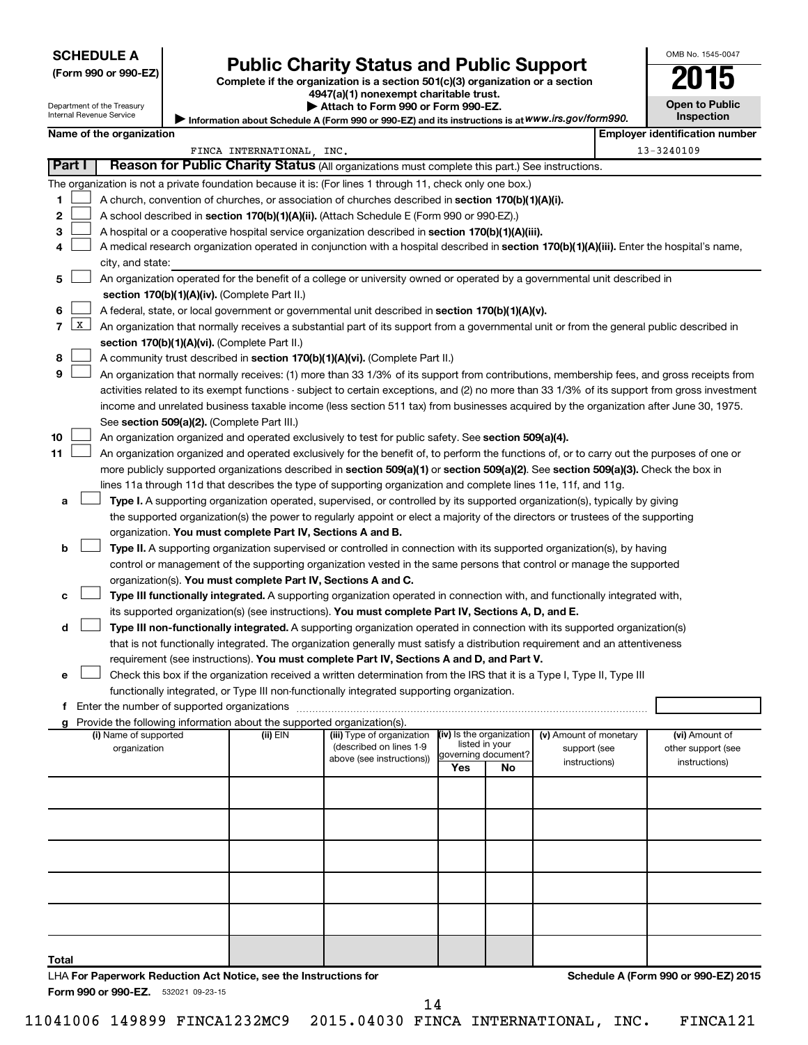**SCHEDULE A**
**(Form 990 or 990-EZ)**

Department of the Treasury
Internal Revenue Service

# Public Charity Status and Public Support

**Complete if the organization is a section 501(c)(3) organization or a section 4947(a)(1) nonexempt charitable trust.**
**▶ Attach to Form 990 or Form 990-EZ.**
▶ Information about Schedule A (Form 990 or 990-EZ) and its instructions is at www.irs.gov/form990.

OMB No. 1545-0047
**2015**
**Open to Public Inspection**

**Name of the organization**: FINCA INTERNATIONAL, INC.
**Employer identification number**: 13-3240109

## Part I — Reason for Public Charity Status (All organizations must complete this part.) See instructions.

The organization is not a private foundation because it is: (For lines 1 through 11, check only one box.)

1. [ ] A church, convention of churches, or association of churches described in **section 170(b)(1)(A)(i).**
2. [ ] A school described in **section 170(b)(1)(A)(ii).** (Attach Schedule E (Form 990 or 990-EZ).)
3. [ ] A hospital or a cooperative hospital service organization described in **section 170(b)(1)(A)(iii).**
4. [ ] A medical research organization operated in conjunction with a hospital described in **section 170(b)(1)(A)(iii).** Enter the hospital's name, city, and state:
5. [ ] An organization operated for the benefit of a college or university owned or operated by a governmental unit described in **section 170(b)(1)(A)(iv).** (Complete Part II.)
6. [ ] A federal, state, or local government or governmental unit described in **section 170(b)(1)(A)(v).**
7. [X] An organization that normally receives a substantial part of its support from a governmental unit or from the general public described in **section 170(b)(1)(A)(vi).** (Complete Part II.)
8. [ ] A community trust described in **section 170(b)(1)(A)(vi).** (Complete Part II.)
9. [ ] An organization that normally receives: (1) more than 33 1/3% of its support from contributions, membership fees, and gross receipts from activities related to its exempt functions - subject to certain exceptions, and (2) no more than 33 1/3% of its support from gross investment income and unrelated business taxable income (less section 511 tax) from businesses acquired by the organization after June 30, 1975. See **section 509(a)(2).** (Complete Part III.)
10. [ ] An organization organized and operated exclusively to test for public safety. See **section 509(a)(4).**
11. [ ] An organization organized and operated exclusively for the benefit of, to perform the functions of, or to carry out the purposes of one or more publicly supported organizations described in **section 509(a)(1)** or **section 509(a)(2).** See **section 509(a)(3).** Check the box in lines 11a through 11d that describes the type of supporting organization and complete lines 11e, 11f, and 11g.
   - **a** [ ] **Type I.** A supporting organization operated, supervised, or controlled by its supported organization(s), typically by giving the supported organization(s) the power to regularly appoint or elect a majority of the directors or trustees of the supporting organization. **You must complete Part IV, Sections A and B.**
   - **b** [ ] **Type II.** A supporting organization supervised or controlled in connection with its supported organization(s), by having control or management of the supporting organization vested in the same persons that control or manage the supported organization(s). **You must complete Part IV, Sections A and C.**
   - **c** [ ] **Type III functionally integrated.** A supporting organization operated in connection with, and functionally integrated with, its supported organization(s) (see instructions). **You must complete Part IV, Sections A, D, and E.**
   - **d** [ ] **Type III non-functionally integrated.** A supporting organization operated in connection with its supported organization(s) that is not functionally integrated. The organization generally must satisfy a distribution requirement and an attentiveness requirement (see instructions). **You must complete Part IV, Sections A and D, and Part V.**
   - **e** [ ] Check this box if the organization received a written determination from the IRS that it is a Type I, Type II, Type III functionally integrated, or Type III non-functionally integrated supporting organization.
   - **f** Enter the number of supported organizations
   - **g** Provide the following information about the supported organization(s).

| (i) Name of supported organization | (ii) EIN | (iii) Type of organization (described on lines 1-9 above (see instructions)) | (iv) Is the organization listed in your governing document? Yes | No | (v) Amount of monetary support (see instructions) | (vi) Amount of other support (see instructions) |
|---|---|---|---|---|---|---|
| | | | | | | |
| | | | | | | |
| | | | | | | |
| | | | | | | |
| | | | | | | |
| **Total** | | | | | | |

LHA **For Paperwork Reduction Act Notice, see the Instructions for Form 990 or 990-EZ.** 532021 09-23-15

**Schedule A (Form 990 or 990-EZ) 2015**

11041006 149899 FINCA1232MC9 2015.04030 FINCA INTERNATIONAL, INC. FINCA121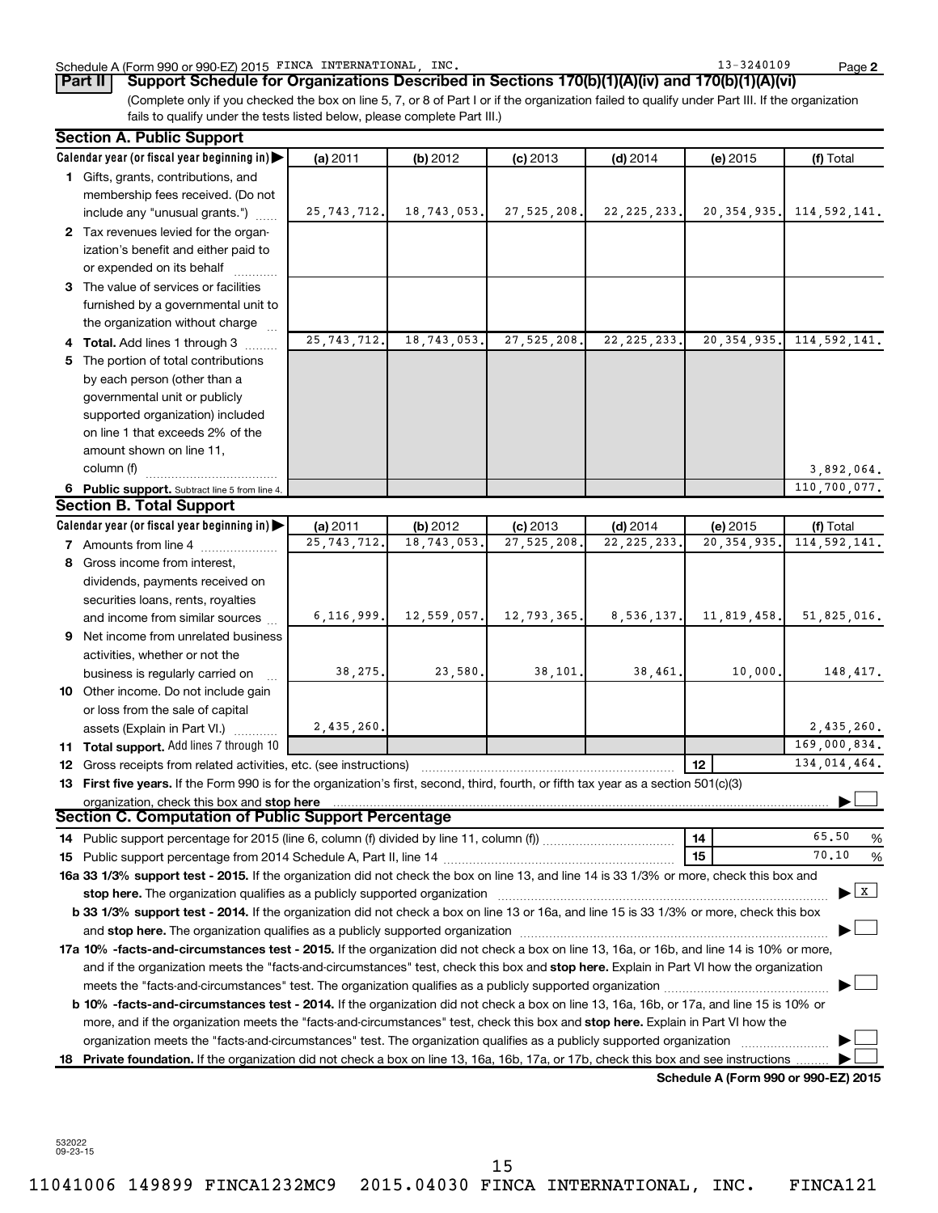Schedule A (Form 990 or 990-EZ) 2015 FINCA INTERNATIONAL, INC. 13-3240109 Page 2

## Part II Support Schedule for Organizations Described in Sections 170(b)(1)(A)(iv) and 170(b)(1)(A)(vi)

(Complete only if you checked the box on line 5, 7, or 8 of Part I or if the organization failed to qualify under Part III. If the organization fails to qualify under the tests listed below, please complete Part III.)

### Section A. Public Support

| Calendar year (or fiscal year beginning in) ▶ | (a) 2011 | (b) 2012 | (c) 2013 | (d) 2014 | (e) 2015 | (f) Total |
|---|---|---|---|---|---|---|
| **1** Gifts, grants, contributions, and membership fees received. (Do not include any "unusual grants.") | 25,743,712. | 18,743,053. | 27,525,208. | 22,225,233. | 20,354,935. | 114,592,141. |
| **2** Tax revenues levied for the organization's benefit and either paid to or expended on its behalf | | | | | | |
| **3** The value of services or facilities furnished by a governmental unit to the organization without charge | | | | | | |
| **4 Total.** Add lines 1 through 3 | 25,743,712. | 18,743,053. | 27,525,208. | 22,225,233. | 20,354,935. | 114,592,141. |
| **5** The portion of total contributions by each person (other than a governmental unit or publicly supported organization) included on line 1 that exceeds 2% of the amount shown on line 11, column (f) | | | | | | 3,892,064. |
| **6 Public support.** Subtract line 5 from line 4. | | | | | | 110,700,077. |

### Section B. Total Support

| Calendar year (or fiscal year beginning in) ▶ | (a) 2011 | (b) 2012 | (c) 2013 | (d) 2014 | (e) 2015 | (f) Total |
|---|---|---|---|---|---|---|
| **7** Amounts from line 4 | 25,743,712. | 18,743,053. | 27,525,208. | 22,225,233. | 20,354,935. | 114,592,141. |
| **8** Gross income from interest, dividends, payments received on securities loans, rents, royalties and income from similar sources | 6,116,999. | 12,559,057. | 12,793,365. | 8,536,137. | 11,819,458. | 51,825,016. |
| **9** Net income from unrelated business activities, whether or not the business is regularly carried on | 38,275. | 23,580. | 38,101. | 38,461. | 10,000. | 148,417. |
| **10** Other income. Do not include gain or loss from the sale of capital assets (Explain in Part VI.) | 2,435,260. | | | | | 2,435,260. |
| **11 Total support.** Add lines 7 through 10 | | | | | | 169,000,834. |

**12** Gross receipts from related activities, etc. (see instructions) **12** 134,014,464.

**13 First five years.** If the Form 990 is for the organization's first, second, third, fourth, or fifth tax year as a section 501(c)(3) organization, check this box and **stop here** ▶ ☐

### Section C. Computation of Public Support Percentage

**14** Public support percentage for 2015 (line 6, column (f) divided by line 11, column (f)) **14** 65.50 %

**15** Public support percentage from 2014 Schedule A, Part II, line 14 **15** 70.10 %

**16a 33 1/3% support test - 2015.** If the organization did not check the box on line 13, and line 14 is 33 1/3% or more, check this box and **stop here.** The organization qualifies as a publicly supported organization ▶ ☒

**b 33 1/3% support test - 2014.** If the organization did not check a box on line 13 or 16a, and line 15 is 33 1/3% or more, check this box and **stop here.** The organization qualifies as a publicly supported organization ▶ ☐

**17a 10% -facts-and-circumstances test - 2015.** If the organization did not check a box on line 13, 16a, or 16b, and line 14 is 10% or more, and if the organization meets the "facts-and-circumstances" test, check this box and **stop here.** Explain in Part VI how the organization meets the "facts-and-circumstances" test. The organization qualifies as a publicly supported organization ▶ ☐

**b 10% -facts-and-circumstances test - 2014.** If the organization did not check a box on line 13, 16a, 16b, or 17a, and line 15 is 10% or more, and if the organization meets the "facts-and-circumstances" test, check this box and **stop here.** Explain in Part VI how the organization meets the "facts-and-circumstances" test. The organization qualifies as a publicly supported organization ▶ ☐

**18 Private foundation.** If the organization did not check a box on line 13, 16a, 16b, 17a, or 17b, check this box and see instructions ▶ ☐

**Schedule A (Form 990 or 990-EZ) 2015**

532022 09-23-15

11041006 149899 FINCA1232MC9 2015.04030 FINCA INTERNATIONAL, INC. FINCA121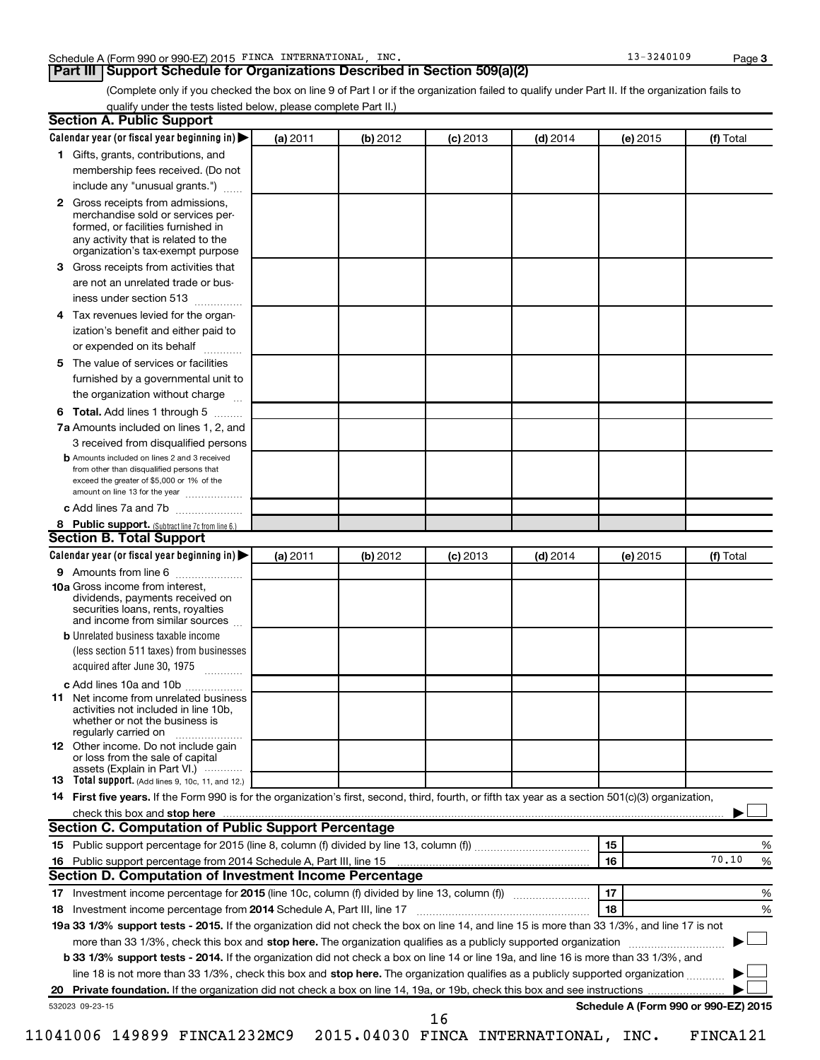Schedule A (Form 990 or 990-EZ) 2015 FINCA INTERNATIONAL, INC. 13-3240109 Page 3

## Part III Support Schedule for Organizations Described in Section 509(a)(2)

(Complete only if you checked the box on line 9 of Part I or if the organization failed to qualify under Part II. If the organization fails to qualify under the tests listed below, please complete Part II.)

### Section A. Public Support

| Calendar year (or fiscal year beginning in) ▶ | (a) 2011 | (b) 2012 | (c) 2013 | (d) 2014 | (e) 2015 | (f) Total |
|---|---|---|---|---|---|---|
| **1** Gifts, grants, contributions, and membership fees received. (Do not include any "unusual grants.") | | | | | | |
| **2** Gross receipts from admissions, merchandise sold or services performed, or facilities furnished in any activity that is related to the organization's tax-exempt purpose | | | | | | |
| **3** Gross receipts from activities that are not an unrelated trade or business under section 513 | | | | | | |
| **4** Tax revenues levied for the organization's benefit and either paid to or expended on its behalf | | | | | | |
| **5** The value of services or facilities furnished by a governmental unit to the organization without charge | | | | | | |
| **6 Total.** Add lines 1 through 5 | | | | | | |
| **7a** Amounts included on lines 1, 2, and 3 received from disqualified persons | | | | | | |
| **b** Amounts included on lines 2 and 3 received from other than disqualified persons that exceed the greater of $5,000 or 1% of the amount on line 13 for the year | | | | | | |
| **c** Add lines 7a and 7b | | | | | | |
| **8 Public support.** (Subtract line 7c from line 6.) | | | | | | |

### Section B. Total Support

| Calendar year (or fiscal year beginning in) ▶ | (a) 2011 | (b) 2012 | (c) 2013 | (d) 2014 | (e) 2015 | (f) Total |
|---|---|---|---|---|---|---|
| **9** Amounts from line 6 | | | | | | |
| **10a** Gross income from interest, dividends, payments received on securities loans, rents, royalties and income from similar sources | | | | | | |
| **b** Unrelated business taxable income (less section 511 taxes) from businesses acquired after June 30, 1975 | | | | | | |
| **c** Add lines 10a and 10b | | | | | | |
| **11** Net income from unrelated business activities not included in line 10b, whether or not the business is regularly carried on | | | | | | |
| **12** Other income. Do not include gain or loss from the sale of capital assets (Explain in Part VI.) | | | | | | |
| **13 Total support.** (Add lines 9, 10c, 11, and 12.) | | | | | | |

**14 First five years.** If the Form 990 is for the organization's first, second, third, fourth, or fifth tax year as a section 501(c)(3) organization, check this box and **stop here** ▶ ☐

### Section C. Computation of Public Support Percentage

| | | | |
|---|---|---|---|
| **15** | Public support percentage for 2015 (line 8, column (f) divided by line 13, column (f)) | 15 | % |
| **16** | Public support percentage from 2014 Schedule A, Part III, line 15 | 16 | 70.10 % |

### Section D. Computation of Investment Income Percentage

| | | | |
|---|---|---|---|
| **17** | Investment income percentage for **2015** (line 10c, column (f) divided by line 13, column (f)) | 17 | % |
| **18** | Investment income percentage from **2014** Schedule A, Part III, line 17 | 18 | % |

**19a 33 1/3% support tests - 2015.** If the organization did not check the box on line 14, and line 15 is more than 33 1/3%, and line 17 is not more than 33 1/3%, check this box and **stop here.** The organization qualifies as a publicly supported organization ▶ ☐

**b 33 1/3% support tests - 2014.** If the organization did not check a box on line 14 or line 19a, and line 16 is more than 33 1/3%, and line 18 is not more than 33 1/3%, check this box and **stop here.** The organization qualifies as a publicly supported organization ▶ ☐

**20 Private foundation.** If the organization did not check a box on line 14, 19a, or 19b, check this box and see instructions ▶ ☐

532023 09-23-15 **Schedule A (Form 990 or 990-EZ) 2015**

11041006 149899 FINCA1232MC9 2015.04030 FINCA INTERNATIONAL, INC. FINCA121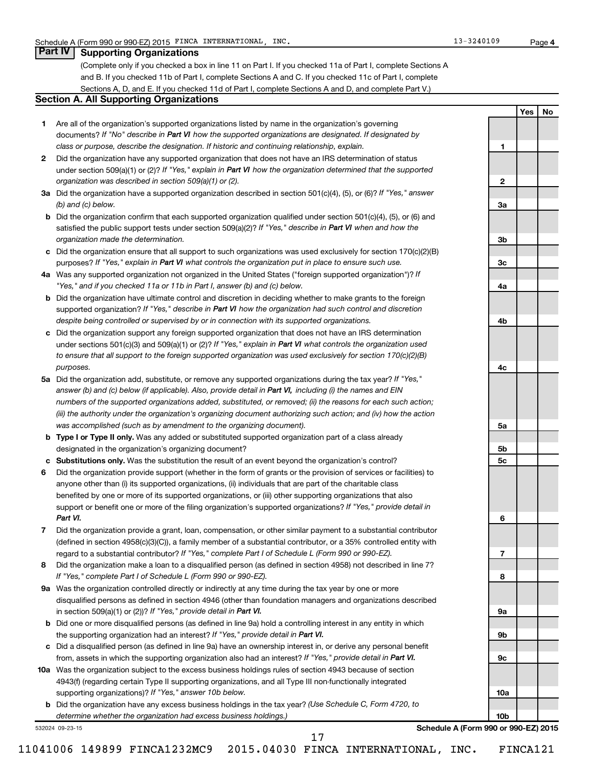Schedule A (Form 990 or 990-EZ) 2015 FINCA INTERNATIONAL, INC. 13-3240109

## Part IV Supporting Organizations

(Complete only if you checked a box in line 11 on Part I. If you checked 11a of Part I, complete Sections A and B. If you checked 11b of Part I, complete Sections A and C. If you checked 11c of Part I, complete Sections A, D, and E. If you checked 11d of Part I, complete Sections A and D, and complete Part V.)

### Section A. All Supporting Organizations

| | | | Yes | No |
|---|---|---|---|---|
| 1 | Are all of the organization's supported organizations listed by name in the organization's governing documents? *If "No" describe in **Part VI** how the supported organizations are designated. If designated by class or purpose, describe the designation. If historic and continuing relationship, explain.* | 1 | | |
| 2 | Did the organization have any supported organization that does not have an IRS determination of status under section 509(a)(1) or (2)? *If "Yes," explain in **Part VI** how the organization determined that the supported organization was described in section 509(a)(1) or (2).* | 2 | | |
| 3a | Did the organization have a supported organization described in section 501(c)(4), (5), or (6)? *If "Yes," answer (b) and (c) below.* | 3a | | |
| b | Did the organization confirm that each supported organization qualified under section 501(c)(4), (5), or (6) and satisfied the public support tests under section 509(a)(2)? *If "Yes," describe in **Part VI** when and how the organization made the determination.* | 3b | | |
| c | Did the organization ensure that all support to such organizations was used exclusively for section 170(c)(2)(B) purposes? *If "Yes," explain in **Part VI** what controls the organization put in place to ensure such use.* | 3c | | |
| 4a | Was any supported organization not organized in the United States ("foreign supported organization")? *If "Yes," and if you checked 11a or 11b in Part I, answer (b) and (c) below.* | 4a | | |
| b | Did the organization have ultimate control and discretion in deciding whether to make grants to the foreign supported organization? *If "Yes," describe in **Part VI** how the organization had such control and discretion despite being controlled or supervised by or in connection with its supported organizations.* | 4b | | |
| c | Did the organization support any foreign supported organization that does not have an IRS determination under sections 501(c)(3) and 509(a)(1) or (2)? *If "Yes," explain in **Part VI** what controls the organization used to ensure that all support to the foreign supported organization was used exclusively for section 170(c)(2)(B) purposes.* | 4c | | |
| 5a | Did the organization add, substitute, or remove any supported organizations during the tax year? *If "Yes," answer (b) and (c) below (if applicable). Also, provide detail in **Part VI,** including (i) the names and EIN numbers of the supported organizations added, substituted, or removed; (ii) the reasons for each such action; (iii) the authority under the organization's organizing document authorizing such action; and (iv) how the action was accomplished (such as by amendment to the organizing document).* | 5a | | |
| b | **Type I or Type II only.** Was any added or substituted supported organization part of a class already designated in the organization's organizing document? | 5b | | |
| c | **Substitutions only.** Was the substitution the result of an event beyond the organization's control? | 5c | | |
| 6 | Did the organization provide support (whether in the form of grants or the provision of services or facilities) to anyone other than (i) its supported organizations, (ii) individuals that are part of the charitable class benefited by one or more of its supported organizations, or (iii) other supporting organizations that also support or benefit one or more of the filing organization's supported organizations? *If "Yes," provide detail in **Part VI.*** | 6 | | |
| 7 | Did the organization provide a grant, loan, compensation, or other similar payment to a substantial contributor (defined in section 4958(c)(3)(C)), a family member of a substantial contributor, or a 35% controlled entity with regard to a substantial contributor? *If "Yes," complete Part I of Schedule L (Form 990 or 990-EZ).* | 7 | | |
| 8 | Did the organization make a loan to a disqualified person (as defined in section 4958) not described in line 7? *If "Yes," complete Part I of Schedule L (Form 990 or 990-EZ).* | 8 | | |
| 9a | Was the organization controlled directly or indirectly at any time during the tax year by one or more disqualified persons as defined in section 4946 (other than foundation managers and organizations described in section 509(a)(1) or (2))? *If "Yes," provide detail in **Part VI.*** | 9a | | |
| b | Did one or more disqualified persons (as defined in line 9a) hold a controlling interest in any entity in which the supporting organization had an interest? *If "Yes," provide detail in **Part VI.*** | 9b | | |
| c | Did a disqualified person (as defined in line 9a) have an ownership interest in, or derive any personal benefit from, assets in which the supporting organization also had an interest? *If "Yes," provide detail in **Part VI.*** | 9c | | |
| 10a | Was the organization subject to the excess business holdings rules of section 4943 because of section 4943(f) (regarding certain Type II supporting organizations, and all Type III non-functionally integrated supporting organizations)? *If "Yes," answer 10b below.* | 10a | | |
| b | Did the organization have any excess business holdings in the tax year? *(Use Schedule C, Form 4720, to determine whether the organization had excess business holdings.)* | 10b | | |

532024 09-23-15 **Schedule A (Form 990 or 990-EZ) 2015**

11041006 149899 FINCA1232MC9 2015.04030 FINCA INTERNATIONAL, INC. FINCA121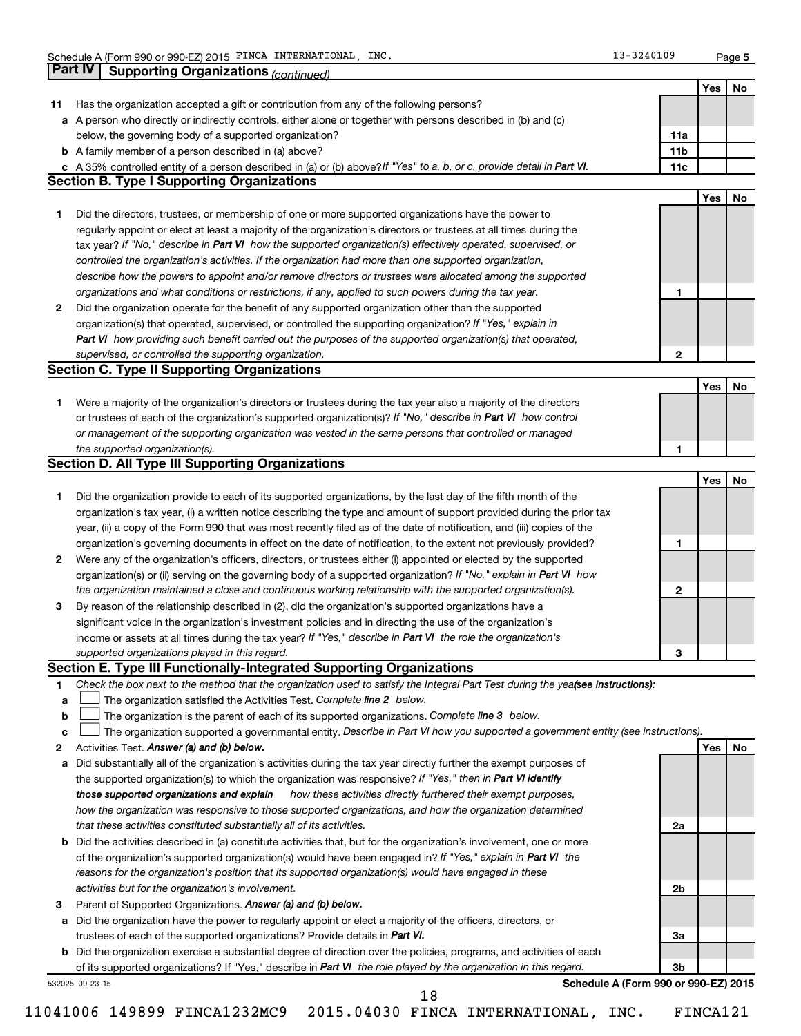## Part IV Supporting Organizations *(continued)*

| | | | Yes | No |
|---|---|---|---|---|
| 11 | Has the organization accepted a gift or contribution from any of the following persons? | | | |
| a | A person who directly or indirectly controls, either alone or together with persons described in (b) and (c) below, the governing body of a supported organization? | 11a | | |
| b | A family member of a person described in (a) above? | 11b | | |
| c | A 35% controlled entity of a person described in (a) or (b) above? *If "Yes" to a, b, or c, provide detail in **Part VI.*** | 11c | | |

### Section B. Type I Supporting Organizations

| | | | Yes | No |
|---|---|---|---|---|
| 1 | Did the directors, trustees, or membership of one or more supported organizations have the power to regularly appoint or elect at least a majority of the organization's directors or trustees at all times during the tax year? *If "No," describe in **Part VI** how the supported organization(s) effectively operated, supervised, or controlled the organization's activities. If the organization had more than one supported organization, describe how the powers to appoint and/or remove directors or trustees were allocated among the supported organizations and what conditions or restrictions, if any, applied to such powers during the tax year.* | 1 | | |
| 2 | Did the organization operate for the benefit of any supported organization other than the supported organization(s) that operated, supervised, or controlled the supporting organization? *If "Yes," explain in **Part VI** how providing such benefit carried out the purposes of the supported organization(s) that operated, supervised, or controlled the supporting organization.* | 2 | | |

### Section C. Type II Supporting Organizations

| | | | Yes | No |
|---|---|---|---|---|
| 1 | Were a majority of the organization's directors or trustees during the tax year also a majority of the directors or trustees of each of the organization's supported organization(s)? *If "No," describe in **Part VI** how control or management of the supporting organization was vested in the same persons that controlled or managed the supported organization(s).* | 1 | | |

### Section D. All Type III Supporting Organizations

| | | | Yes | No |
|---|---|---|---|---|
| 1 | Did the organization provide to each of its supported organizations, by the last day of the fifth month of the organization's tax year, (i) a written notice describing the type and amount of support provided during the prior tax year, (ii) a copy of the Form 990 that was most recently filed as of the date of notification, and (iii) copies of the organization's governing documents in effect on the date of notification, to the extent not previously provided? | 1 | | |
| 2 | Were any of the organization's officers, directors, or trustees either (i) appointed or elected by the supported organization(s) or (ii) serving on the governing body of a supported organization? *If "No," explain in **Part VI** how the organization maintained a close and continuous working relationship with the supported organization(s).* | 2 | | |
| 3 | By reason of the relationship described in (2), did the organization's supported organizations have a significant voice in the organization's investment policies and in directing the use of the organization's income or assets at all times during the tax year? *If "Yes," describe in **Part VI** the role the organization's supported organizations played in this regard.* | 3 | | |

### Section E. Type III Functionally-Integrated Supporting Organizations

1 *Check the box next to the method that the organization used to satisfy the Integral Part Test during the year* ***(see instructions):***

- a ☐ The organization satisfied the Activities Test. *Complete **line 2** below.*
- b ☐ The organization is the parent of each of its supported organizations. *Complete **line 3** below.*
- c ☐ The organization supported a governmental entity. *Describe in Part VI how you supported a government entity (see instructions).*

| | | | Yes | No |
|---|---|---|---|---|
| 2 | Activities Test. ***Answer (a) and (b) below.*** | | | |
| a | Did substantially all of the organization's activities during the tax year directly further the exempt purposes of the supported organization(s) to which the organization was responsive? *If "Yes," then in **Part VI identify those supported organizations and explain** how these activities directly furthered their exempt purposes, how the organization was responsive to those supported organizations, and how the organization determined that these activities constituted substantially all of its activities.* | 2a | | |
| b | Did the activities described in (a) constitute activities that, but for the organization's involvement, one or more of the organization's supported organization(s) would have been engaged in? *If "Yes," explain in **Part VI** the reasons for the organization's position that its supported organization(s) would have engaged in these activities but for the organization's involvement.* | 2b | | |
| 3 | Parent of Supported Organizations. ***Answer (a) and (b) below.*** | | | |
| a | Did the organization have the power to regularly appoint or elect a majority of the officers, directors, or trustees of each of the supported organizations? Provide details in ***Part VI.*** | 3a | | |
| b | Did the organization exercise a substantial degree of direction over the policies, programs, and activities of each of its supported organizations? If "Yes," describe in ***Part VI*** *the role played by the organization in this regard.* | 3b | | |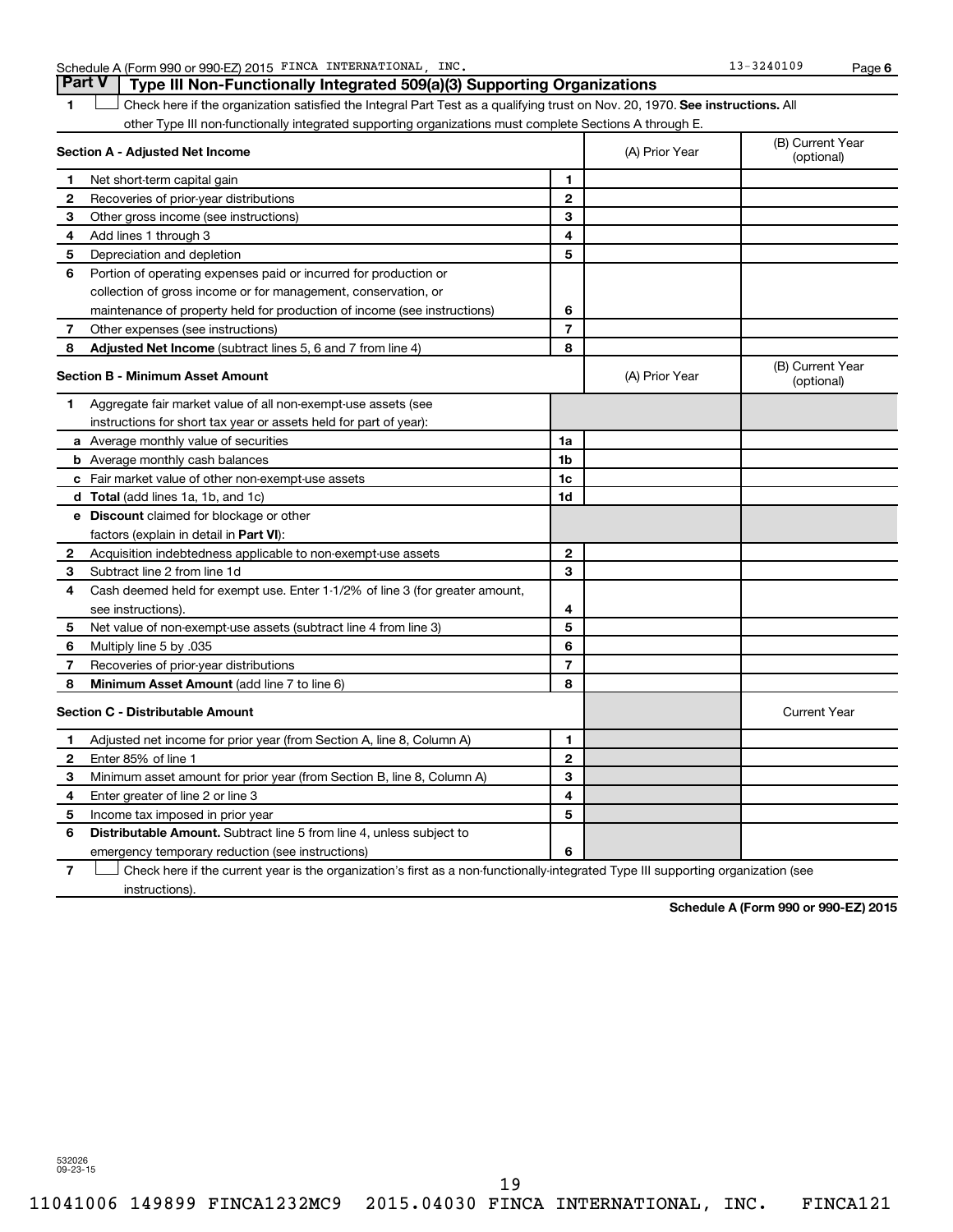Schedule A (Form 990 or 990-EZ) 2015 FINCA INTERNATIONAL, INC. 13-3240109 Page 6

## Part V | Type III Non-Functionally Integrated 509(a)(3) Supporting Organizations

1 ☐ Check here if the organization satisfied the Integral Part Test as a qualifying trust on Nov. 20, 1970. **See instructions.** All other Type III non-functionally integrated supporting organizations must complete Sections A through E.

| **Section A - Adjusted Net Income** | | | (A) Prior Year | (B) Current Year (optional) |
|---|---|---|---|---|
| 1 | Net short-term capital gain | 1 | | |
| 2 | Recoveries of prior-year distributions | 2 | | |
| 3 | Other gross income (see instructions) | 3 | | |
| 4 | Add lines 1 through 3 | 4 | | |
| 5 | Depreciation and depletion | 5 | | |
| 6 | Portion of operating expenses paid or incurred for production or collection of gross income or for management, conservation, or maintenance of property held for production of income (see instructions) | 6 | | |
| 7 | Other expenses (see instructions) | 7 | | |
| 8 | **Adjusted Net Income** (subtract lines 5, 6 and 7 from line 4) | 8 | | |

| **Section B - Minimum Asset Amount** | | | (A) Prior Year | (B) Current Year (optional) |
|---|---|---|---|---|
| 1 | Aggregate fair market value of all non-exempt-use assets (see instructions for short tax year or assets held for part of year): | | | |
| a | Average monthly value of securities | 1a | | |
| b | Average monthly cash balances | 1b | | |
| c | Fair market value of other non-exempt-use assets | 1c | | |
| d | **Total** (add lines 1a, 1b, and 1c) | 1d | | |
| e | **Discount** claimed for blockage or other factors (explain in detail in **Part VI**): | | | |
| 2 | Acquisition indebtedness applicable to non-exempt-use assets | 2 | | |
| 3 | Subtract line 2 from line 1d | 3 | | |
| 4 | Cash deemed held for exempt use. Enter 1-1/2% of line 3 (for greater amount, see instructions). | 4 | | |
| 5 | Net value of non-exempt-use assets (subtract line 4 from line 3) | 5 | | |
| 6 | Multiply line 5 by .035 | 6 | | |
| 7 | Recoveries of prior-year distributions | 7 | | |
| 8 | **Minimum Asset Amount** (add line 7 to line 6) | 8 | | |

| **Section C - Distributable Amount** | | | | Current Year |
|---|---|---|---|---|
| 1 | Adjusted net income for prior year (from Section A, line 8, Column A) | 1 | | |
| 2 | Enter 85% of line 1 | 2 | | |
| 3 | Minimum asset amount for prior year (from Section B, line 8, Column A) | 3 | | |
| 4 | Enter greater of line 2 or line 3 | 4 | | |
| 5 | Income tax imposed in prior year | 5 | | |
| 6 | **Distributable Amount.** Subtract line 5 from line 4, unless subject to emergency temporary reduction (see instructions) | 6 | | |

7 ☐ Check here if the current year is the organization's first as a non-functionally-integrated Type III supporting organization (see instructions).

**Schedule A (Form 990 or 990-EZ) 2015**

532026 09-23-15

11041006 149899 FINCA1232MC9 2015.04030 FINCA INTERNATIONAL, INC. FINCA121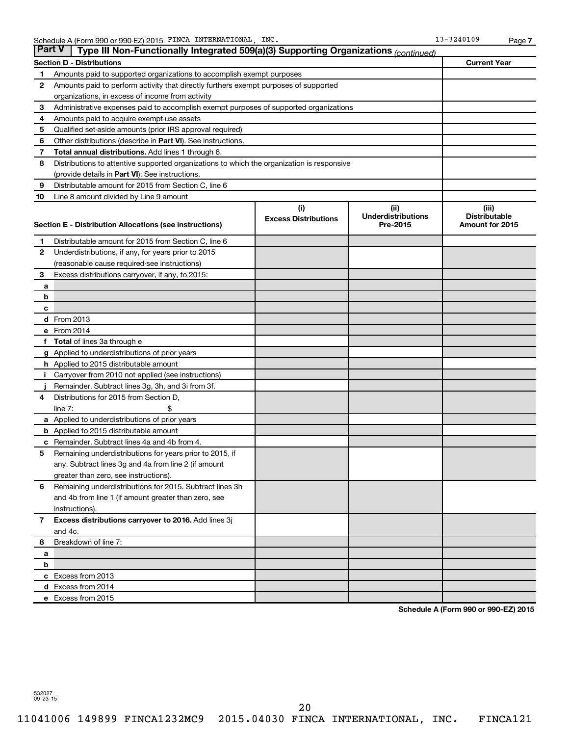Schedule A (Form 990 or 990-EZ) 2015 FINCA INTERNATIONAL, INC. 13-3240109 Page 7

## Part V Type III Non-Functionally Integrated 509(a)(3) Supporting Organizations *(continued)*

| Section D - Distributions | | Current Year |
|---|---|---|
| 1 | Amounts paid to supported organizations to accomplish exempt purposes | |
| 2 | Amounts paid to perform activity that directly furthers exempt purposes of supported organizations, in excess of income from activity | |
| 3 | Administrative expenses paid to accomplish exempt purposes of supported organizations | |
| 4 | Amounts paid to acquire exempt-use assets | |
| 5 | Qualified set-aside amounts (prior IRS approval required) | |
| 6 | Other distributions (describe in **Part VI**). See instructions. | |
| 7 | **Total annual distributions.** Add lines 1 through 6. | |
| 8 | Distributions to attentive supported organizations to which the organization is responsive (provide details in **Part VI**). See instructions. | |
| 9 | Distributable amount for 2015 from Section C, line 6 | |
| 10 | Line 8 amount divided by Line 9 amount | |

| Section E - Distribution Allocations (see instructions) | | (i) Excess Distributions | (ii) Underdistributions Pre-2015 | (iii) Distributable Amount for 2015 |
|---|---|---|---|---|
| 1 | Distributable amount for 2015 from Section C, line 6 | | | |
| 2 | Underdistributions, if any, for years prior to 2015 (reasonable cause required-see instructions) | | | |
| 3 | Excess distributions carryover, if any, to 2015: | | | |
| a | | | | |
| b | | | | |
| c | | | | |
| d | From 2013 | | | |
| e | From 2014 | | | |
| f | **Total** of lines 3a through e | | | |
| g | Applied to underdistributions of prior years | | | |
| h | Applied to 2015 distributable amount | | | |
| i | Carryover from 2010 not applied (see instructions) | | | |
| j | Remainder. Subtract lines 3g, 3h, and 3i from 3f. | | | |
| 4 | Distributions for 2015 from Section D, line 7: $ | | | |
| a | Applied to underdistributions of prior years | | | |
| b | Applied to 2015 distributable amount | | | |
| c | Remainder. Subtract lines 4a and 4b from 4. | | | |
| 5 | Remaining underdistributions for years prior to 2015, if any. Subtract lines 3g and 4a from line 2 (if amount greater than zero, see instructions). | | | |
| 6 | Remaining underdistributions for 2015. Subtract lines 3h and 4b from line 1 (if amount greater than zero, see instructions). | | | |
| 7 | **Excess distributions carryover to 2016.** Add lines 3j and 4c. | | | |
| 8 | Breakdown of line 7: | | | |
| a | | | | |
| b | | | | |
| c | Excess from 2013 | | | |
| d | Excess from 2014 | | | |
| e | Excess from 2015 | | | |

**Schedule A (Form 990 or 990-EZ) 2015**

532027 09-23-15

11041006 149899 FINCA1232MC9 2015.04030 FINCA INTERNATIONAL, INC. FINCA121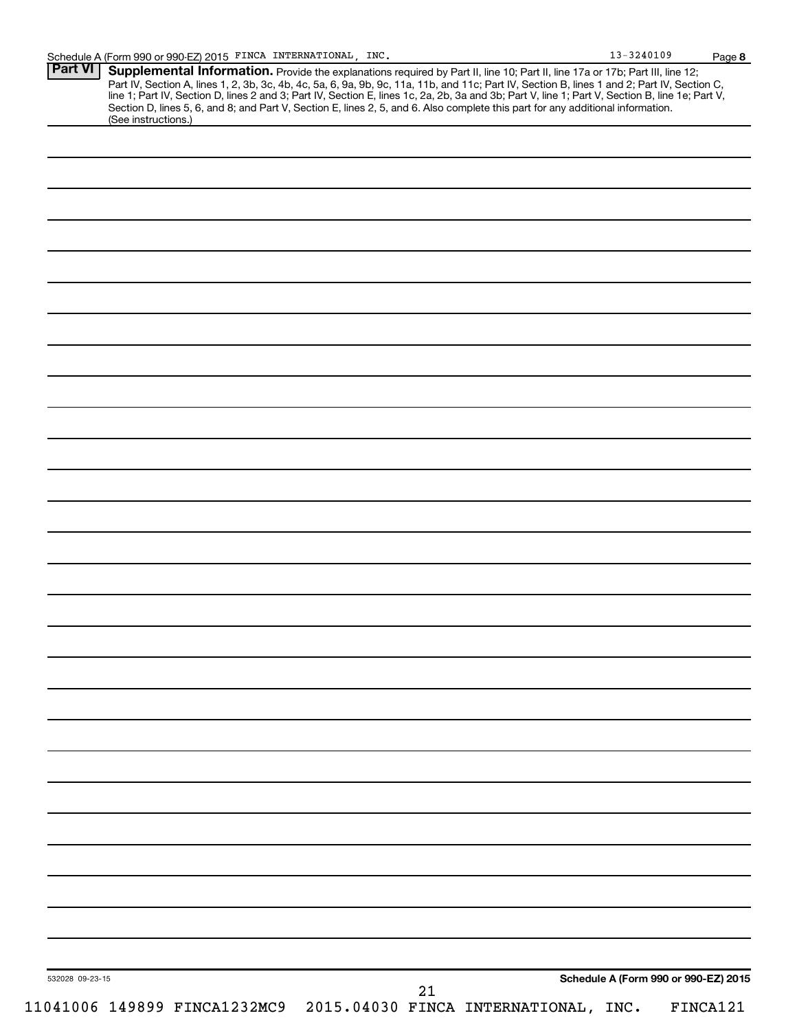Schedule A (Form 990 or 990-EZ) 2015 FINCA INTERNATIONAL, INC. 13-3240109 Page 8

**Part VI** **Supplemental Information.** Provide the explanations required by Part II, line 10; Part II, line 17a or 17b; Part III, line 12; Part IV, Section A, lines 1, 2, 3b, 3c, 4b, 4c, 5a, 6, 9a, 9b, 9c, 11a, 11b, and 11c; Part IV, Section B, lines 1 and 2; Part IV, Section C, line 1; Part IV, Section D, lines 2 and 3; Part IV, Section E, lines 1c, 2a, 2b, 3a and 3b; Part V, line 1; Part V, Section B, line 1e; Part V, Section D, lines 5, 6, and 8; and Part V, Section E, lines 2, 5, and 6. Also complete this part for any additional information. (See instructions.)

532028 09-23-15 **Schedule A (Form 990 or 990-EZ) 2015**

11041006 149899 FINCA1232MC9 2015.04030 FINCA INTERNATIONAL, INC. FINCA121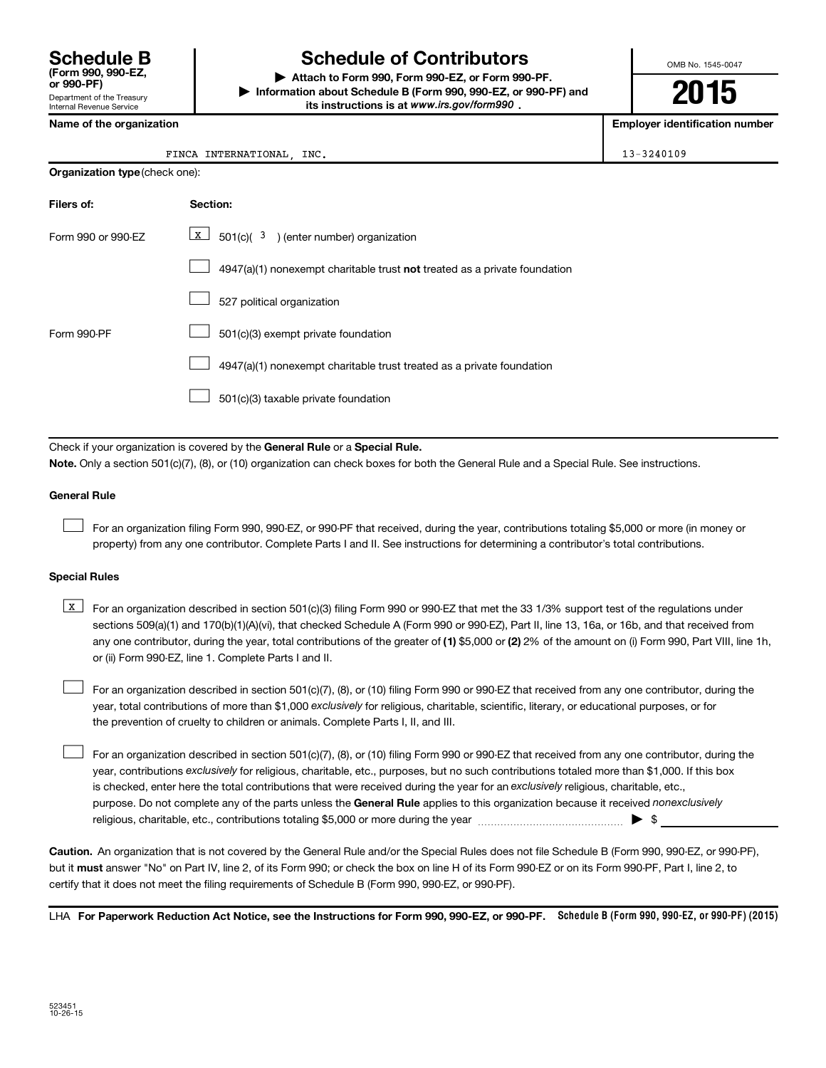# Schedule B (Form 990, 990-EZ, or 990-PF)

Department of the Treasury
Internal Revenue Service

## Schedule of Contributors

▶ Attach to Form 990, Form 990-EZ, or Form 990-PF.
▶ Information about Schedule B (Form 990, 990-EZ, or 990-PF) and its instructions is at *www.irs.gov/form990* .

OMB No. 1545-0047

**2015**

| Name of the organization | Employer identification number |
|---|---|
| FINCA INTERNATIONAL, INC. | 13-3240109 |

**Organization type** (check one):

| Filers of: | Section: |
|---|---|
| Form 990 or 990-EZ | [X] 501(c)( 3 ) (enter number) organization |
| | [ ] 4947(a)(1) nonexempt charitable trust **not** treated as a private foundation |
| | [ ] 527 political organization |
| Form 990-PF | [ ] 501(c)(3) exempt private foundation |
| | [ ] 4947(a)(1) nonexempt charitable trust treated as a private foundation |
| | [ ] 501(c)(3) taxable private foundation |

Check if your organization is covered by the **General Rule** or a **Special Rule.**

**Note.** Only a section 501(c)(7), (8), or (10) organization can check boxes for both the General Rule and a Special Rule. See instructions.

### General Rule

[ ] For an organization filing Form 990, 990-EZ, or 990-PF that received, during the year, contributions totaling $5,000 or more (in money or property) from any one contributor. Complete Parts I and II. See instructions for determining a contributor's total contributions.

### Special Rules

[X] For an organization described in section 501(c)(3) filing Form 990 or 990-EZ that met the 33 1/3% support test of the regulations under sections 509(a)(1) and 170(b)(1)(A)(vi), that checked Schedule A (Form 990 or 990-EZ), Part II, line 13, 16a, or 16b, and that received from any one contributor, during the year, total contributions of the greater of **(1)** $5,000 or **(2)** 2% of the amount on (i) Form 990, Part VIII, line 1h, or (ii) Form 990-EZ, line 1. Complete Parts I and II.

[ ] For an organization described in section 501(c)(7), (8), or (10) filing Form 990 or 990-EZ that received from any one contributor, during the year, total contributions of more than $1,000 *exclusively* for religious, charitable, scientific, literary, or educational purposes, or for the prevention of cruelty to children or animals. Complete Parts I, II, and III.

[ ] For an organization described in section 501(c)(7), (8), or (10) filing Form 990 or 990-EZ that received from any one contributor, during the year, contributions *exclusively* for religious, charitable, etc., purposes, but no such contributions totaled more than $1,000. If this box is checked, enter here the total contributions that were received during the year for an *exclusively* religious, charitable, etc., purpose. Do not complete any of the parts unless the **General Rule** applies to this organization because it received *nonexclusively* religious, charitable, etc., contributions totaling $5,000 or more during the year ▶ $

**Caution.** An organization that is not covered by the General Rule and/or the Special Rules does not file Schedule B (Form 990, 990-EZ, or 990-PF), but it **must** answer "No" on Part IV, line 2, of its Form 990; or check the box on line H of its Form 990-EZ or on its Form 990-PF, Part I, line 2, to certify that it does not meet the filing requirements of Schedule B (Form 990, 990-EZ, or 990-PF).

LHA **For Paperwork Reduction Act Notice, see the Instructions for Form 990, 990-EZ, or 990-PF.** **Schedule B (Form 990, 990-EZ, or 990-PF) (2015)**

523451
10-26-15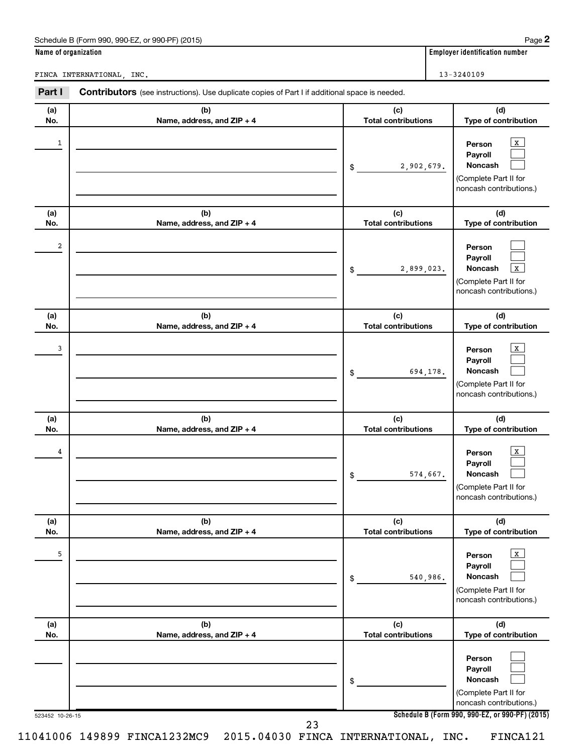Schedule B (Form 990, 990-EZ, or 990-PF) (2015)

**Name of organization**

FINCA INTERNATIONAL, INC.

**Employer identification number**

13-3240109

## Part I — Contributors (see instructions). Use duplicate copies of Part I if additional space is needed.

| (a) No. | (b) Name, address, and ZIP + 4 | (c) Total contributions | (d) Type of contribution |
|---|---|---|---|
| 1 | | $ 2,902,679. | Person [X] Payroll [ ] Noncash [ ] (Complete Part II for noncash contributions.) |
| 2 | | $ 2,899,023. | Person [ ] Payroll [ ] Noncash [X] (Complete Part II for noncash contributions.) |
| 3 | | $ 694,178. | Person [X] Payroll [ ] Noncash [ ] (Complete Part II for noncash contributions.) |
| 4 | | $ 574,667. | Person [X] Payroll [ ] Noncash [ ] (Complete Part II for noncash contributions.) |
| 5 | | $ 540,986. | Person [X] Payroll [ ] Noncash [ ] (Complete Part II for noncash contributions.) |
| | | $ | Person [ ] Payroll [ ] Noncash [ ] (Complete Part II for noncash contributions.) |

523452 10-26-15

Schedule B (Form 990, 990-EZ, or 990-PF) (2015)

11041006 149899 FINCA1232MC9 2015.04030 FINCA INTERNATIONAL, INC. FINCA121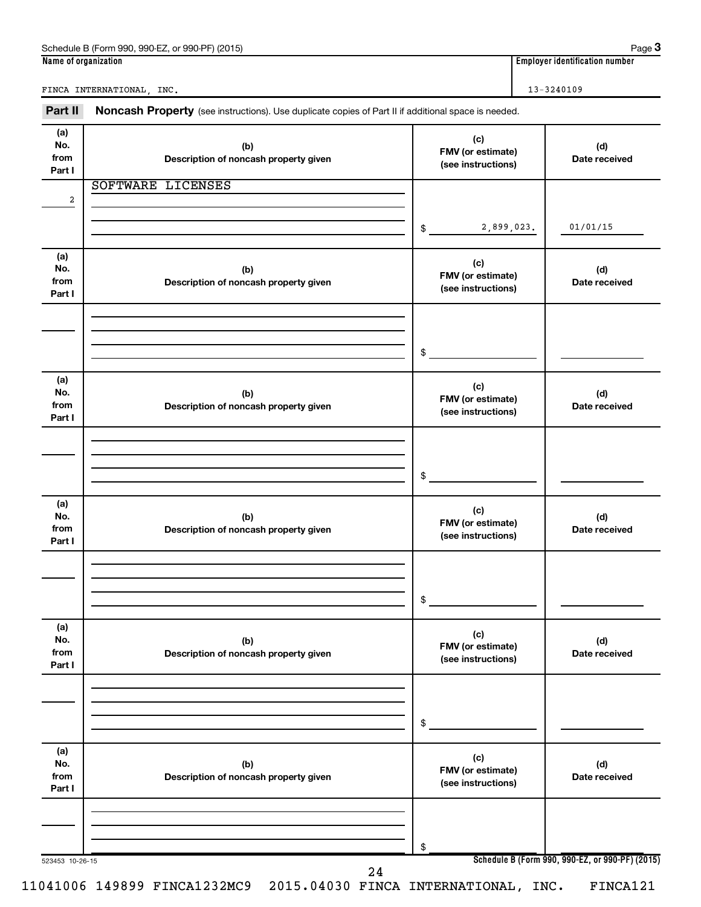Schedule B (Form 990, 990-EZ, or 990-PF) (2015) Page **3**

| Name of organization | Employer identification number |
|---|---|
| FINCA INTERNATIONAL, INC. | 13-3240109 |

**Part II** **Noncash Property** (see instructions). Use duplicate copies of Part II if additional space is needed.

| (a) No. from Part I | (b) Description of noncash property given | (c) FMV (or estimate) (see instructions) | (d) Date received |
|---|---|---|---|
| 2 | SOFTWARE LICENSES | $ 2,899,023. | 01/01/15 |

| (a) No. from Part I | (b) Description of noncash property given | (c) FMV (or estimate) (see instructions) | (d) Date received |
|---|---|---|---|
| | | $ | |

| (a) No. from Part I | (b) Description of noncash property given | (c) FMV (or estimate) (see instructions) | (d) Date received |
|---|---|---|---|
| | | $ | |

| (a) No. from Part I | (b) Description of noncash property given | (c) FMV (or estimate) (see instructions) | (d) Date received |
|---|---|---|---|
| | | $ | |

| (a) No. from Part I | (b) Description of noncash property given | (c) FMV (or estimate) (see instructions) | (d) Date received |
|---|---|---|---|
| | | $ | |

| (a) No. from Part I | (b) Description of noncash property given | (c) FMV (or estimate) (see instructions) | (d) Date received |
|---|---|---|---|
| | | $ | |

523453 10-26-15 **Schedule B (Form 990, 990-EZ, or 990-PF) (2015)**

11041006 149899 FINCA1232MC9 2015.04030 FINCA INTERNATIONAL, INC. FINCA121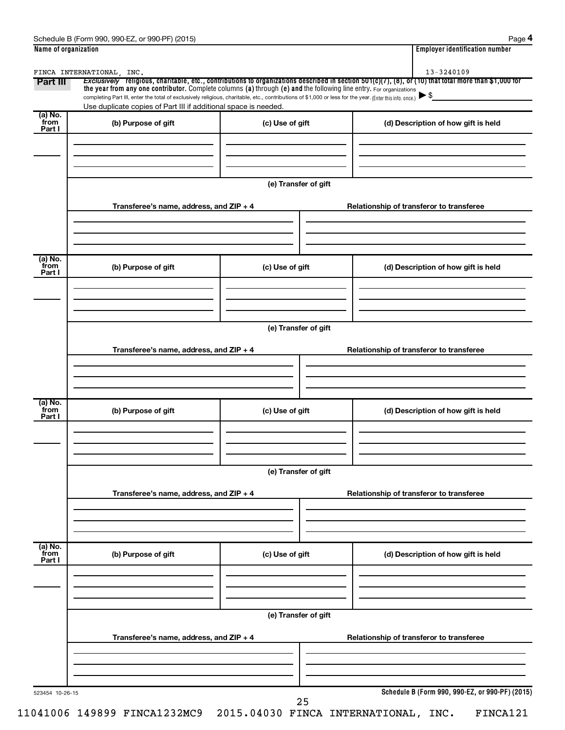Schedule B (Form 990, 990-EZ, or 990-PF) (2015) Page **4**

| Name of organization | Employer identification number |
| --- | --- |
| FINCA INTERNATIONAL, INC. | 13-3240109 |

**Part III** *Exclusively* **religious, charitable, etc., contributions to organizations described in section 501(c)(7), (8), or (10) that total more than $1,000 for the year from any one contributor.** Complete columns **(a)** through **(e) and** the following line entry. For organizations completing Part III, enter the total of exclusively religious, charitable, etc., contributions of $1,000 or less for the year. (Enter this info. once.) ▶ $

Use duplicate copies of Part III if additional space is needed.

| (a) No. from Part I | (b) Purpose of gift | (c) Use of gift | (d) Description of how gift is held |
| --- | --- | --- | --- |
| | | | |

**(e) Transfer of gift**

| Transferee's name, address, and ZIP + 4 | Relationship of transferor to transferee |
| --- | --- |
| | |

| (a) No. from Part I | (b) Purpose of gift | (c) Use of gift | (d) Description of how gift is held |
| --- | --- | --- | --- |
| | | | |

**(e) Transfer of gift**

| Transferee's name, address, and ZIP + 4 | Relationship of transferor to transferee |
| --- | --- |
| | |

| (a) No. from Part I | (b) Purpose of gift | (c) Use of gift | (d) Description of how gift is held |
| --- | --- | --- | --- |
| | | | |

**(e) Transfer of gift**

| Transferee's name, address, and ZIP + 4 | Relationship of transferor to transferee |
| --- | --- |
| | |

| (a) No. from Part I | (b) Purpose of gift | (c) Use of gift | (d) Description of how gift is held |
| --- | --- | --- | --- |
| | | | |

**(e) Transfer of gift**

| Transferee's name, address, and ZIP + 4 | Relationship of transferor to transferee |
| --- | --- |
| | |

523454 10-26-15 **Schedule B (Form 990, 990-EZ, or 990-PF) (2015)**

11041006 149899 FINCA1232MC9 2015.04030 FINCA INTERNATIONAL, INC. FINCA121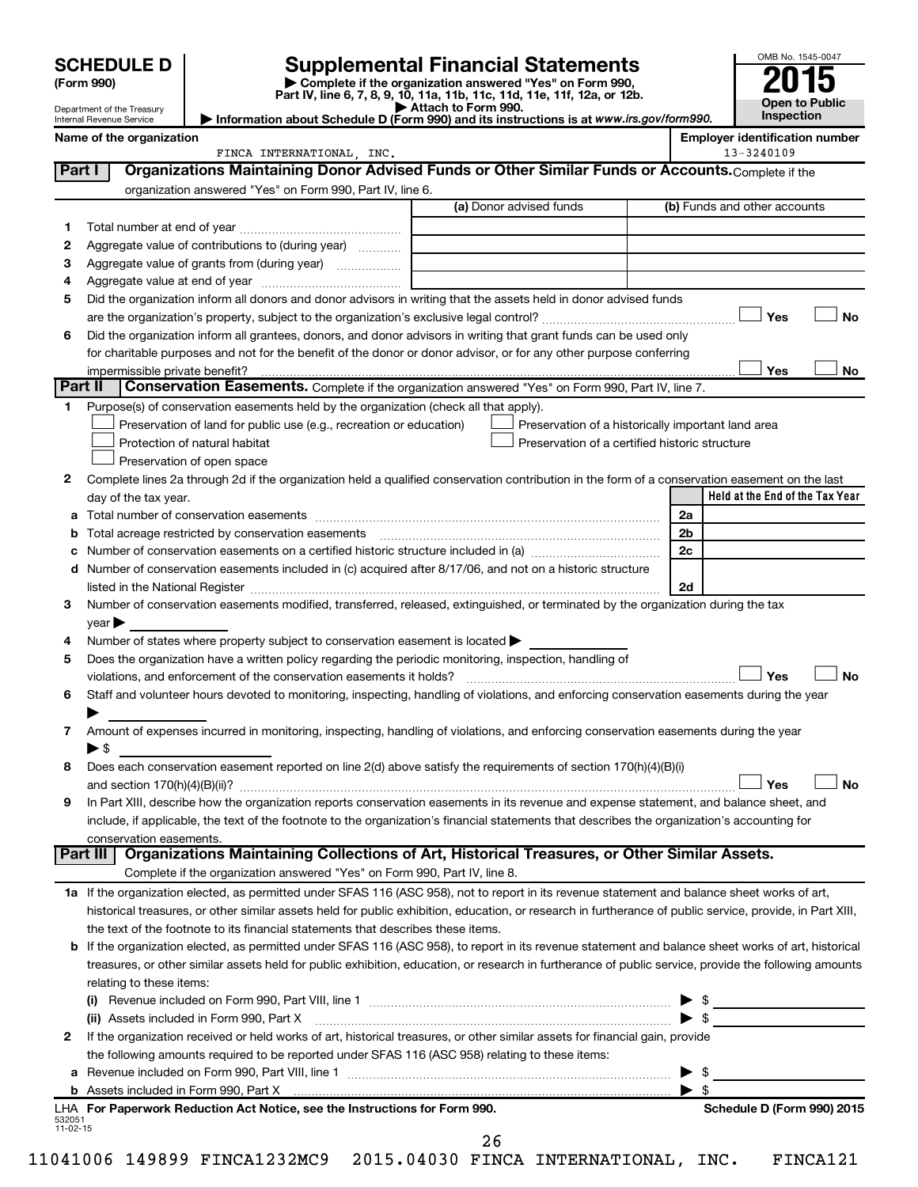# SCHEDULE D (Form 990)

Department of the Treasury
Internal Revenue Service

## Supplemental Financial Statements

▶ Complete if the organization answered "Yes" on Form 990, Part IV, line 6, 7, 8, 9, 10, 11a, 11b, 11c, 11d, 11e, 11f, 12a, or 12b.
▶ Attach to Form 990.
▶ Information about Schedule D (Form 990) and its instructions is at www.irs.gov/form990.

OMB No. 1545-0047
**2015**
**Open to Public Inspection**

**Name of the organization**
FINCA INTERNATIONAL, INC.

**Employer identification number**
13-3240109

### Part I — Organizations Maintaining Donor Advised Funds or Other Similar Funds or Accounts.
Complete if the organization answered "Yes" on Form 990, Part IV, line 6.

| | | (a) Donor advised funds | (b) Funds and other accounts |
|---|---|---|---|
| 1 | Total number at end of year | | |
| 2 | Aggregate value of contributions to (during year) | | |
| 3 | Aggregate value of grants from (during year) | | |
| 4 | Aggregate value at end of year | | |

5 Did the organization inform all donors and donor advisors in writing that the assets held in donor advised funds are the organization's property, subject to the organization's exclusive legal control? ☐ Yes ☐ No

6 Did the organization inform all grantees, donors, and donor advisors in writing that grant funds can be used only for charitable purposes and not for the benefit of the donor or donor advisor, or for any other purpose conferring impermissible private benefit? ☐ Yes ☐ No

### Part II — Conservation Easements.
Complete if the organization answered "Yes" on Form 990, Part IV, line 7.

1 Purpose(s) of conservation easements held by the organization (check all that apply).

- ☐ Preservation of land for public use (e.g., recreation or education)
- ☐ Preservation of a historically important land area
- ☐ Protection of natural habitat
- ☐ Preservation of a certified historic structure
- ☐ Preservation of open space

2 Complete lines 2a through 2d if the organization held a qualified conservation contribution in the form of a conservation easement on the last day of the tax year.

| | | | Held at the End of the Tax Year |
|---|---|---|---|
| a | Total number of conservation easements | 2a | |
| b | Total acreage restricted by conservation easements | 2b | |
| c | Number of conservation easements on a certified historic structure included in (a) | 2c | |
| d | Number of conservation easements included in (c) acquired after 8/17/06, and not on a historic structure listed in the National Register | 2d | |

3 Number of conservation easements modified, transferred, released, extinguished, or terminated by the organization during the tax year ▶

4 Number of states where property subject to conservation easement is located ▶

5 Does the organization have a written policy regarding the periodic monitoring, inspection, handling of violations, and enforcement of the conservation easements it holds? ☐ Yes ☐ No

6 Staff and volunteer hours devoted to monitoring, inspecting, handling of violations, and enforcing conservation easements during the year ▶

7 Amount of expenses incurred in monitoring, inspecting, handling of violations, and enforcing conservation easements during the year ▶ $

8 Does each conservation easement reported on line 2(d) above satisfy the requirements of section 170(h)(4)(B)(i) and section 170(h)(4)(B)(ii)? ☐ Yes ☐ No

9 In Part XIII, describe how the organization reports conservation easements in its revenue and expense statement, and balance sheet, and include, if applicable, the text of the footnote to the organization's financial statements that describes the organization's accounting for conservation easements.

### Part III — Organizations Maintaining Collections of Art, Historical Treasures, or Other Similar Assets.
Complete if the organization answered "Yes" on Form 990, Part IV, line 8.

1a If the organization elected, as permitted under SFAS 116 (ASC 958), not to report in its revenue statement and balance sheet works of art, historical treasures, or other similar assets held for public exhibition, education, or research in furtherance of public service, provide, in Part XIII, the text of the footnote to its financial statements that describes these items.

b If the organization elected, as permitted under SFAS 116 (ASC 958), to report in its revenue statement and balance sheet works of art, historical treasures, or other similar assets held for public exhibition, education, or research in furtherance of public service, provide the following amounts relating to these items:

(i) Revenue included on Form 990, Part VIII, line 1 ▶ $

(ii) Assets included in Form 990, Part X ▶ $

2 If the organization received or held works of art, historical treasures, or other similar assets for financial gain, provide the following amounts required to be reported under SFAS 116 (ASC 958) relating to these items:

a Revenue included on Form 990, Part VIII, line 1 ▶ $

b Assets included in Form 990, Part X ▶ $

LHA For Paperwork Reduction Act Notice, see the Instructions for Form 990. Schedule D (Form 990) 2015

532051 11-02-15

11041006 149899 FINCA1232MC9 2015.04030 FINCA INTERNATIONAL, INC. FINCA121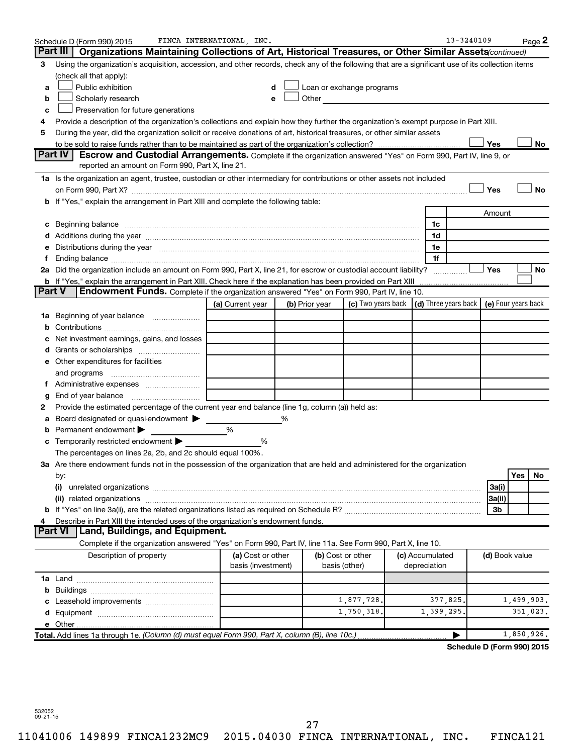Schedule D (Form 990) 2015 FINCA INTERNATIONAL, INC. 13-3240109 Page 2

## Part III Organizations Maintaining Collections of Art, Historical Treasures, or Other Similar Assets *(continued)*

3 Using the organization's acquisition, accession, and other records, check any of the following that are a significant use of its collection items (check all that apply):

a ☐ Public exhibition
b ☐ Scholarly research
c ☐ Preservation for future generations
d ☐ Loan or exchange programs
e ☐ Other

4 Provide a description of the organization's collections and explain how they further the organization's exempt purpose in Part XIII.

5 During the year, did the organization solicit or receive donations of art, historical treasures, or other similar assets to be sold to raise funds rather than to be maintained as part of the organization's collection? ☐ Yes ☐ No

## Part IV Escrow and Custodial Arrangements.

Complete if the organization answered "Yes" on Form 990, Part IV, line 9, or reported an amount on Form 990, Part X, line 21.

1a Is the organization an agent, trustee, custodian or other intermediary for contributions or other assets not included on Form 990, Part X? ☐ Yes ☐ No

b If "Yes," explain the arrangement in Part XIII and complete the following table:

| | | Amount |
|---|---|---|
| c Beginning balance | 1c | |
| d Additions during the year | 1d | |
| e Distributions during the year | 1e | |
| f Ending balance | 1f | |

2a Did the organization include an amount on Form 990, Part X, line 21, for escrow or custodial account liability? ☐ Yes ☐ No

b If "Yes," explain the arrangement in Part XIII. Check here if the explanation has been provided on Part XIII ☐

## Part V Endowment Funds.

Complete if the organization answered "Yes" on Form 990, Part IV, line 10.

| | (a) Current year | (b) Prior year | (c) Two years back | (d) Three years back | (e) Four years back |
|---|---|---|---|---|---|
| 1a Beginning of year balance | | | | | |
| b Contributions | | | | | |
| c Net investment earnings, gains, and losses | | | | | |
| d Grants or scholarships | | | | | |
| e Other expenditures for facilities and programs | | | | | |
| f Administrative expenses | | | | | |
| g End of year balance | | | | | |

2 Provide the estimated percentage of the current year end balance (line 1g, column (a)) held as:

a Board designated or quasi-endowment ▶ %
b Permanent endowment ▶ %
c Temporarily restricted endowment ▶ %

The percentages on lines 2a, 2b, and 2c should equal 100%.

3a Are there endowment funds not in the possession of the organization that are held and administered for the organization by:

| | | Yes | No |
|---|---|---|---|
| (i) unrelated organizations | 3a(i) | | |
| (ii) related organizations | 3a(ii) | | |
| b If "Yes" on line 3a(ii), are the related organizations listed as required on Schedule R? | 3b | | |

4 Describe in Part XIII the intended uses of the organization's endowment funds.

## Part VI Land, Buildings, and Equipment.

Complete if the organization answered "Yes" on Form 990, Part IV, line 11a. See Form 990, Part X, line 10.

| Description of property | (a) Cost or other basis (investment) | (b) Cost or other basis (other) | (c) Accumulated depreciation | (d) Book value |
|---|---|---|---|---|
| 1a Land | | | | |
| b Buildings | | | | |
| c Leasehold improvements | | 1,877,728. | 377,825. | 1,499,903. |
| d Equipment | | 1,750,318. | 1,399,295. | 351,023. |
| e Other | | | | |
| **Total.** Add lines 1a through 1e. *(Column (d) must equal Form 990, Part X, column (B), line 10c.)* ▶ | | | | 1,850,926. |

**Schedule D (Form 990) 2015**

532052 09-21-15

11041006 149899 FINCA1232MC9 2015.04030 FINCA INTERNATIONAL, INC. FINCA121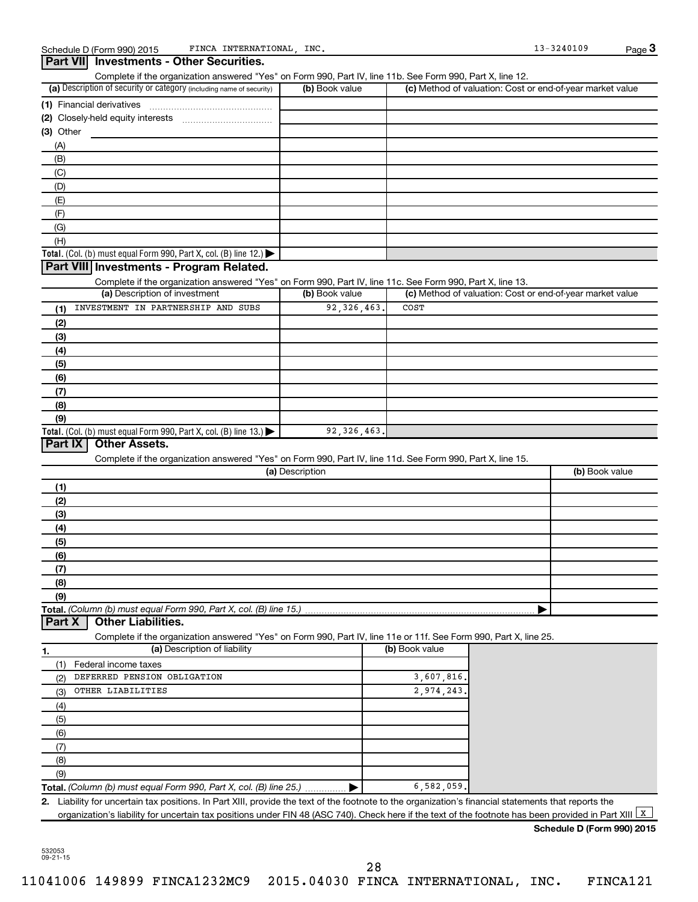Schedule D (Form 990) 2015 FINCA INTERNATIONAL, INC. 13-3240109

## Part VII Investments - Other Securities.

Complete if the organization answered "Yes" on Form 990, Part IV, line 11b. See Form 990, Part X, line 12.

| (a) Description of security or category (including name of security) | (b) Book value | (c) Method of valuation: Cost or end-of-year market value |
|---|---|---|
| (1) Financial derivatives | | |
| (2) Closely-held equity interests | | |
| (3) Other | | |
| (A) | | |
| (B) | | |
| (C) | | |
| (D) | | |
| (E) | | |
| (F) | | |
| (G) | | |
| (H) | | |
| **Total.** (Col. (b) must equal Form 990, Part X, col. (B) line 12.) ▶ | | |

## Part VIII Investments - Program Related.

Complete if the organization answered "Yes" on Form 990, Part IV, line 11c. See Form 990, Part X, line 13.

| (a) Description of investment | (b) Book value | (c) Method of valuation: Cost or end-of-year market value |
|---|---|---|
| (1) INVESTMENT IN PARTNERSHIP AND SUBS | 92,326,463. | COST |
| (2) | | |
| (3) | | |
| (4) | | |
| (5) | | |
| (6) | | |
| (7) | | |
| (8) | | |
| (9) | | |
| **Total.** (Col. (b) must equal Form 990, Part X, col. (B) line 13.) ▶ | 92,326,463. | |

## Part IX Other Assets.

Complete if the organization answered "Yes" on Form 990, Part IV, line 11d. See Form 990, Part X, line 15.

| (a) Description | (b) Book value |
|---|---|
| (1) | |
| (2) | |
| (3) | |
| (4) | |
| (5) | |
| (6) | |
| (7) | |
| (8) | |
| (9) | |
| **Total.** *(Column (b) must equal Form 990, Part X, col. (B) line 15.)* ▶ | |

## Part X Other Liabilities.

Complete if the organization answered "Yes" on Form 990, Part IV, line 11e or 11f. See Form 990, Part X, line 25.

| 1. (a) Description of liability | (b) Book value |
|---|---|
| (1) Federal income taxes | |
| (2) DEFERRED PENSION OBLIGATION | 3,607,816. |
| (3) OTHER LIABILITIES | 2,974,243. |
| (4) | |
| (5) | |
| (6) | |
| (7) | |
| (8) | |
| (9) | |
| **Total.** *(Column (b) must equal Form 990, Part X, col. (B) line 25.)* ▶ | 6,582,059. |

2. Liability for uncertain tax positions. In Part XIII, provide the text of the footnote to the organization's financial statements that reports the organization's liability for uncertain tax positions under FIN 48 (ASC 740). Check here if the text of the footnote has been provided in Part XIII [X]

**Schedule D (Form 990) 2015**

532053
09-21-15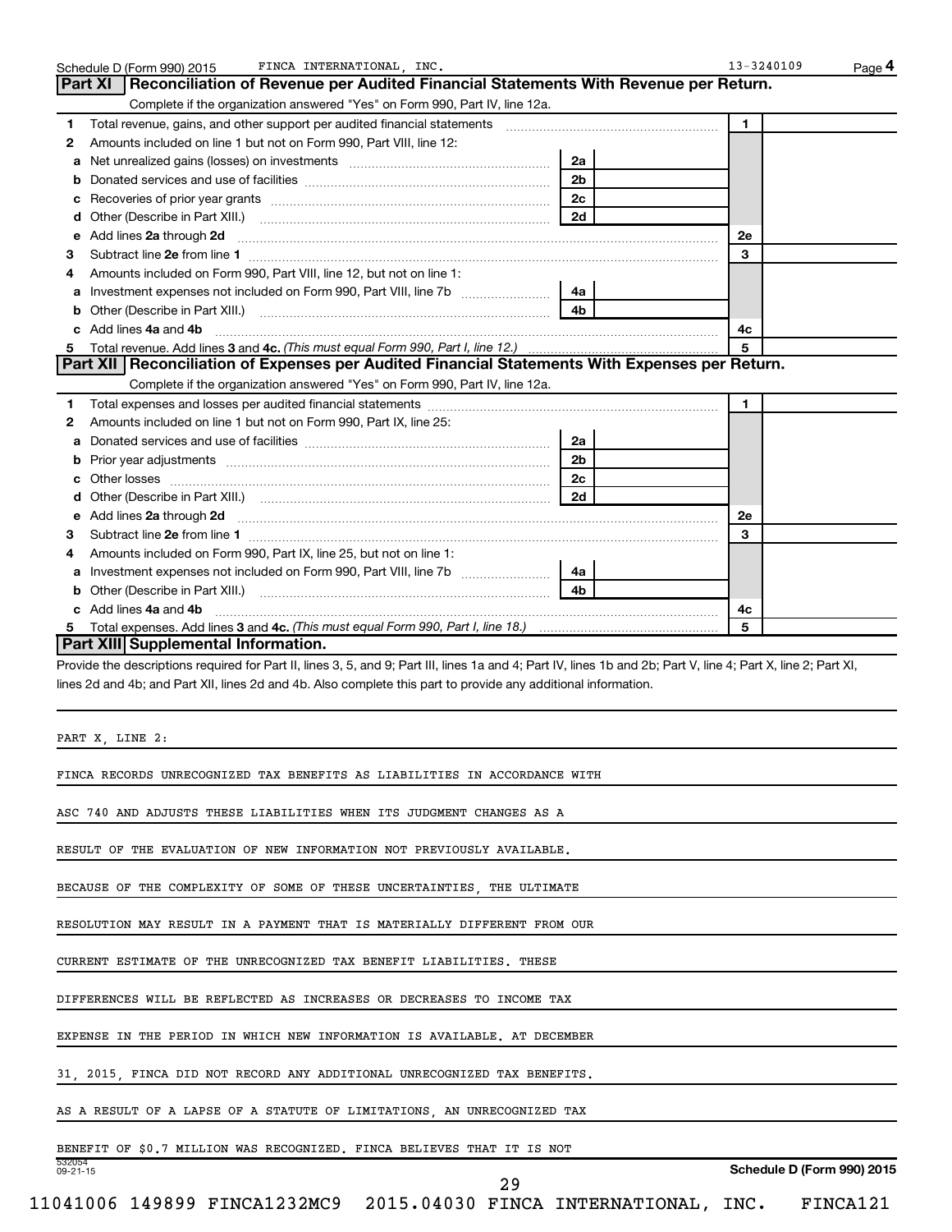Schedule D (Form 990) 2015 FINCA INTERNATIONAL, INC. 13-3240109 Page 4

## Part XI Reconciliation of Revenue per Audited Financial Statements With Revenue per Return.

Complete if the organization answered "Yes" on Form 990, Part IV, line 12a.

| | | | | | |
|---|---|---|---|---|---|
| 1 | Total revenue, gains, and other support per audited financial statements | | | 1 | |
| 2 | Amounts included on line 1 but not on Form 990, Part VIII, line 12: | | | | |
| a | Net unrealized gains (losses) on investments | 2a | | | |
| b | Donated services and use of facilities | 2b | | | |
| c | Recoveries of prior year grants | 2c | | | |
| d | Other (Describe in Part XIII.) | 2d | | | |
| e | Add lines **2a** through **2d** | | | 2e | |
| 3 | Subtract line **2e** from line **1** | | | 3 | |
| 4 | Amounts included on Form 990, Part VIII, line 12, but not on line 1: | | | | |
| a | Investment expenses not included on Form 990, Part VIII, line 7b | 4a | | | |
| b | Other (Describe in Part XIII.) | 4b | | | |
| c | Add lines **4a** and **4b** | | | 4c | |
| 5 | Total revenue. Add lines **3** and **4c.** *(This must equal Form 990, Part I, line 12.)* | | | 5 | |

## Part XII Reconciliation of Expenses per Audited Financial Statements With Expenses per Return.

Complete if the organization answered "Yes" on Form 990, Part IV, line 12a.

| | | | | | |
|---|---|---|---|---|---|
| 1 | Total expenses and losses per audited financial statements | | | 1 | |
| 2 | Amounts included on line 1 but not on Form 990, Part IX, line 25: | | | | |
| a | Donated services and use of facilities | 2a | | | |
| b | Prior year adjustments | 2b | | | |
| c | Other losses | 2c | | | |
| d | Other (Describe in Part XIII.) | 2d | | | |
| e | Add lines **2a** through **2d** | | | 2e | |
| 3 | Subtract line **2e** from line **1** | | | 3 | |
| 4 | Amounts included on Form 990, Part IX, line 25, but not on line 1: | | | | |
| a | Investment expenses not included on Form 990, Part VIII, line 7b | 4a | | | |
| b | Other (Describe in Part XIII.) | 4b | | | |
| c | Add lines **4a** and **4b** | | | 4c | |
| 5 | Total expenses. Add lines **3** and **4c.** *(This must equal Form 990, Part I, line 18.)* | | | 5 | |

## Part XIII Supplemental Information.

Provide the descriptions required for Part II, lines 3, 5, and 9; Part III, lines 1a and 4; Part IV, lines 1b and 2b; Part V, line 4; Part X, line 2; Part XI, lines 2d and 4b; and Part XII, lines 2d and 4b. Also complete this part to provide any additional information.

PART X, LINE 2:

FINCA RECORDS UNRECOGNIZED TAX BENEFITS AS LIABILITIES IN ACCORDANCE WITH ASC 740 AND ADJUSTS THESE LIABILITIES WHEN ITS JUDGMENT CHANGES AS A RESULT OF THE EVALUATION OF NEW INFORMATION NOT PREVIOUSLY AVAILABLE. BECAUSE OF THE COMPLEXITY OF SOME OF THESE UNCERTAINTIES, THE ULTIMATE RESOLUTION MAY RESULT IN A PAYMENT THAT IS MATERIALLY DIFFERENT FROM OUR CURRENT ESTIMATE OF THE UNRECOGNIZED TAX BENEFIT LIABILITIES. THESE DIFFERENCES WILL BE REFLECTED AS INCREASES OR DECREASES TO INCOME TAX EXPENSE IN THE PERIOD IN WHICH NEW INFORMATION IS AVAILABLE. AT DECEMBER 31, 2015, FINCA DID NOT RECORD ANY ADDITIONAL UNRECOGNIZED TAX BENEFITS. AS A RESULT OF A LAPSE OF A STATUTE OF LIMITATIONS, AN UNRECOGNIZED TAX BENEFIT OF $0.7 MILLION WAS RECOGNIZED. FINCA BELIEVES THAT IT IS NOT

532054 09-21-15 Schedule D (Form 990) 2015

11041006 149899 FINCA1232MC9 2015.04030 FINCA INTERNATIONAL, INC. FINCA121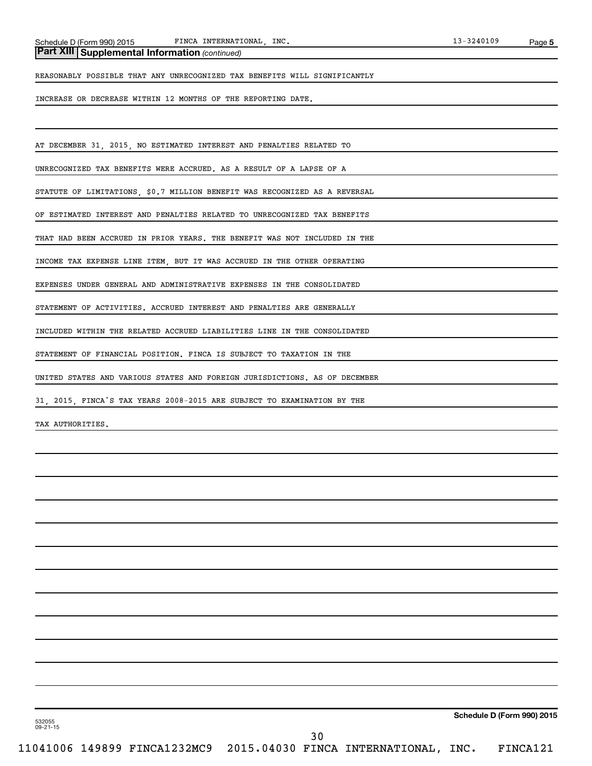## Part XIII Supplemental Information *(continued)*

REASONABLY POSSIBLE THAT ANY UNRECOGNIZED TAX BENEFITS WILL SIGNIFICANTLY INCREASE OR DECREASE WITHIN 12 MONTHS OF THE REPORTING DATE.

AT DECEMBER 31, 2015, NO ESTIMATED INTEREST AND PENALTIES RELATED TO UNRECOGNIZED TAX BENEFITS WERE ACCRUED. AS A RESULT OF A LAPSE OF A STATUTE OF LIMITATIONS, $0.7 MILLION BENEFIT WAS RECOGNIZED AS A REVERSAL OF ESTIMATED INTEREST AND PENALTIES RELATED TO UNRECOGNIZED TAX BENEFITS THAT HAD BEEN ACCRUED IN PRIOR YEARS. THE BENEFIT WAS NOT INCLUDED IN THE INCOME TAX EXPENSE LINE ITEM, BUT IT WAS ACCRUED IN THE OTHER OPERATING EXPENSES UNDER GENERAL AND ADMINISTRATIVE EXPENSES IN THE CONSOLIDATED STATEMENT OF ACTIVITIES. ACCRUED INTEREST AND PENALTIES ARE GENERALLY INCLUDED WITHIN THE RELATED ACCRUED LIABILITIES LINE IN THE CONSOLIDATED STATEMENT OF FINANCIAL POSITION. FINCA IS SUBJECT TO TAXATION IN THE UNITED STATES AND VARIOUS STATES AND FOREIGN JURISDICTIONS. AS OF DECEMBER 31, 2015, FINCA'S TAX YEARS 2008-2015 ARE SUBJECT TO EXAMINATION BY THE TAX AUTHORITIES.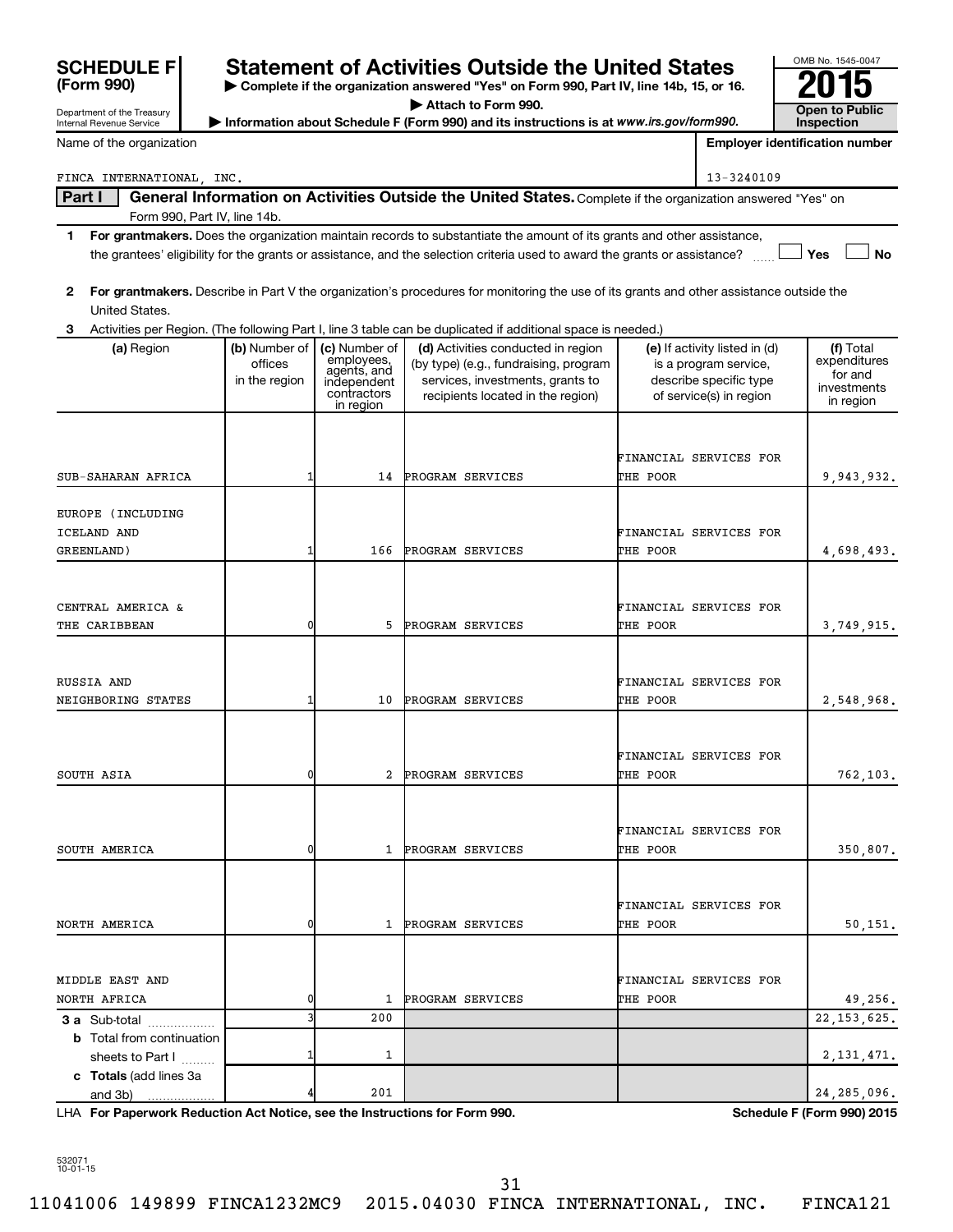**SCHEDULE F (Form 990)**

Department of the Treasury
Internal Revenue Service

# Statement of Activities Outside the United States

▶ Complete if the organization answered "Yes" on Form 990, Part IV, line 14b, 15, or 16.
▶ Attach to Form 990.
▶ Information about Schedule F (Form 990) and its instructions is at *www.irs.gov/form990.*

OMB No. 1545-0047

**2015**

**Open to Public Inspection**

Name of the organization: FINCA INTERNATIONAL, INC.

**Employer identification number:** 13-3240109

## Part I General Information on Activities Outside the United States. Complete if the organization answered "Yes" on Form 990, Part IV, line 14b.

**1** **For grantmakers.** Does the organization maintain records to substantiate the amount of its grants and other assistance, the grantees' eligibility for the grants or assistance, and the selection criteria used to award the grants or assistance? ☐ Yes ☐ No

**2** **For grantmakers.** Describe in Part V the organization's procedures for monitoring the use of its grants and other assistance outside the United States.

**3** Activities per Region. (The following Part I, line 3 table can be duplicated if additional space is needed.)

| (a) Region | (b) Number of offices in the region | (c) Number of employees, agents, and independent contractors in region | (d) Activities conducted in region (by type) (e.g., fundraising, program services, investments, grants to recipients located in the region) | (e) If activity listed in (d) is a program service, describe specific type of service(s) in region | (f) Total expenditures for and investments in region |
|---|---|---|---|---|---|
| SUB-SAHARAN AFRICA | 1 | 14 | PROGRAM SERVICES | FINANCIAL SERVICES FOR THE POOR | 9,943,932. |
| EUROPE (INCLUDING ICELAND AND GREENLAND) | 1 | 166 | PROGRAM SERVICES | FINANCIAL SERVICES FOR THE POOR | 4,698,493. |
| CENTRAL AMERICA & THE CARIBBEAN | 0 | 5 | PROGRAM SERVICES | FINANCIAL SERVICES FOR THE POOR | 3,749,915. |
| RUSSIA AND NEIGHBORING STATES | 1 | 10 | PROGRAM SERVICES | FINANCIAL SERVICES FOR THE POOR | 2,548,968. |
| SOUTH ASIA | 0 | 2 | PROGRAM SERVICES | FINANCIAL SERVICES FOR THE POOR | 762,103. |
| SOUTH AMERICA | 0 | 1 | PROGRAM SERVICES | FINANCIAL SERVICES FOR THE POOR | 350,807. |
| NORTH AMERICA | 0 | 1 | PROGRAM SERVICES | FINANCIAL SERVICES FOR THE POOR | 50,151. |
| MIDDLE EAST AND NORTH AFRICA | 0 | 1 | PROGRAM SERVICES | FINANCIAL SERVICES FOR THE POOR | 49,256. |
| **3 a** Sub-total | 3 | 200 | | | 22,153,625. |
| **b** Total from continuation sheets to Part I | 1 | 1 | | | 2,131,471. |
| **c** **Totals** (add lines 3a and 3b) | 4 | 201 | | | 24,285,096. |

LHA **For Paperwork Reduction Act Notice, see the Instructions for Form 990.** **Schedule F (Form 990) 2015**

532071 10-01-15

11041006 149899 FINCA1232MC9 2015.04030 FINCA INTERNATIONAL, INC. FINCA121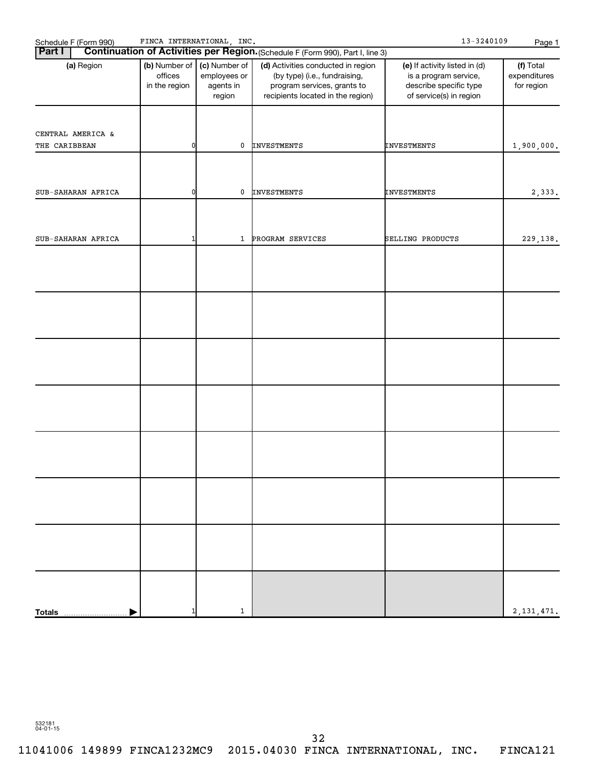Schedule F (Form 990) FINCA INTERNATIONAL, INC. 13-3240109

## Part I Continuation of Activities per Region. (Schedule F (Form 990), Part I, line 3)

| (a) Region | (b) Number of offices in the region | (c) Number of employees or agents in region | (d) Activities conducted in region (by type) (i.e., fundraising, program services, grants to recipients located in the region) | (e) If activity listed in (d) is a program service, describe specific type of service(s) in region | (f) Total expenditures for region |
|---|---|---|---|---|---|
| CENTRAL AMERICA & THE CARIBBEAN | 0 | 0 | INVESTMENTS | INVESTMENTS | 1,900,000. |
| SUB-SAHARAN AFRICA | 0 | 0 | INVESTMENTS | INVESTMENTS | 2,333. |
| SUB-SAHARAN AFRICA | 1 | 1 | PROGRAM SERVICES | SELLING PRODUCTS | 229,138. |
| | | | | | |
| | | | | | |
| | | | | | |
| | | | | | |
| | | | | | |
| | | | | | |
| | | | | | |
| **Totals** | 1 | 1 | | | 2,131,471. |

532181 04-01-15

11041006 149899 FINCA1232MC9 2015.04030 FINCA INTERNATIONAL, INC. FINCA121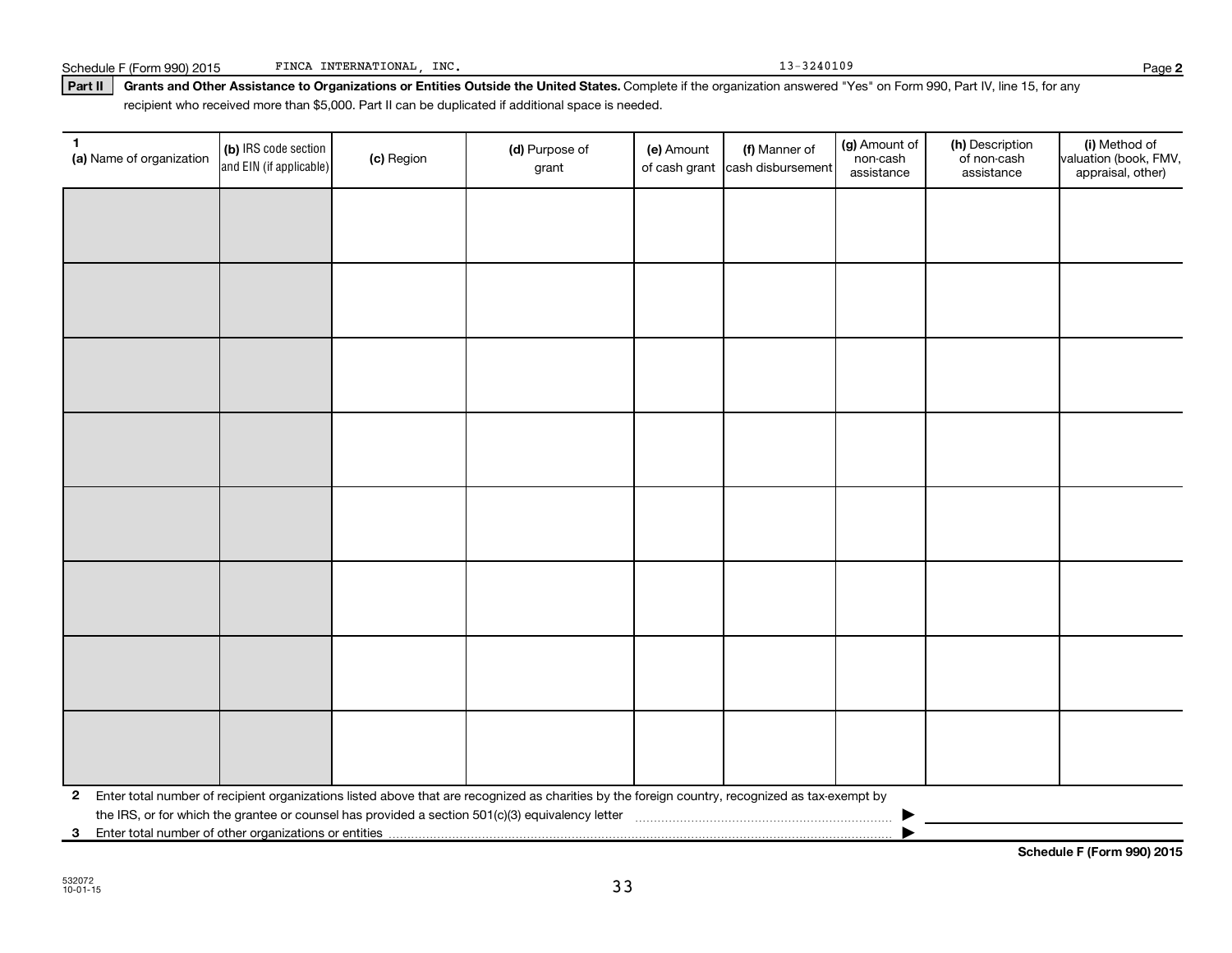Schedule F (Form 990) 2015 FINCA INTERNATIONAL, INC. 13-3240109 Page **2**

**Part II** **Grants and Other Assistance to Organizations or Entities Outside the United States.** Complete if the organization answered "Yes" on Form 990, Part IV, line 15, for any recipient who received more than $5,000. Part II can be duplicated if additional space is needed.

| 1 (a) Name of organization | (b) IRS code section and EIN (if applicable) | (c) Region | (d) Purpose of grant | (e) Amount of cash grant | (f) Manner of cash disbursement | (g) Amount of non-cash assistance | (h) Description of non-cash assistance | (i) Method of valuation (book, FMV, appraisal, other) |
|---|---|---|---|---|---|---|---|---|
| | | | | | | | | |
| | | | | | | | | |
| | | | | | | | | |
| | | | | | | | | |
| | | | | | | | | |
| | | | | | | | | |
| | | | | | | | | |
| | | | | | | | | |

**2** Enter total number of recipient organizations listed above that are recognized as charities by the foreign country, recognized as tax-exempt by the IRS, or for which the grantee or counsel has provided a section 501(c)(3) equivalency letter ▶

**3** Enter total number of other organizations or entities ▶

**Schedule F (Form 990) 2015**

532072
10-01-15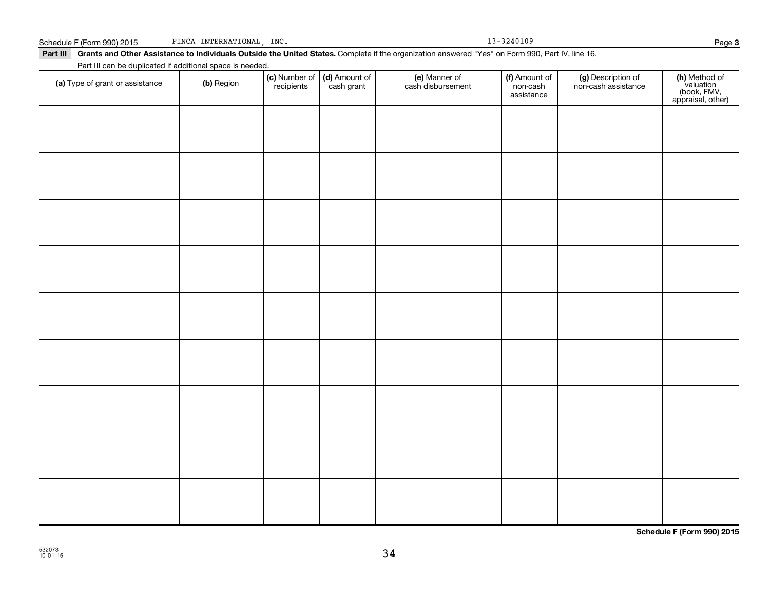Schedule F (Form 990) 2015 FINCA INTERNATIONAL, INC. 13-3240109

**Part III** **Grants and Other Assistance to Individuals Outside the United States.** Complete if the organization answered "Yes" on Form 990, Part IV, line 16.

Part III can be duplicated if additional space is needed.

| **(a)** Type of grant or assistance | **(b)** Region | **(c)** Number of recipients | **(d)** Amount of cash grant | **(e)** Manner of cash disbursement | **(f)** Amount of non-cash assistance | **(g)** Description of non-cash assistance | **(h)** Method of valuation (book, FMV, appraisal, other) |
|---|---|---|---|---|---|---|---|
| | | | | | | | |
| | | | | | | | |
| | | | | | | | |
| | | | | | | | |
| | | | | | | | |
| | | | | | | | |
| | | | | | | | |
| | | | | | | | |
| | | | | | | | |

**Schedule F (Form 990) 2015**

532073 10-01-15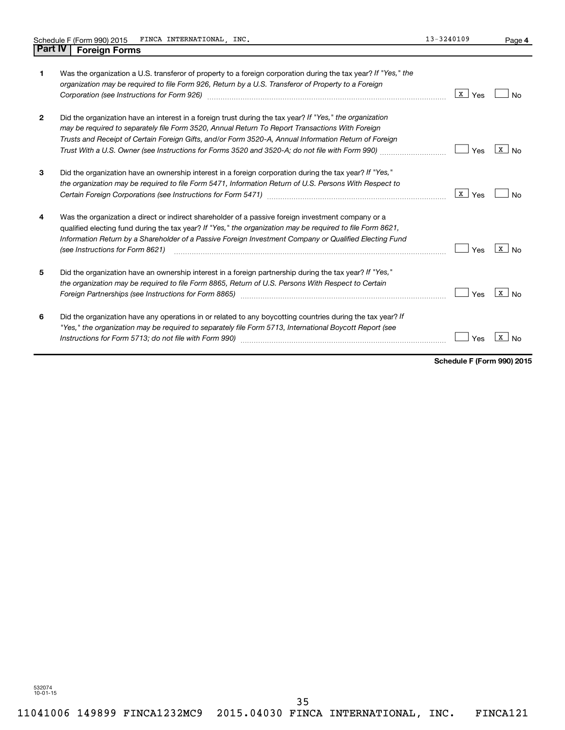Schedule F (Form 990) 2015 FINCA INTERNATIONAL, INC. 13-3240109 Page 4

## Part IV | Foreign Forms

| | | Yes | No |
|---|---|---|---|
| 1 | Was the organization a U.S. transferor of property to a foreign corporation during the tax year? *If "Yes," the organization may be required to file Form 926, Return by a U.S. Transferor of Property to a Foreign Corporation (see Instructions for Form 926)* | X | |
| 2 | Did the organization have an interest in a foreign trust during the tax year? *If "Yes," the organization may be required to separately file Form 3520, Annual Return To Report Transactions With Foreign Trusts and Receipt of Certain Foreign Gifts, and/or Form 3520-A, Annual Information Return of Foreign Trust With a U.S. Owner (see Instructions for Forms 3520 and 3520-A; do not file with Form 990)* | | X |
| 3 | Did the organization have an ownership interest in a foreign corporation during the tax year? *If "Yes," the organization may be required to file Form 5471, Information Return of U.S. Persons With Respect to Certain Foreign Corporations (see Instructions for Form 5471)* | X | |
| 4 | Was the organization a direct or indirect shareholder of a passive foreign investment company or a qualified electing fund during the tax year? *If "Yes," the organization may be required to file Form 8621, Information Return by a Shareholder of a Passive Foreign Investment Company or Qualified Electing Fund (see Instructions for Form 8621)* | | X |
| 5 | Did the organization have an ownership interest in a foreign partnership during the tax year? *If "Yes," the organization may be required to file Form 8865, Return of U.S. Persons With Respect to Certain Foreign Partnerships (see Instructions for Form 8865)* | | X |
| 6 | Did the organization have any operations in or related to any boycotting countries during the tax year? *If "Yes," the organization may be required to separately file Form 5713, International Boycott Report (see Instructions for Form 5713; do not file with Form 990)* | | X |

**Schedule F (Form 990) 2015**

532074 10-01-15

11041006 149899 FINCA1232MC9 2015.04030 FINCA INTERNATIONAL, INC. FINCA121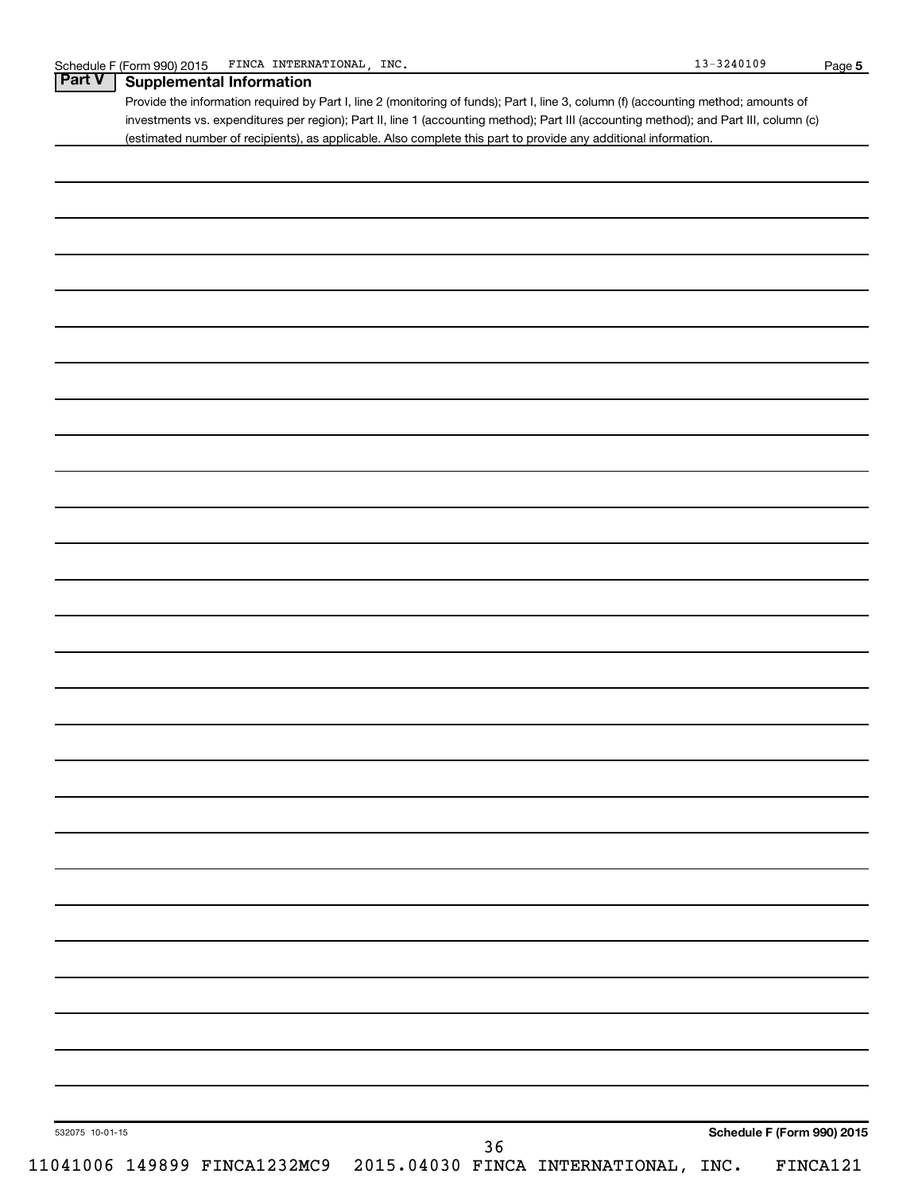## Part V Supplemental Information

Provide the information required by Part I, line 2 (monitoring of funds); Part I, line 3, column (f) (accounting method; amounts of investments vs. expenditures per region); Part II, line 1 (accounting method); Part III (accounting method); and Part III, column (c) (estimated number of recipients), as applicable. Also complete this part to provide any additional information.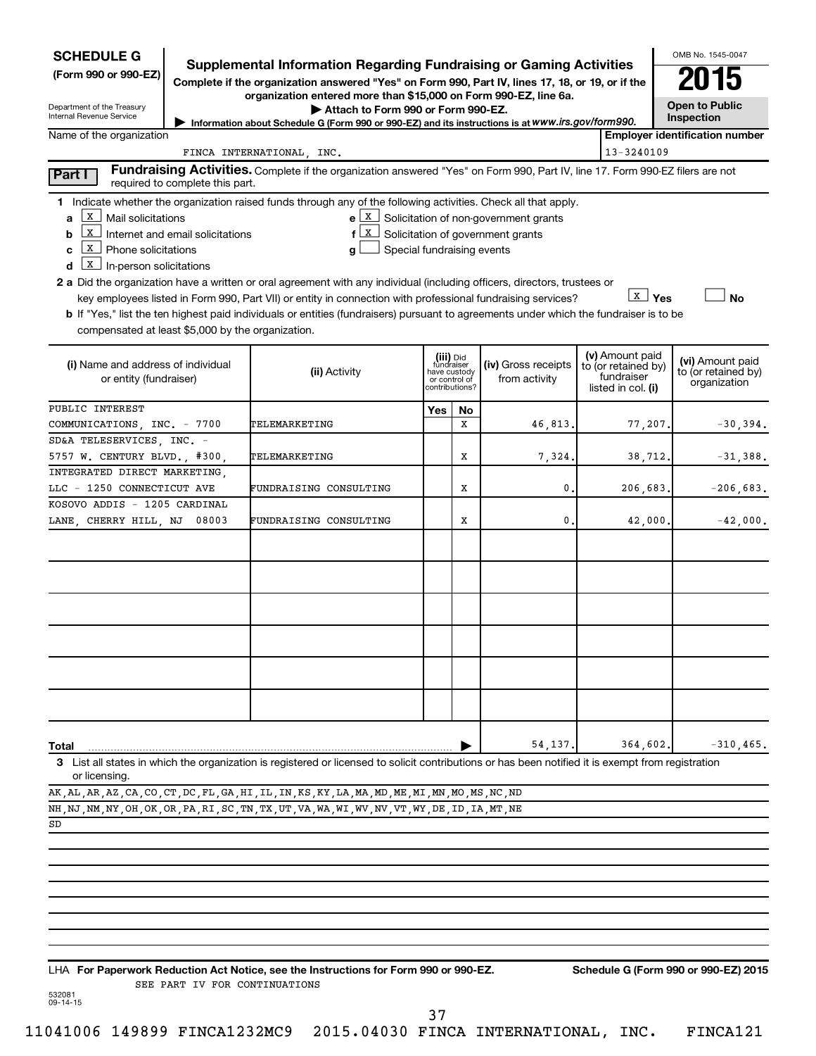**SCHEDULE G**
**(Form 990 or 990-EZ)**

Department of the Treasury
Internal Revenue Service

# Supplemental Information Regarding Fundraising or Gaming Activities

**Complete if the organization answered "Yes" on Form 990, Part IV, lines 17, 18, or 19, or if the organization entered more than $15,000 on Form 990-EZ, line 6a.**

▶ **Attach to Form 990 or Form 990-EZ.**

▶ Information about Schedule G (Form 990 or 990-EZ) and its instructions is at *www.irs.gov/form990.*

OMB No. 1545-0047

**2015**

**Open to Public Inspection**

Name of the organization: FINCA INTERNATIONAL, INC.

**Employer identification number:** 13-3240109

**Part I** **Fundraising Activities.** Complete if the organization answered "Yes" on Form 990, Part IV, line 17. Form 990-EZ filers are not required to complete this part.

**1** Indicate whether the organization raised funds through any of the following activities. Check all that apply.

- **a** [X] Mail solicitations
- **b** [X] Internet and email solicitations
- **c** [X] Phone solicitations
- **d** [X] In-person solicitations
- **e** [X] Solicitation of non-government grants
- **f** [X] Solicitation of government grants
- **g** [ ] Special fundraising events

**2 a** Did the organization have a written or oral agreement with any individual (including officers, directors, trustees or key employees listed in Form 990, Part VII) or entity in connection with professional fundraising services? [X] **Yes** [ ] **No**

**b** If "Yes," list the ten highest paid individuals or entities (fundraisers) pursuant to agreements under which the fundraiser is to be compensated at least $5,000 by the organization.

| **(i)** Name and address of individual or entity (fundraiser) | **(ii)** Activity | **(iii)** Did fundraiser have custody or control of contributions? Yes | No | **(iv)** Gross receipts from activity | **(v)** Amount paid to (or retained by) fundraiser listed in col. **(i)** | **(vi)** Amount paid to (or retained by) organization |
|---|---|---|---|---|---|---|
| PUBLIC INTEREST COMMUNICATIONS, INC. - 7700 | TELEMARKETING | | X | 46,813. | 77,207. | -30,394. |
| SD&A TELESERVICES, INC. - 5757 W. CENTURY BLVD., #300, | TELEMARKETING | | X | 7,324. | 38,712. | -31,388. |
| INTEGRATED DIRECT MARKETING, LLC - 1250 CONNECTICUT AVE | FUNDRAISING CONSULTING | | X | 0. | 206,683. | -206,683. |
| KOSOVO ADDIS - 1205 CARDINAL LANE, CHERRY HILL, NJ 08003 | FUNDRAISING CONSULTING | | X | 0. | 42,000. | -42,000. |
| | | | | | | |
| | | | | | | |
| | | | | | | |
| | | | | | | |
| | | | | | | |
| | | | | | | |
| **Total** | | | ▶ | 54,137. | 364,602. | -310,465. |

**3** List all states in which the organization is registered or licensed to solicit contributions or has been notified it is exempt from registration or licensing.

AK,AL,AR,AZ,CA,CO,CT,DC,FL,GA,HI,IL,IN,KS,KY,LA,MA,MD,ME,MI,MN,MO,MS,NC,ND
NH,NJ,NM,NY,OH,OK,OR,PA,RI,SC,TN,TX,UT,VA,WA,WI,WV,NV,VT,WY,DE,ID,IA,MT,NE
SD

LHA **For Paperwork Reduction Act Notice, see the Instructions for Form 990 or 990-EZ.** **Schedule G (Form 990 or 990-EZ) 2015**

SEE PART IV FOR CONTINUATIONS

532081
09-14-15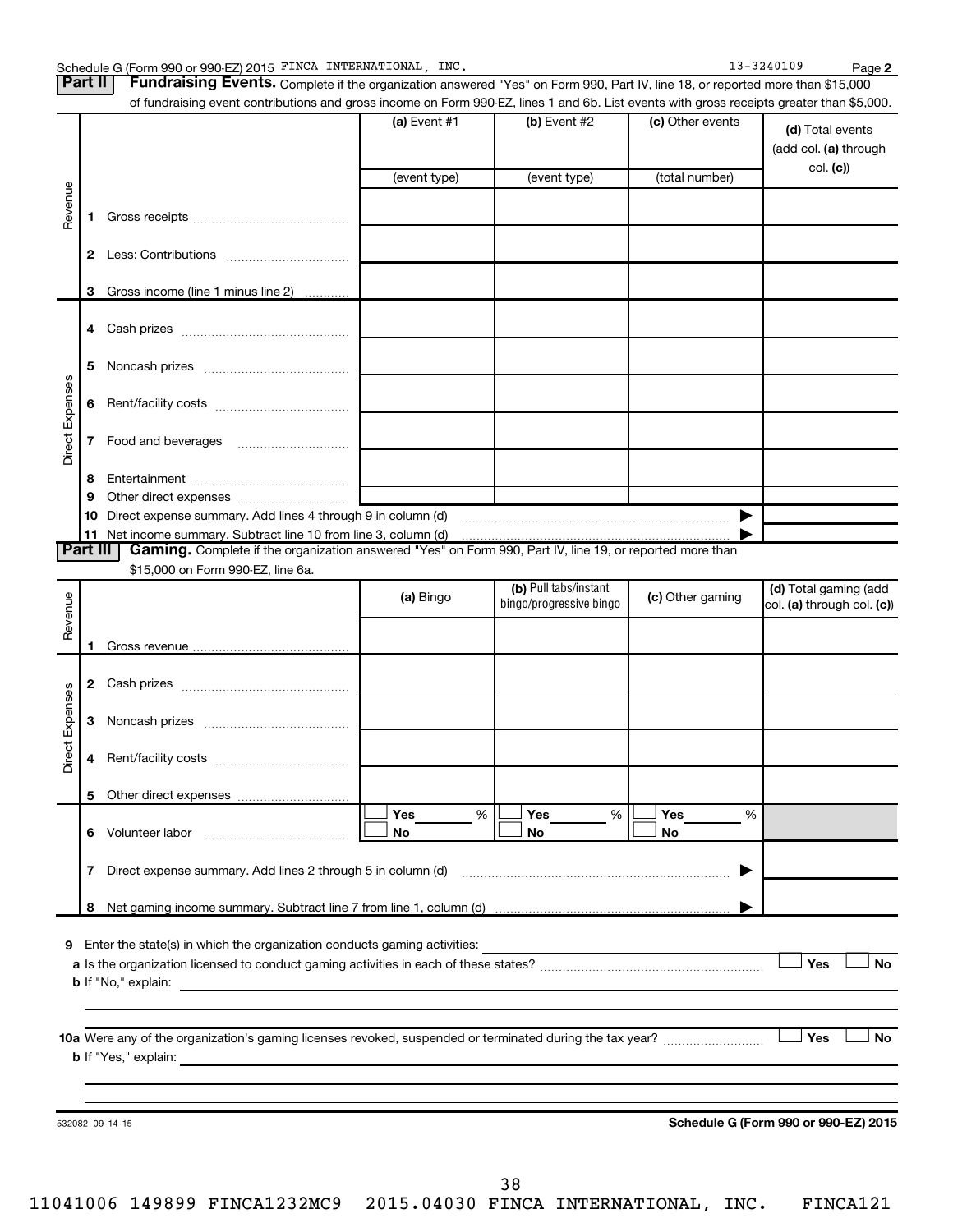Schedule G (Form 990 or 990-EZ) 2015 FINCA INTERNATIONAL, INC. 13-3240109 Page 2

## Part II Fundraising Events.

Complete if the organization answered "Yes" on Form 990, Part IV, line 18, or reported more than $15,000 of fundraising event contributions and gross income on Form 990-EZ, lines 1 and 6b. List events with gross receipts greater than $5,000.

| | | (a) Event #1 | (b) Event #2 | (c) Other events | (d) Total events (add col. (a) through col. (c)) |
|---|---|---|---|---|---|
| | | (event type) | (event type) | (total number) | |
| Revenue | 1 Gross receipts | | | | |
| | 2 Less: Contributions | | | | |
| | 3 Gross income (line 1 minus line 2) | | | | |
| Direct Expenses | 4 Cash prizes | | | | |
| | 5 Noncash prizes | | | | |
| | 6 Rent/facility costs | | | | |
| | 7 Food and beverages | | | | |
| | 8 Entertainment | | | | |
| | 9 Other direct expenses | | | | |
| | 10 Direct expense summary. Add lines 4 through 9 in column (d) | | | | |
| | 11 Net income summary. Subtract line 10 from line 3, column (d) | | | | |

## Part III Gaming.

Complete if the organization answered "Yes" on Form 990, Part IV, line 19, or reported more than $15,000 on Form 990-EZ, line 6a.

| | | (a) Bingo | (b) Pull tabs/instant bingo/progressive bingo | (c) Other gaming | (d) Total gaming (add col. (a) through col. (c)) |
|---|---|---|---|---|---|
| Revenue | 1 Gross revenue | | | | |
| Direct Expenses | 2 Cash prizes | | | | |
| | 3 Noncash prizes | | | | |
| | 4 Rent/facility costs | | | | |
| | 5 Other direct expenses | | | | |
| | 6 Volunteer labor | ☐ Yes ___ % ☐ No | ☐ Yes ___ % ☐ No | ☐ Yes ___ % ☐ No | |
| | 7 Direct expense summary. Add lines 2 through 5 in column (d) | | | | |
| | 8 Net gaming income summary. Subtract line 7 from line 1, column (d) | | | | |

9 Enter the state(s) in which the organization conducts gaming activities: ______

a Is the organization licensed to conduct gaming activities in each of these states? ☐ Yes ☐ No

b If "No," explain: ______

10a Were any of the organization's gaming licenses revoked, suspended or terminated during the tax year? ☐ Yes ☐ No

b If "Yes," explain: ______

532082 09-14-15

Schedule G (Form 990 or 990-EZ) 2015

11041006 149899 FINCA1232MC9 2015.04030 FINCA INTERNATIONAL, INC. FINCA121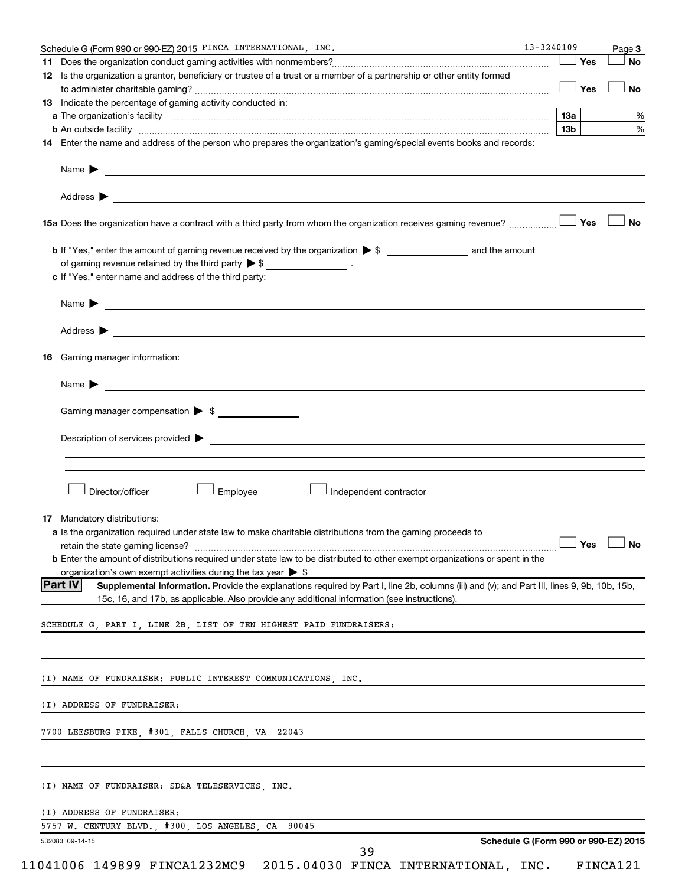Schedule G (Form 990 or 990-EZ) 2015 FINCA INTERNATIONAL, INC. 13-3240109 Page 3

**11** Does the organization conduct gaming activities with nonmembers? ☐ Yes ☐ No

**12** Is the organization a grantor, beneficiary or trustee of a trust or a member of a partnership or other entity formed to administer charitable gaming? ☐ Yes ☐ No

**13** Indicate the percentage of gaming activity conducted in:

**a** The organization's facility **13a** %

**b** An outside facility **13b** %

**14** Enter the name and address of the person who prepares the organization's gaming/special events books and records:

Name ▶

Address ▶

**15a** Does the organization have a contract with a third party from whom the organization receives gaming revenue? ☐ Yes ☐ No

**b** If "Yes," enter the amount of gaming revenue received by the organization ▶ $ __________ and the amount of gaming revenue retained by the third party ▶ $ __________ .

**c** If "Yes," enter name and address of the third party:

Name ▶

Address ▶

**16** Gaming manager information:

Name ▶

Gaming manager compensation ▶ $

Description of services provided ▶

☐ Director/officer ☐ Employee ☐ Independent contractor

**17** Mandatory distributions:

**a** Is the organization required under state law to make charitable distributions from the gaming proceeds to retain the state gaming license? ☐ Yes ☐ No

**b** Enter the amount of distributions required under state law to be distributed to other exempt organizations or spent in the organization's own exempt activities during the tax year ▶ $

**Part IV** **Supplemental Information.** Provide the explanations required by Part I, line 2b, columns (iii) and (v); and Part III, lines 9, 9b, 10b, 15b, 15c, 16, and 17b, as applicable. Also provide any additional information (see instructions).

SCHEDULE G, PART I, LINE 2B, LIST OF TEN HIGHEST PAID FUNDRAISERS:

(I) NAME OF FUNDRAISER: PUBLIC INTEREST COMMUNICATIONS, INC.

(I) ADDRESS OF FUNDRAISER:

7700 LEESBURG PIKE, #301, FALLS CHURCH, VA 22043

(I) NAME OF FUNDRAISER: SD&A TELESERVICES, INC.

(I) ADDRESS OF FUNDRAISER:

5757 W. CENTURY BLVD., #300, LOS ANGELES, CA 90045

532083 09-14-15 **Schedule G (Form 990 or 990-EZ) 2015**

11041006 149899 FINCA1232MC9 2015.04030 FINCA INTERNATIONAL, INC. FINCA121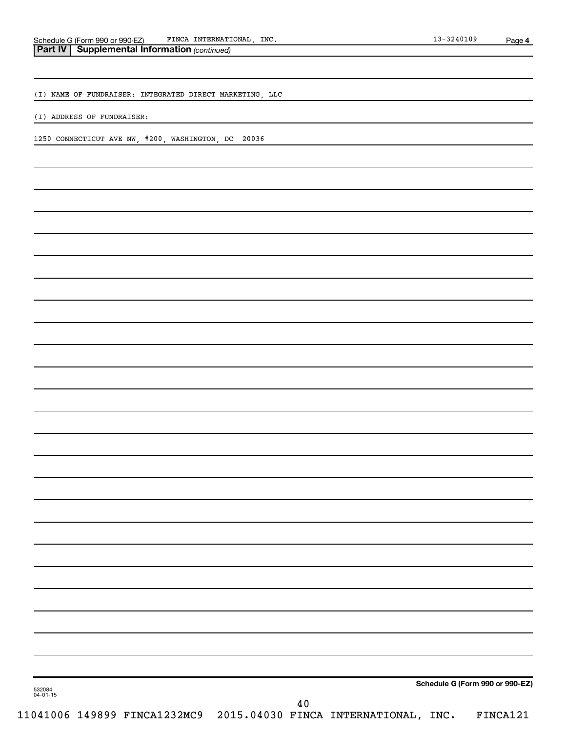**Part IV | Supplemental Information** *(continued)*

(I) NAME OF FUNDRAISER: INTEGRATED DIRECT MARKETING, LLC

(I) ADDRESS OF FUNDRAISER:

1250 CONNECTICUT AVE NW, #200, WASHINGTON, DC 20036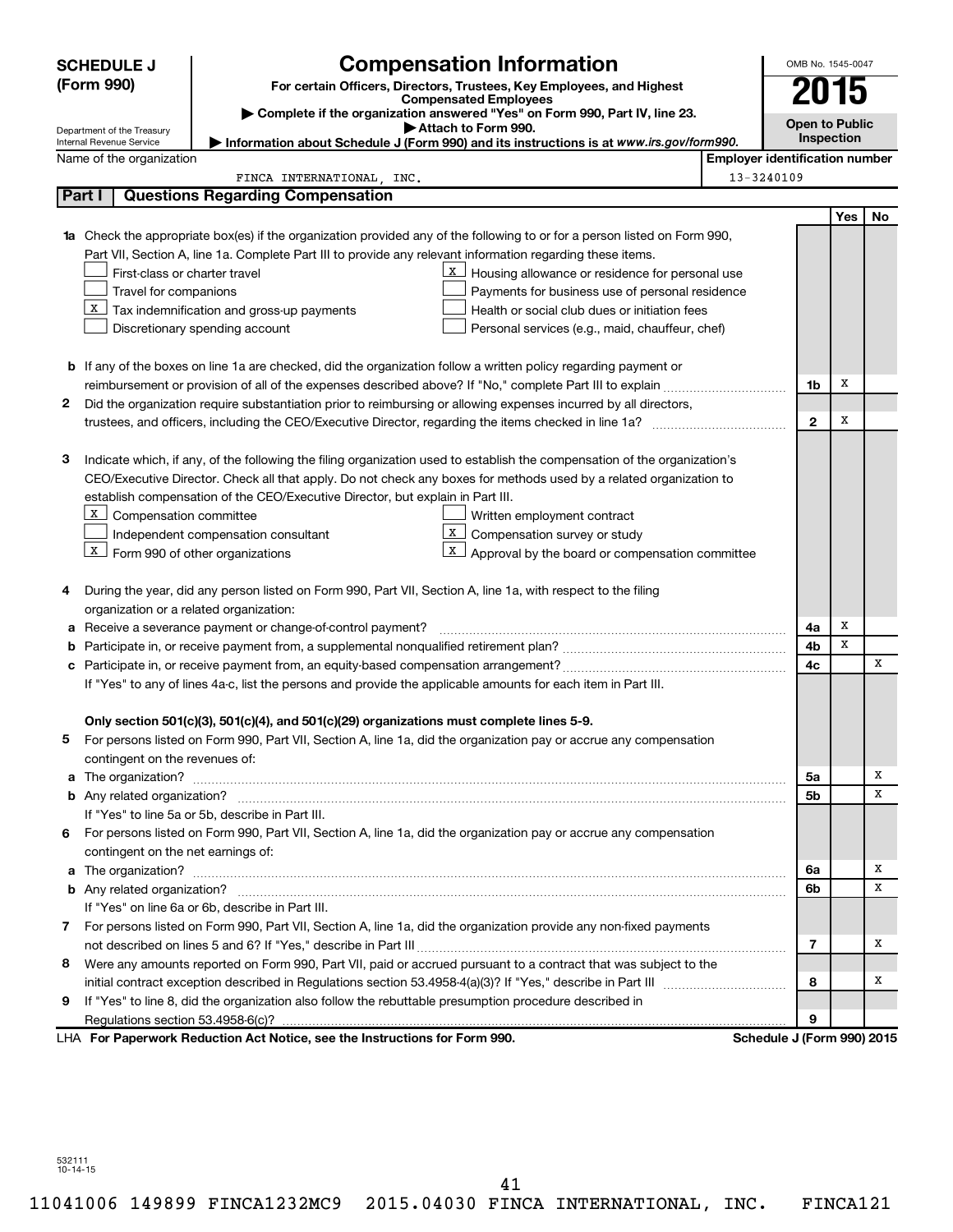# SCHEDULE J (Form 990)

## Compensation Information

**For certain Officers, Directors, Trustees, Key Employees, and Highest Compensated Employees**

▶ Complete if the organization answered "Yes" on Form 990, Part IV, line 23.

▶ Attach to Form 990.

▶ Information about Schedule J (Form 990) and its instructions is at *www.irs.gov/form990.*

Department of the Treasury
Internal Revenue Service

OMB No. 1545-0047

**2015**

**Open to Public Inspection**

| Name of the organization | Employer identification number |
|---|---|
| FINCA INTERNATIONAL, INC. | 13-3240109 |

## Part I — Questions Regarding Compensation

| | | | Yes | No |
|---|---|---|---|---|
| **1a** | Check the appropriate box(es) if the organization provided any of the following to or for a person listed on Form 990, Part VII, Section A, line 1a. Complete Part III to provide any relevant information regarding these items.<br>☐ First-class or charter travel<br>☐ Travel for companions<br>☒ Tax indemnification and gross-up payments<br>☐ Discretionary spending account<br>☒ Housing allowance or residence for personal use<br>☐ Payments for business use of personal residence<br>☐ Health or social club dues or initiation fees<br>☐ Personal services (e.g., maid, chauffeur, chef) | | | |
| **b** | If any of the boxes on line 1a are checked, did the organization follow a written policy regarding payment or reimbursement or provision of all of the expenses described above? If "No," complete Part III to explain | 1b | X | |
| **2** | Did the organization require substantiation prior to reimbursing or allowing expenses incurred by all directors, trustees, and officers, including the CEO/Executive Director, regarding the items checked in line 1a? | 2 | X | |
| **3** | Indicate which, if any, of the following the filing organization used to establish the compensation of the organization's CEO/Executive Director. Check all that apply. Do not check any boxes for methods used by a related organization to establish compensation of the CEO/Executive Director, but explain in Part III.<br>☒ Compensation committee<br>☐ Independent compensation consultant<br>☒ Form 990 of other organizations<br>☐ Written employment contract<br>☒ Compensation survey or study<br>☒ Approval by the board or compensation committee | | | |
| **4** | During the year, did any person listed on Form 990, Part VII, Section A, line 1a, with respect to the filing organization or a related organization: | | | |
| **a** | Receive a severance payment or change-of-control payment? | 4a | X | |
| **b** | Participate in, or receive payment from, a supplemental nonqualified retirement plan? | 4b | X | |
| **c** | Participate in, or receive payment from, an equity-based compensation arrangement? | 4c | | X |
| | If "Yes" to any of lines 4a-c, list the persons and provide the applicable amounts for each item in Part III. | | | |
| | **Only section 501(c)(3), 501(c)(4), and 501(c)(29) organizations must complete lines 5-9.** | | | |
| **5** | For persons listed on Form 990, Part VII, Section A, line 1a, did the organization pay or accrue any compensation contingent on the revenues of: | | | |
| **a** | The organization? | 5a | | X |
| **b** | Any related organization? | 5b | | X |
| | If "Yes" to line 5a or 5b, describe in Part III. | | | |
| **6** | For persons listed on Form 990, Part VII, Section A, line 1a, did the organization pay or accrue any compensation contingent on the net earnings of: | | | |
| **a** | The organization? | 6a | | X |
| **b** | Any related organization? | 6b | | X |
| | If "Yes" on line 6a or 6b, describe in Part III. | | | |
| **7** | For persons listed on Form 990, Part VII, Section A, line 1a, did the organization provide any non-fixed payments not described on lines 5 and 6? If "Yes," describe in Part III | 7 | | X |
| **8** | Were any amounts reported on Form 990, Part VII, paid or accrued pursuant to a contract that was subject to the initial contract exception described in Regulations section 53.4958-4(a)(3)? If "Yes," describe in Part III | 8 | | X |
| **9** | If "Yes" to line 8, did the organization also follow the rebuttable presumption procedure described in Regulations section 53.4958-6(c)? | 9 | | |

LHA **For Paperwork Reduction Act Notice, see the Instructions for Form 990.** **Schedule J (Form 990) 2015**

532111
10-14-15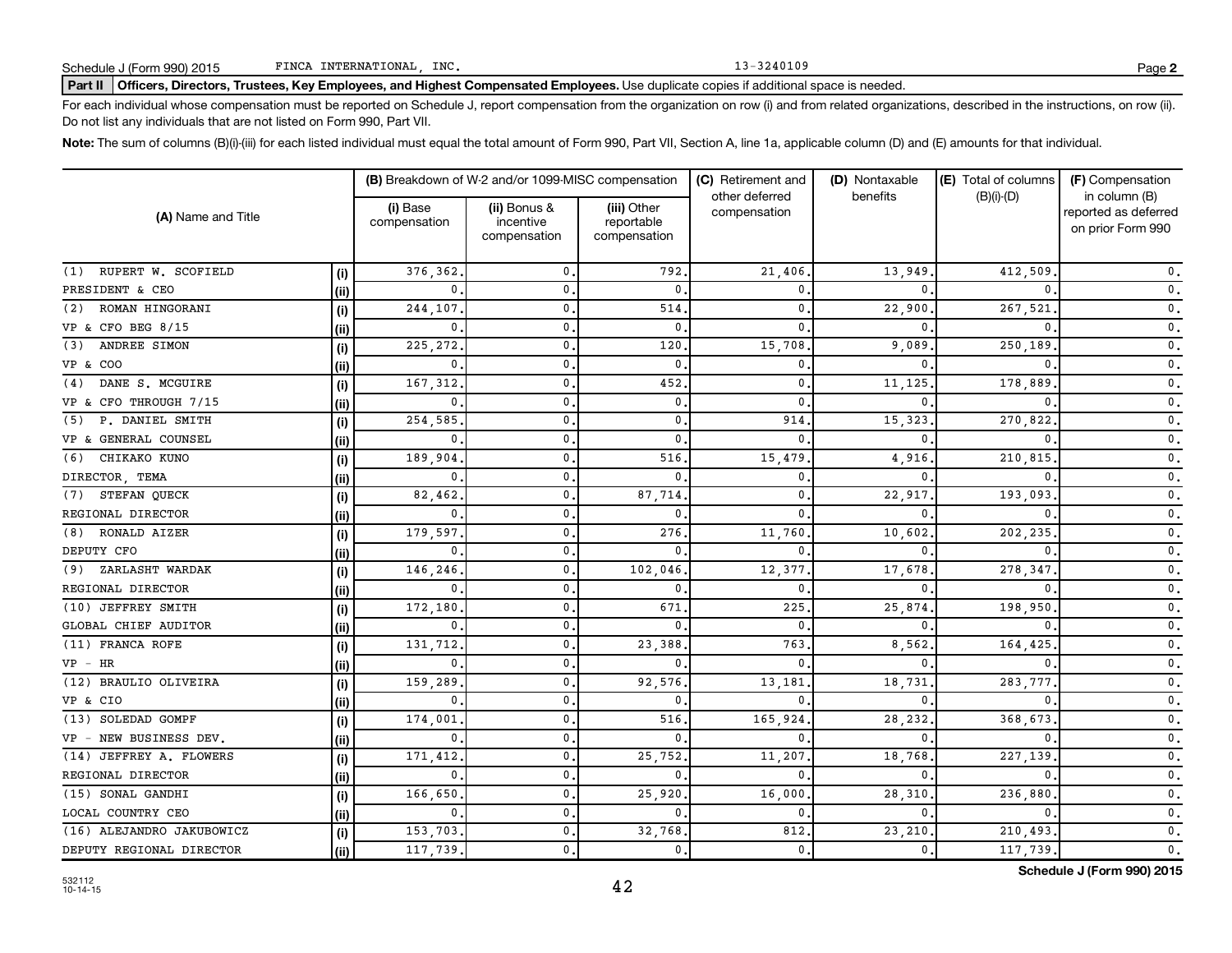Schedule J (Form 990) 2015 FINCA INTERNATIONAL, INC. 13-3240109

## Part II Officers, Directors, Trustees, Key Employees, and Highest Compensated Employees. Use duplicate copies if additional space is needed.

For each individual whose compensation must be reported on Schedule J, report compensation from the organization on row (i) and from related organizations, described in the instructions, on row (ii). Do not list any individuals that are not listed on Form 990, Part VII.

**Note:** The sum of columns (B)(i)-(iii) for each listed individual must equal the total amount of Form 990, Part VII, Section A, line 1a, applicable column (D) and (E) amounts for that individual.

| (A) Name and Title | | (B) Breakdown of W-2 and/or 1099-MISC compensation | | | (C) Retirement and other deferred compensation | (D) Nontaxable benefits | (E) Total of columns (B)(i)-(D) | (F) Compensation in column (B) reported as deferred on prior Form 990 |
|---|---|---|---|---|---|---|---|---|
| | | (i) Base compensation | (ii) Bonus & incentive compensation | (iii) Other reportable compensation | | | | |
| (1) RUPERT W. SCOFIELD | (i) | 376,362. | 0. | 792. | 21,406. | 13,949. | 412,509. | 0. |
| PRESIDENT & CEO | (ii) | 0. | 0. | 0. | 0. | 0. | 0. | 0. |
| (2) ROMAN HINGORANI | (i) | 244,107. | 0. | 514. | 0. | 22,900. | 267,521. | 0. |
| VP & CFO BEG 8/15 | (ii) | 0. | 0. | 0. | 0. | 0. | 0. | 0. |
| (3) ANDREE SIMON | (i) | 225,272. | 0. | 120. | 15,708. | 9,089. | 250,189. | 0. |
| VP & COO | (ii) | 0. | 0. | 0. | 0. | 0. | 0. | 0. |
| (4) DANE S. MCGUIRE | (i) | 167,312. | 0. | 452. | 0. | 11,125. | 178,889. | 0. |
| VP & CFO THROUGH 7/15 | (ii) | 0. | 0. | 0. | 0. | 0. | 0. | 0. |
| (5) P. DANIEL SMITH | (i) | 254,585. | 0. | 0. | 914. | 15,323. | 270,822. | 0. |
| VP & GENERAL COUNSEL | (ii) | 0. | 0. | 0. | 0. | 0. | 0. | 0. |
| (6) CHIKAKO KUNO | (i) | 189,904. | 0. | 516. | 15,479. | 4,916. | 210,815. | 0. |
| DIRECTOR, TEMA | (ii) | 0. | 0. | 0. | 0. | 0. | 0. | 0. |
| (7) STEFAN QUECK | (i) | 82,462. | 0. | 87,714. | 0. | 22,917. | 193,093. | 0. |
| REGIONAL DIRECTOR | (ii) | 0. | 0. | 0. | 0. | 0. | 0. | 0. |
| (8) RONALD AIZER | (i) | 179,597. | 0. | 276. | 11,760. | 10,602. | 202,235. | 0. |
| DEPUTY CFO | (ii) | 0. | 0. | 0. | 0. | 0. | 0. | 0. |
| (9) ZARLASHT WARDAK | (i) | 146,246. | 0. | 102,046. | 12,377. | 17,678. | 278,347. | 0. |
| REGIONAL DIRECTOR | (ii) | 0. | 0. | 0. | 0. | 0. | 0. | 0. |
| (10) JEFFREY SMITH | (i) | 172,180. | 0. | 671. | 225. | 25,874. | 198,950. | 0. |
| GLOBAL CHIEF AUDITOR | (ii) | 0. | 0. | 0. | 0. | 0. | 0. | 0. |
| (11) FRANCA ROFE | (i) | 131,712. | 0. | 23,388. | 763. | 8,562. | 164,425. | 0. |
| VP - HR | (ii) | 0. | 0. | 0. | 0. | 0. | 0. | 0. |
| (12) BRAULIO OLIVEIRA | (i) | 159,289. | 0. | 92,576. | 13,181. | 18,731. | 283,777. | 0. |
| VP & CIO | (ii) | 0. | 0. | 0. | 0. | 0. | 0. | 0. |
| (13) SOLEDAD GOMPF | (i) | 174,001. | 0. | 516. | 165,924. | 28,232. | 368,673. | 0. |
| VP - NEW BUSINESS DEV. | (ii) | 0. | 0. | 0. | 0. | 0. | 0. | 0. |
| (14) JEFFREY A. FLOWERS | (i) | 171,412. | 0. | 25,752. | 11,207. | 18,768. | 227,139. | 0. |
| REGIONAL DIRECTOR | (ii) | 0. | 0. | 0. | 0. | 0. | 0. | 0. |
| (15) SONAL GANDHI | (i) | 166,650. | 0. | 25,920. | 16,000. | 28,310. | 236,880. | 0. |
| LOCAL COUNTRY CEO | (ii) | 0. | 0. | 0. | 0. | 0. | 0. | 0. |
| (16) ALEJANDRO JAKUBOWICZ | (i) | 153,703. | 0. | 32,768. | 812. | 23,210. | 210,493. | 0. |
| DEPUTY REGIONAL DIRECTOR | (ii) | 117,739. | 0. | 0. | 0. | 0. | 117,739. | 0. |

532112 10-14-15

Schedule J (Form 990) 2015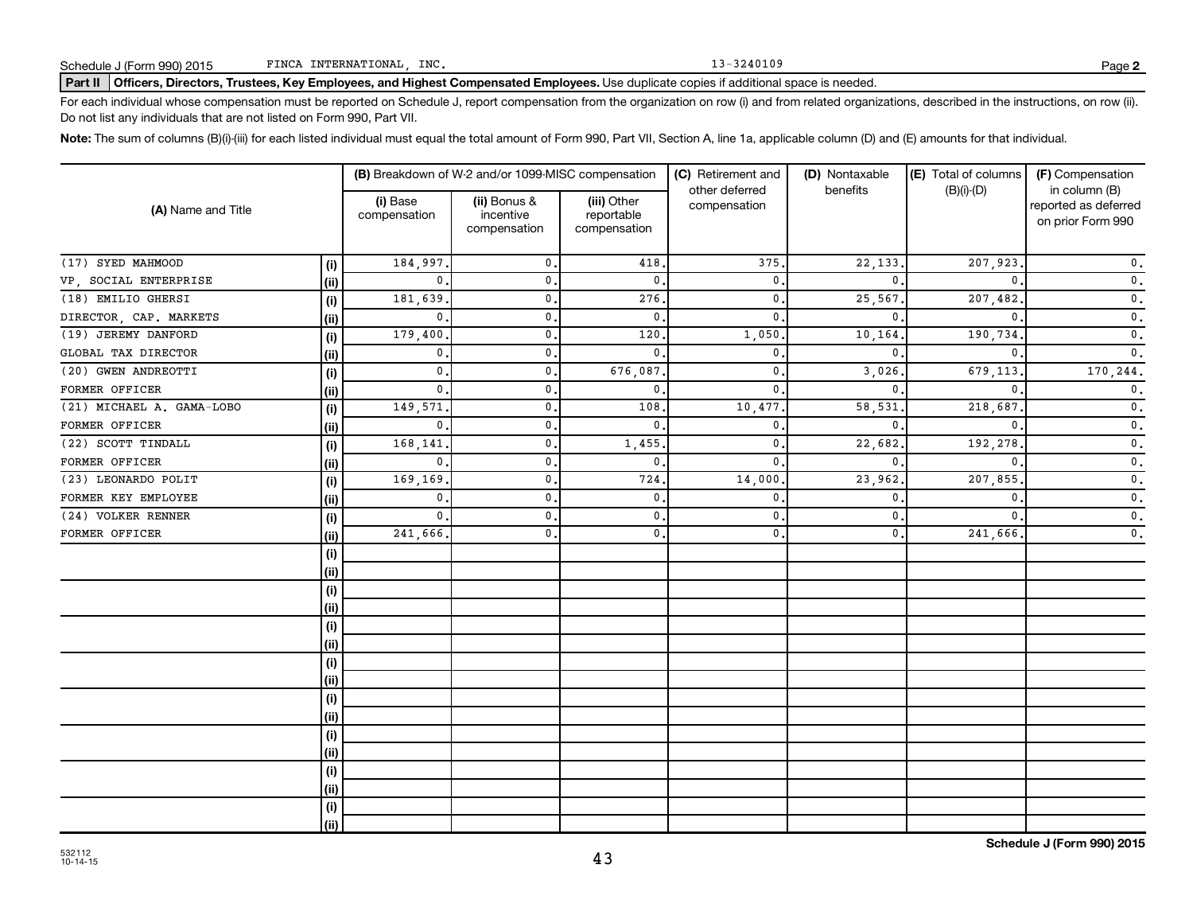Schedule J (Form 990) 2015 FINCA INTERNATIONAL, INC. 13-3240109 Page **2**

**Part II Officers, Directors, Trustees, Key Employees, and Highest Compensated Employees.** Use duplicate copies if additional space is needed.

For each individual whose compensation must be reported on Schedule J, report compensation from the organization on row (i) and from related organizations, described in the instructions, on row (ii). Do not list any individuals that are not listed on Form 990, Part VII.

**Note:** The sum of columns (B)(i)-(iii) for each listed individual must equal the total amount of Form 990, Part VII, Section A, line 1a, applicable column (D) and (E) amounts for that individual.

| (A) Name and Title | | (B) Breakdown of W-2 and/or 1099-MISC compensation | | | (C) Retirement and other deferred compensation | (D) Nontaxable benefits | (E) Total of columns (B)(i)-(D) | (F) Compensation in column (B) reported as deferred on prior Form 990 |
|---|---|---|---|---|---|---|---|---|
| | | (i) Base compensation | (ii) Bonus & incentive compensation | (iii) Other reportable compensation | | | | |
| (17) SYED MAHMOOD | (i) | 184,997. | 0. | 418. | 375. | 22,133. | 207,923. | 0. |
| VP, SOCIAL ENTERPRISE | (ii) | 0. | 0. | 0. | 0. | 0. | 0. | 0. |
| (18) EMILIO GHERSI | (i) | 181,639. | 0. | 276. | 0. | 25,567. | 207,482. | 0. |
| DIRECTOR, CAP. MARKETS | (ii) | 0. | 0. | 0. | 0. | 0. | 0. | 0. |
| (19) JEREMY DANFORD | (i) | 179,400. | 0. | 120. | 1,050. | 10,164. | 190,734. | 0. |
| GLOBAL TAX DIRECTOR | (ii) | 0. | 0. | 0. | 0. | 0. | 0. | 0. |
| (20) GWEN ANDREOTTI | (i) | 0. | 0. | 676,087. | 0. | 3,026. | 679,113. | 170,244. |
| FORMER OFFICER | (ii) | 0. | 0. | 0. | 0. | 0. | 0. | 0. |
| (21) MICHAEL A. GAMA-LOBO | (i) | 149,571. | 0. | 108. | 10,477. | 58,531. | 218,687. | 0. |
| FORMER OFFICER | (ii) | 0. | 0. | 0. | 0. | 0. | 0. | 0. |
| (22) SCOTT TINDALL | (i) | 168,141. | 0. | 1,455. | 0. | 22,682. | 192,278. | 0. |
| FORMER OFFICER | (ii) | 0. | 0. | 0. | 0. | 0. | 0. | 0. |
| (23) LEONARDO POLIT | (i) | 169,169. | 0. | 724. | 14,000. | 23,962. | 207,855. | 0. |
| FORMER KEY EMPLOYEE | (ii) | 0. | 0. | 0. | 0. | 0. | 0. | 0. |
| (24) VOLKER RENNER | (i) | 0. | 0. | 0. | 0. | 0. | 0. | 0. |
| FORMER OFFICER | (ii) | 241,666. | 0. | 0. | 0. | 0. | 241,666. | 0. |
| | (i) | | | | | | | |
| | (ii) | | | | | | | |
| | (i) | | | | | | | |
| | (ii) | | | | | | | |
| | (i) | | | | | | | |
| | (ii) | | | | | | | |
| | (i) | | | | | | | |
| | (ii) | | | | | | | |
| | (i) | | | | | | | |
| | (ii) | | | | | | | |
| | (i) | | | | | | | |
| | (ii) | | | | | | | |
| | (i) | | | | | | | |
| | (ii) | | | | | | | |
| | (i) | | | | | | | |
| | (ii) | | | | | | | |

532112
10-14-15

**Schedule J (Form 990) 2015**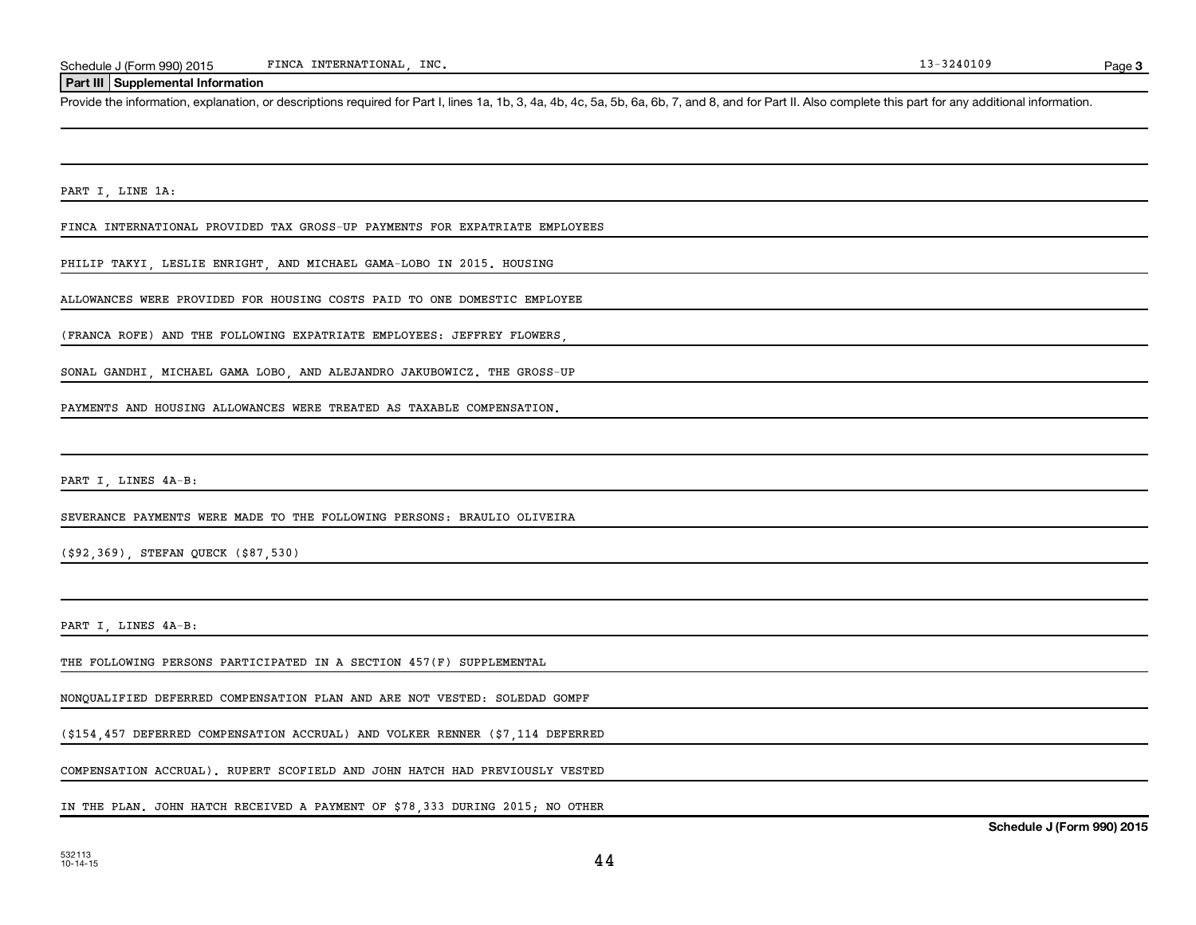## Part III Supplemental Information

Provide the information, explanation, or descriptions required for Part I, lines 1a, 1b, 3, 4a, 4b, 4c, 5a, 5b, 6a, 6b, 7, and 8, and for Part II. Also complete this part for any additional information.

PART I, LINE 1A:

FINCA INTERNATIONAL PROVIDED TAX GROSS-UP PAYMENTS FOR EXPATRIATE EMPLOYEES PHILIP TAKYI, LESLIE ENRIGHT, AND MICHAEL GAMA-LOBO IN 2015. HOUSING ALLOWANCES WERE PROVIDED FOR HOUSING COSTS PAID TO ONE DOMESTIC EMPLOYEE (FRANCA ROFE) AND THE FOLLOWING EXPATRIATE EMPLOYEES: JEFFREY FLOWERS, SONAL GANDHI, MICHAEL GAMA LOBO, AND ALEJANDRO JAKUBOWICZ. THE GROSS-UP PAYMENTS AND HOUSING ALLOWANCES WERE TREATED AS TAXABLE COMPENSATION.

PART I, LINES 4A-B:

SEVERANCE PAYMENTS WERE MADE TO THE FOLLOWING PERSONS: BRAULIO OLIVEIRA ($92,369), STEFAN QUECK ($87,530)

PART I, LINES 4A-B:

THE FOLLOWING PERSONS PARTICIPATED IN A SECTION 457(F) SUPPLEMENTAL NONQUALIFIED DEFERRED COMPENSATION PLAN AND ARE NOT VESTED: SOLEDAD GOMPF ($154,457 DEFERRED COMPENSATION ACCRUAL) AND VOLKER RENNER ($7,114 DEFERRED COMPENSATION ACCRUAL). RUPERT SCOFIELD AND JOHN HATCH HAD PREVIOUSLY VESTED IN THE PLAN. JOHN HATCH RECEIVED A PAYMENT OF $78,333 DURING 2015; NO OTHER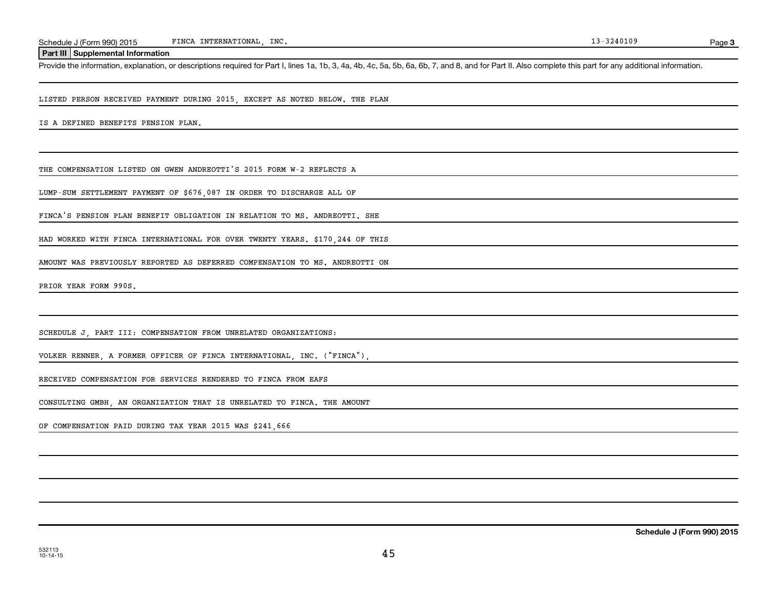## Part III Supplemental Information

Provide the information, explanation, or descriptions required for Part I, lines 1a, 1b, 3, 4a, 4b, 4c, 5a, 5b, 6a, 6b, 7, and 8, and for Part II. Also complete this part for any additional information.

LISTED PERSON RECEIVED PAYMENT DURING 2015, EXCEPT AS NOTED BELOW. THE PLAN IS A DEFINED BENEFITS PENSION PLAN.

THE COMPENSATION LISTED ON GWEN ANDREOTTI'S 2015 FORM W-2 REFLECTS A LUMP-SUM SETTLEMENT PAYMENT OF $676,087 IN ORDER TO DISCHARGE ALL OF FINCA'S PENSION PLAN BENEFIT OBLIGATION IN RELATION TO MS. ANDREOTTI. SHE HAD WORKED WITH FINCA INTERNATIONAL FOR OVER TWENTY YEARS. $170,244 OF THIS AMOUNT WAS PREVIOUSLY REPORTED AS DEFERRED COMPENSATION TO MS. ANDREOTTI ON PRIOR YEAR FORM 990S.

SCHEDULE J, PART III: COMPENSATION FROM UNRELATED ORGANIZATIONS:

VOLKER RENNER, A FORMER OFFICER OF FINCA INTERNATIONAL, INC. ("FINCA"), RECEIVED COMPENSATION FOR SERVICES RENDERED TO FINCA FROM EAFS CONSULTING GMBH, AN ORGANIZATION THAT IS UNRELATED TO FINCA. THE AMOUNT OF COMPENSATION PAID DURING TAX YEAR 2015 WAS $241,666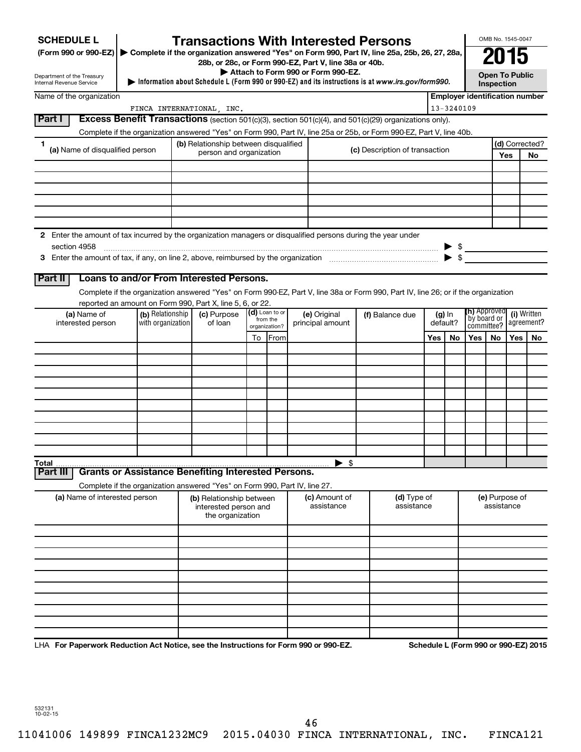# SCHEDULE L (Form 990 or 990-EZ)

# Transactions With Interested Persons

▶ Complete if the organization answered "Yes" on Form 990, Part IV, line 25a, 25b, 26, 27, 28a, 28b, or 28c, or Form 990-EZ, Part V, line 38a or 40b.

▶ Attach to Form 990 or Form 990-EZ.

▶ Information about Schedule L (Form 990 or 990-EZ) and its instructions is at *www.irs.gov/form990.*

Department of the Treasury
Internal Revenue Service

OMB No. 1545-0047

**2015**

**Open To Public Inspection**

Name of the organization: FINCA INTERNATIONAL, INC.

**Employer identification number**: 13-3240109

## Part I — Excess Benefit Transactions (section 501(c)(3), section 501(c)(4), and 501(c)(29) organizations only).

Complete if the organization answered "Yes" on Form 990, Part IV, line 25a or 25b, or Form 990-EZ, Part V, line 40b.

| 1 (a) Name of disqualified person | (b) Relationship between disqualified person and organization | (c) Description of transaction | (d) Corrected? Yes | No |
|---|---|---|---|---|
| | | | | |
| | | | | |
| | | | | |
| | | | | |
| | | | | |
| | | | | |

**2** Enter the amount of tax incurred by the organization managers or disqualified persons during the year under section 4958 ▶ $

**3** Enter the amount of tax, if any, on line 2, above, reimbursed by the organization ▶ $

## Part II — Loans to and/or From Interested Persons.

Complete if the organization answered "Yes" on Form 990-EZ, Part V, line 38a or Form 990, Part IV, line 26; or if the organization reported an amount on Form 990, Part X, line 5, 6, or 22.

| (a) Name of interested person | (b) Relationship with organization | (c) Purpose of loan | (d) Loan to or from the organization? To | From | (e) Original principal amount | (f) Balance due | (g) In default? Yes | No | (h) Approved by board or committee? Yes | No | (i) Written agreement? Yes | No |
|---|---|---|---|---|---|---|---|---|---|---|---|---|
| | | | | | | | | | | | | |
| | | | | | | | | | | | | |
| | | | | | | | | | | | | |
| | | | | | | | | | | | | |
| | | | | | | | | | | | | |
| | | | | | | | | | | | | |
| | | | | | | | | | | | | |
| | | | | | | | | | | | | |
| | | | | | | | | | | | | |
| | | | | | | | | | | | | |
| **Total** | | | | | ▶ $ | | | | | | | |

## Part III — Grants or Assistance Benefiting Interested Persons.

Complete if the organization answered "Yes" on Form 990, Part IV, line 27.

| (a) Name of interested person | (b) Relationship between interested person and the organization | (c) Amount of assistance | (d) Type of assistance | (e) Purpose of assistance |
|---|---|---|---|---|
| | | | | |
| | | | | |
| | | | | |
| | | | | |
| | | | | |
| | | | | |
| | | | | |
| | | | | |
| | | | | |
| | | | | |

LHA **For Paperwork Reduction Act Notice, see the Instructions for Form 990 or 990-EZ.** **Schedule L (Form 990 or 990-EZ) 2015**

532131
10-02-15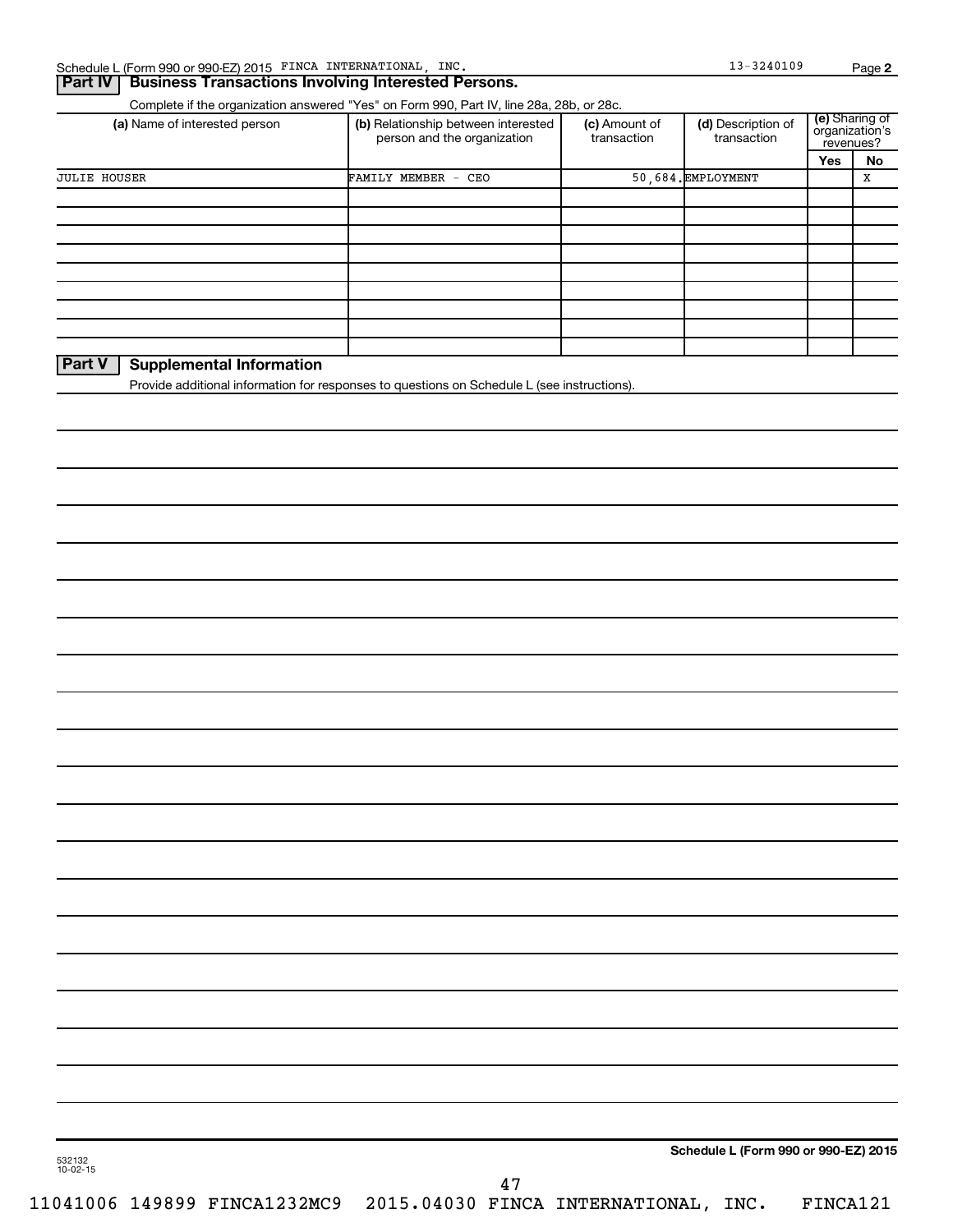Schedule L (Form 990 or 990-EZ) 2015 FINCA INTERNATIONAL, INC. 13-3240109

## Part IV | Business Transactions Involving Interested Persons.

Complete if the organization answered "Yes" on Form 990, Part IV, line 28a, 28b, or 28c.

| (a) Name of interested person | (b) Relationship between interested person and the organization | (c) Amount of transaction | (d) Description of transaction | (e) Sharing of organization's revenues? | |
|---|---|---|---|---|---|
| | | | | Yes | No |
| JULIE HOUSER | FAMILY MEMBER - CEO | 50,684. | EMPLOYMENT | | X |
| | | | | | |
| | | | | | |
| | | | | | |
| | | | | | |
| | | | | | |
| | | | | | |
| | | | | | |
| | | | | | |
| | | | | | |

## Part V | Supplemental Information

Provide additional information for responses to questions on Schedule L (see instructions).

Schedule L (Form 990 or 990-EZ) 2015

532132
10-02-15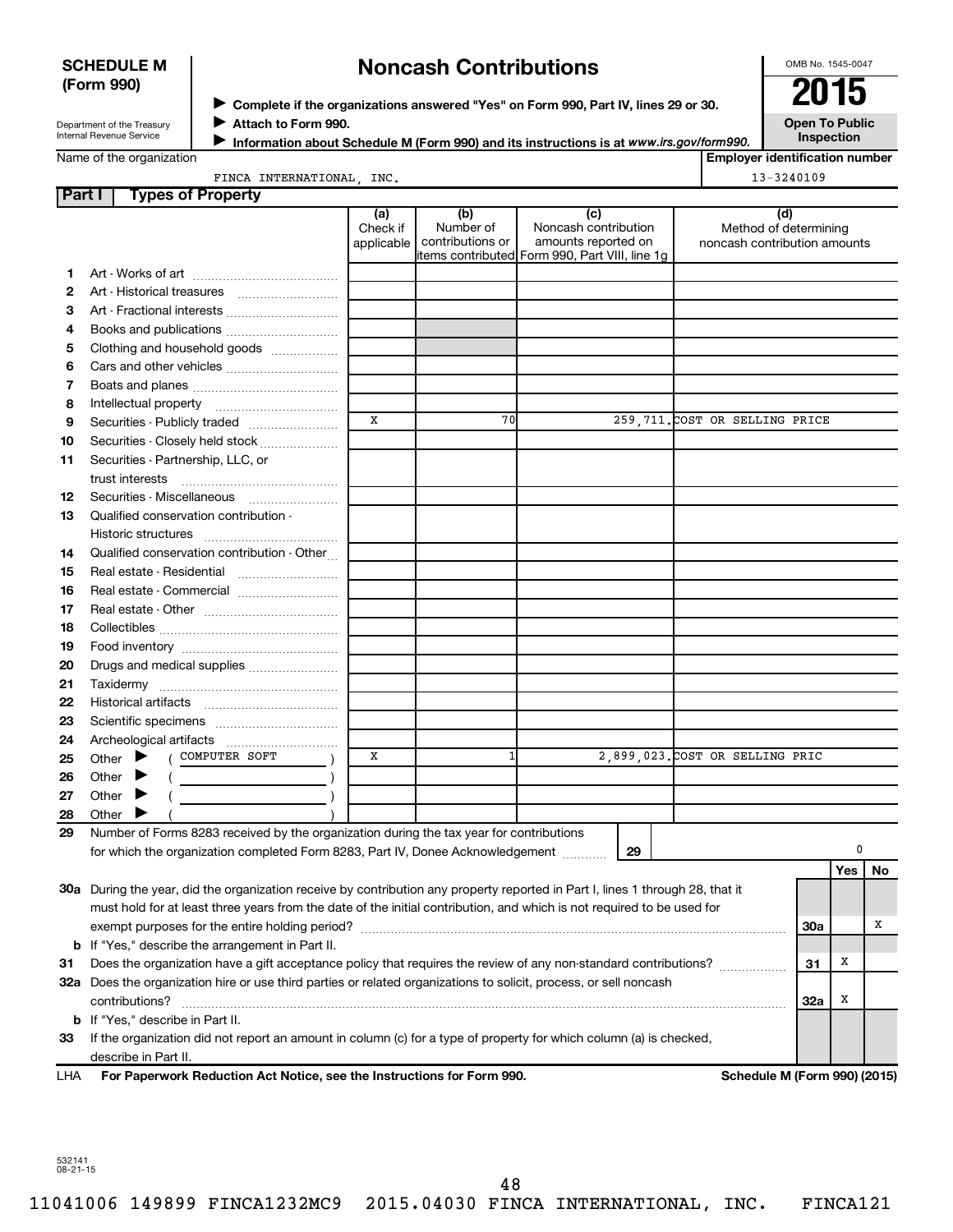# SCHEDULE M (Form 990)

Department of the Treasury
Internal Revenue Service

## Noncash Contributions

▶ **Complete if the organizations answered "Yes" on Form 990, Part IV, lines 29 or 30.**
▶ **Attach to Form 990.**
▶ **Information about Schedule M (Form 990) and its instructions is at *www.irs.gov/form990*.**

OMB No. 1545-0047

**2015**

**Open To Public Inspection**

Name of the organization: FINCA INTERNATIONAL, INC.

Employer identification number: 13-3240109

**Part I — Types of Property**

| | | (a) Check if applicable | (b) Number of contributions or items contributed | (c) Noncash contribution amounts reported on Form 990, Part VIII, line 1g | (d) Method of determining noncash contribution amounts |
|---|---|---|---|---|---|
| 1 | Art - Works of art | | | | |
| 2 | Art - Historical treasures | | | | |
| 3 | Art - Fractional interests | | | | |
| 4 | Books and publications | | | | |
| 5 | Clothing and household goods | | | | |
| 6 | Cars and other vehicles | | | | |
| 7 | Boats and planes | | | | |
| 8 | Intellectual property | | | | |
| 9 | Securities - Publicly traded | X | 70 | 259,711. | COST OR SELLING PRICE |
| 10 | Securities - Closely held stock | | | | |
| 11 | Securities - Partnership, LLC, or trust interests | | | | |
| 12 | Securities - Miscellaneous | | | | |
| 13 | Qualified conservation contribution - Historic structures | | | | |
| 14 | Qualified conservation contribution - Other | | | | |
| 15 | Real estate - Residential | | | | |
| 16 | Real estate - Commercial | | | | |
| 17 | Real estate - Other | | | | |
| 18 | Collectibles | | | | |
| 19 | Food inventory | | | | |
| 20 | Drugs and medical supplies | | | | |
| 21 | Taxidermy | | | | |
| 22 | Historical artifacts | | | | |
| 23 | Scientific specimens | | | | |
| 24 | Archeological artifacts | | | | |
| 25 | Other ▶ ( COMPUTER SOFT ) | X | 1 | 2,899,023. | COST OR SELLING PRIC |
| 26 | Other ▶ ( ) | | | | |
| 27 | Other ▶ ( ) | | | | |
| 28 | Other ▶ ( ) | | | | |

29 Number of Forms 8283 received by the organization during the tax year for contributions for which the organization completed Form 8283, Part IV, Donee Acknowledgement ..... **29** &nbsp; 0

| | | | Yes | No |
|---|---|---|---|---|
| 30a | During the year, did the organization receive by contribution any property reported in Part I, lines 1 through 28, that it must hold for at least three years from the date of the initial contribution, and which is not required to be used for exempt purposes for the entire holding period? | 30a | | X |
| b | If "Yes," describe the arrangement in Part II. | | | |
| 31 | Does the organization have a gift acceptance policy that requires the review of any non-standard contributions? | 31 | X | |
| 32a | Does the organization hire or use third parties or related organizations to solicit, process, or sell noncash contributions? | 32a | X | |
| b | If "Yes," describe in Part II. | | | |
| 33 | If the organization did not report an amount in column (c) for a type of property for which column (a) is checked, describe in Part II. | | | |

LHA **For Paperwork Reduction Act Notice, see the Instructions for Form 990.** **Schedule M (Form 990) (2015)**

532141
08-21-15

11041006 149899 FINCA1232MC9 2015.04030 FINCA INTERNATIONAL, INC. FINCA121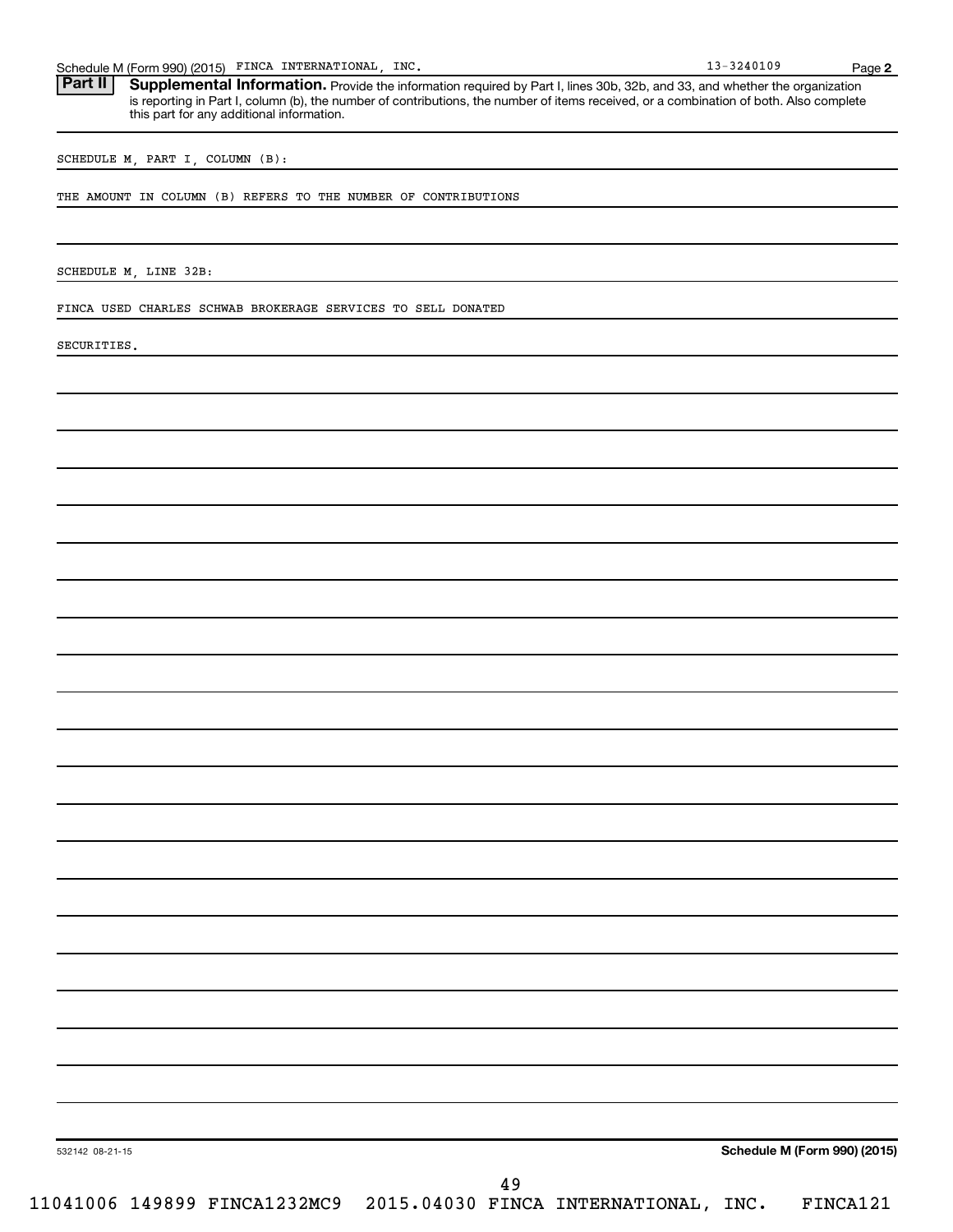## Part II Supplemental Information.

Provide the information required by Part I, lines 30b, 32b, and 33, and whether the organization is reporting in Part I, column (b), the number of contributions, the number of items received, or a combination of both. Also complete this part for any additional information.

SCHEDULE M, PART I, COLUMN (B):

THE AMOUNT IN COLUMN (B) REFERS TO THE NUMBER OF CONTRIBUTIONS

SCHEDULE M, LINE 32B:

FINCA USED CHARLES SCHWAB BROKERAGE SERVICES TO SELL DONATED SECURITIES.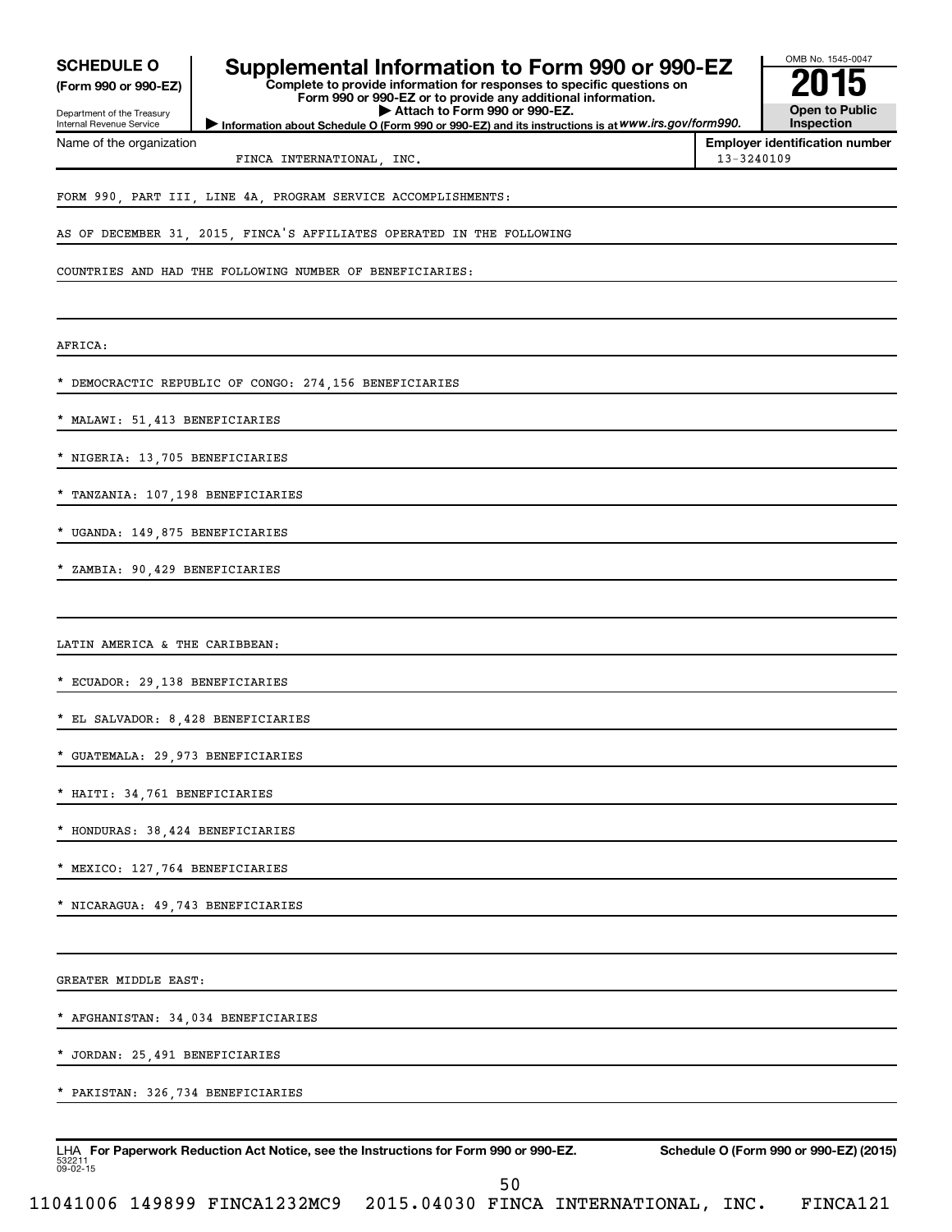**SCHEDULE O** **(Form 990 or 990-EZ)**

Department of the Treasury
Internal Revenue Service

# Supplemental Information to Form 990 or 990-EZ

**Complete to provide information for responses to specific questions on Form 990 or 990-EZ or to provide any additional information.**
**▶ Attach to Form 990 or 990-EZ.**
**▶ Information about Schedule O (Form 990 or 990-EZ) and its instructions is at *www.irs.gov/form990.***

OMB No. 1545-0047
**2015**
**Open to Public Inspection**

Name of the organization: FINCA INTERNATIONAL, INC.
**Employer identification number**: 13-3240109

FORM 990, PART III, LINE 4A, PROGRAM SERVICE ACCOMPLISHMENTS:

AS OF DECEMBER 31, 2015, FINCA'S AFFILIATES OPERATED IN THE FOLLOWING COUNTRIES AND HAD THE FOLLOWING NUMBER OF BENEFICIARIES:

AFRICA:

* DEMOCRACTIC REPUBLIC OF CONGO: 274,156 BENEFICIARIES
* MALAWI: 51,413 BENEFICIARIES
* NIGERIA: 13,705 BENEFICIARIES
* TANZANIA: 107,198 BENEFICIARIES
* UGANDA: 149,875 BENEFICIARIES
* ZAMBIA: 90,429 BENEFICIARIES

LATIN AMERICA & THE CARIBBEAN:

* ECUADOR: 29,138 BENEFICIARIES
* EL SALVADOR: 8,428 BENEFICIARIES
* GUATEMALA: 29,973 BENEFICIARIES
* HAITI: 34,761 BENEFICIARIES
* HONDURAS: 38,424 BENEFICIARIES
* MEXICO: 127,764 BENEFICIARIES
* NICARAGUA: 49,743 BENEFICIARIES

GREATER MIDDLE EAST:

* AFGHANISTAN: 34,034 BENEFICIARIES
* JORDAN: 25,491 BENEFICIARIES
* PAKISTAN: 326,734 BENEFICIARIES

LHA **For Paperwork Reduction Act Notice, see the Instructions for Form 990 or 990-EZ.** **Schedule O (Form 990 or 990-EZ) (2015)**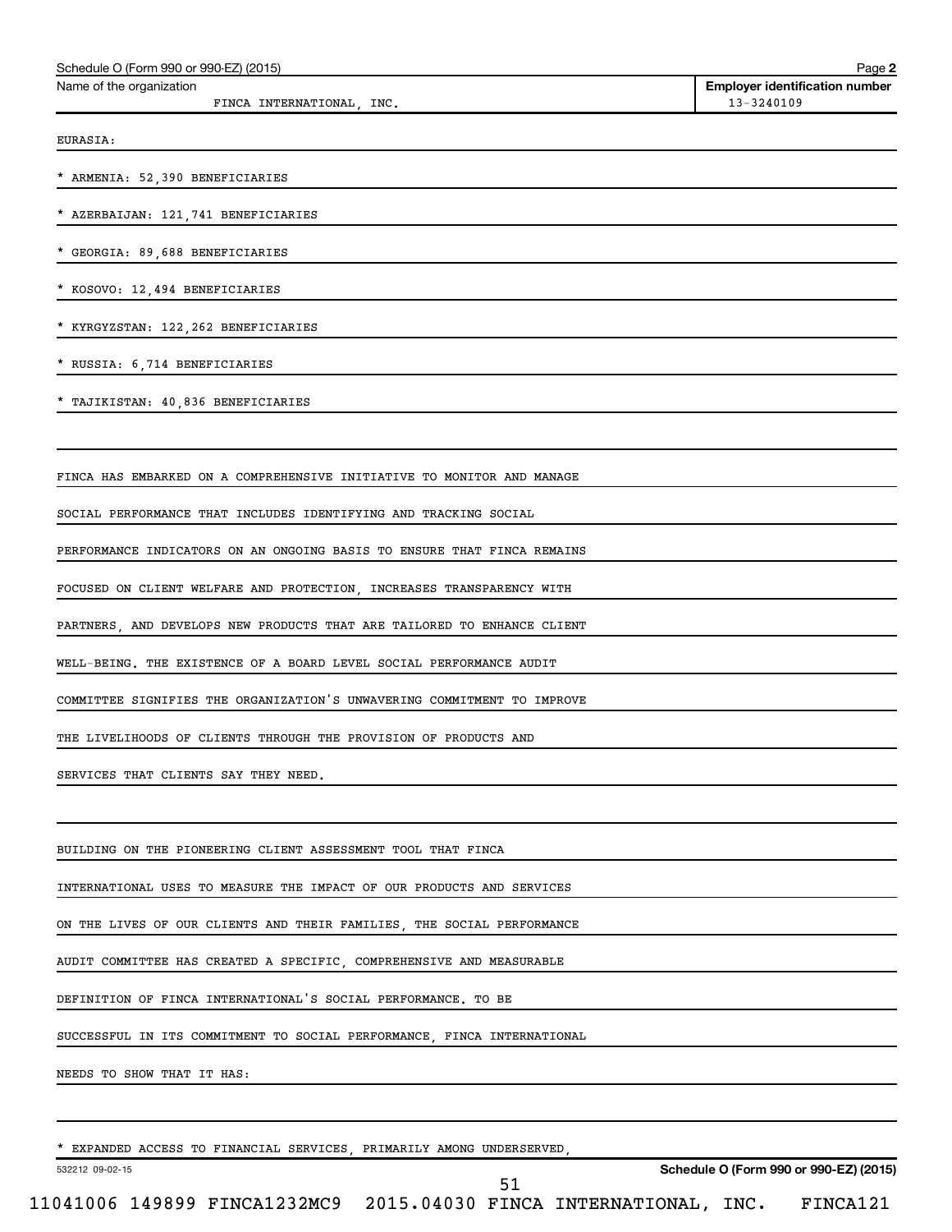EURASIA:

* ARMENIA: 52,390 BENEFICIARIES

* AZERBAIJAN: 121,741 BENEFICIARIES

* GEORGIA: 89,688 BENEFICIARIES

* KOSOVO: 12,494 BENEFICIARIES

* KYRGYZSTAN: 122,262 BENEFICIARIES

* RUSSIA: 6,714 BENEFICIARIES

* TAJIKISTAN: 40,836 BENEFICIARIES

FINCA HAS EMBARKED ON A COMPREHENSIVE INITIATIVE TO MONITOR AND MANAGE SOCIAL PERFORMANCE THAT INCLUDES IDENTIFYING AND TRACKING SOCIAL PERFORMANCE INDICATORS ON AN ONGOING BASIS TO ENSURE THAT FINCA REMAINS FOCUSED ON CLIENT WELFARE AND PROTECTION, INCREASES TRANSPARENCY WITH PARTNERS, AND DEVELOPS NEW PRODUCTS THAT ARE TAILORED TO ENHANCE CLIENT WELL-BEING. THE EXISTENCE OF A BOARD LEVEL SOCIAL PERFORMANCE AUDIT COMMITTEE SIGNIFIES THE ORGANIZATION'S UNWAVERING COMMITMENT TO IMPROVE THE LIVELIHOODS OF CLIENTS THROUGH THE PROVISION OF PRODUCTS AND SERVICES THAT CLIENTS SAY THEY NEED.

BUILDING ON THE PIONEERING CLIENT ASSESSMENT TOOL THAT FINCA INTERNATIONAL USES TO MEASURE THE IMPACT OF OUR PRODUCTS AND SERVICES ON THE LIVES OF OUR CLIENTS AND THEIR FAMILIES, THE SOCIAL PERFORMANCE AUDIT COMMITTEE HAS CREATED A SPECIFIC, COMPREHENSIVE AND MEASURABLE DEFINITION OF FINCA INTERNATIONAL'S SOCIAL PERFORMANCE. TO BE SUCCESSFUL IN ITS COMMITMENT TO SOCIAL PERFORMANCE, FINCA INTERNATIONAL NEEDS TO SHOW THAT IT HAS:

* EXPANDED ACCESS TO FINANCIAL SERVICES, PRIMARILY AMONG UNDERSERVED,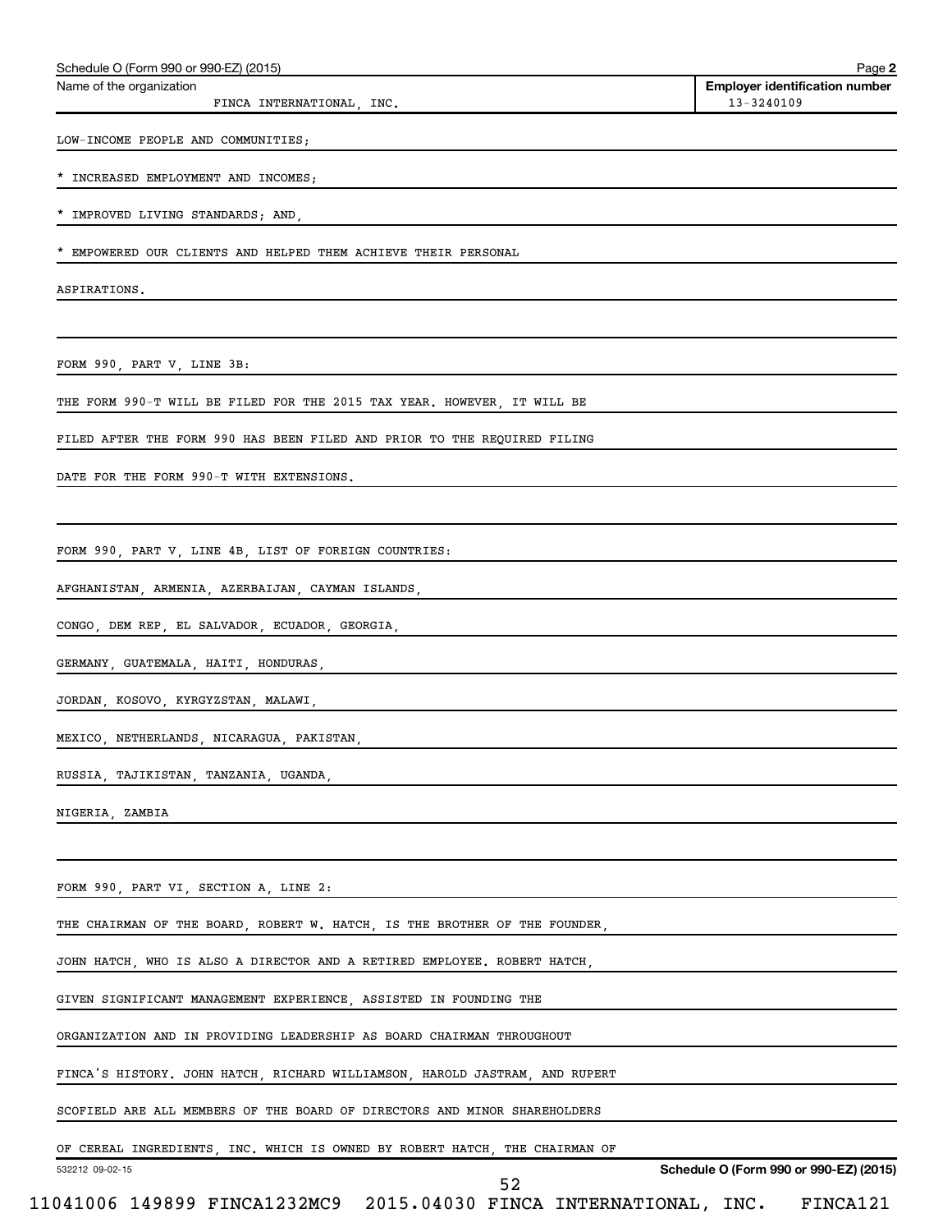Schedule O (Form 990 or 990-EZ) (2015) Page **2**

| Name of the organization | Employer identification number |
|---|---|
| FINCA INTERNATIONAL, INC. | 13-3240109 |

LOW-INCOME PEOPLE AND COMMUNITIES;

* INCREASED EMPLOYMENT AND INCOMES;

* IMPROVED LIVING STANDARDS; AND,

* EMPOWERED OUR CLIENTS AND HELPED THEM ACHIEVE THEIR PERSONAL ASPIRATIONS.

FORM 990, PART V, LINE 3B:

THE FORM 990-T WILL BE FILED FOR THE 2015 TAX YEAR. HOWEVER, IT WILL BE FILED AFTER THE FORM 990 HAS BEEN FILED AND PRIOR TO THE REQUIRED FILING DATE FOR THE FORM 990-T WITH EXTENSIONS.

FORM 990, PART V, LINE 4B, LIST OF FOREIGN COUNTRIES:

AFGHANISTAN, ARMENIA, AZERBAIJAN, CAYMAN ISLANDS,
CONGO, DEM REP, EL SALVADOR, ECUADOR, GEORGIA,
GERMANY, GUATEMALA, HAITI, HONDURAS,
JORDAN, KOSOVO, KYRGYZSTAN, MALAWI,
MEXICO, NETHERLANDS, NICARAGUA, PAKISTAN,
RUSSIA, TAJIKISTAN, TANZANIA, UGANDA,
NIGERIA, ZAMBIA

FORM 990, PART VI, SECTION A, LINE 2:

THE CHAIRMAN OF THE BOARD, ROBERT W. HATCH, IS THE BROTHER OF THE FOUNDER, JOHN HATCH, WHO IS ALSO A DIRECTOR AND A RETIRED EMPLOYEE. ROBERT HATCH, GIVEN SIGNIFICANT MANAGEMENT EXPERIENCE, ASSISTED IN FOUNDING THE ORGANIZATION AND IN PROVIDING LEADERSHIP AS BOARD CHAIRMAN THROUGHOUT FINCA'S HISTORY. JOHN HATCH, RICHARD WILLIAMSON, HAROLD JASTRAM, AND RUPERT SCOFIELD ARE ALL MEMBERS OF THE BOARD OF DIRECTORS AND MINOR SHAREHOLDERS OF CEREAL INGREDIENTS, INC. WHICH IS OWNED BY ROBERT HATCH, THE CHAIRMAN OF

532212 09-02-15 **Schedule O (Form 990 or 990-EZ) (2015)**

11041006 149899 FINCA1232MC9 2015.04030 FINCA INTERNATIONAL, INC. FINCA121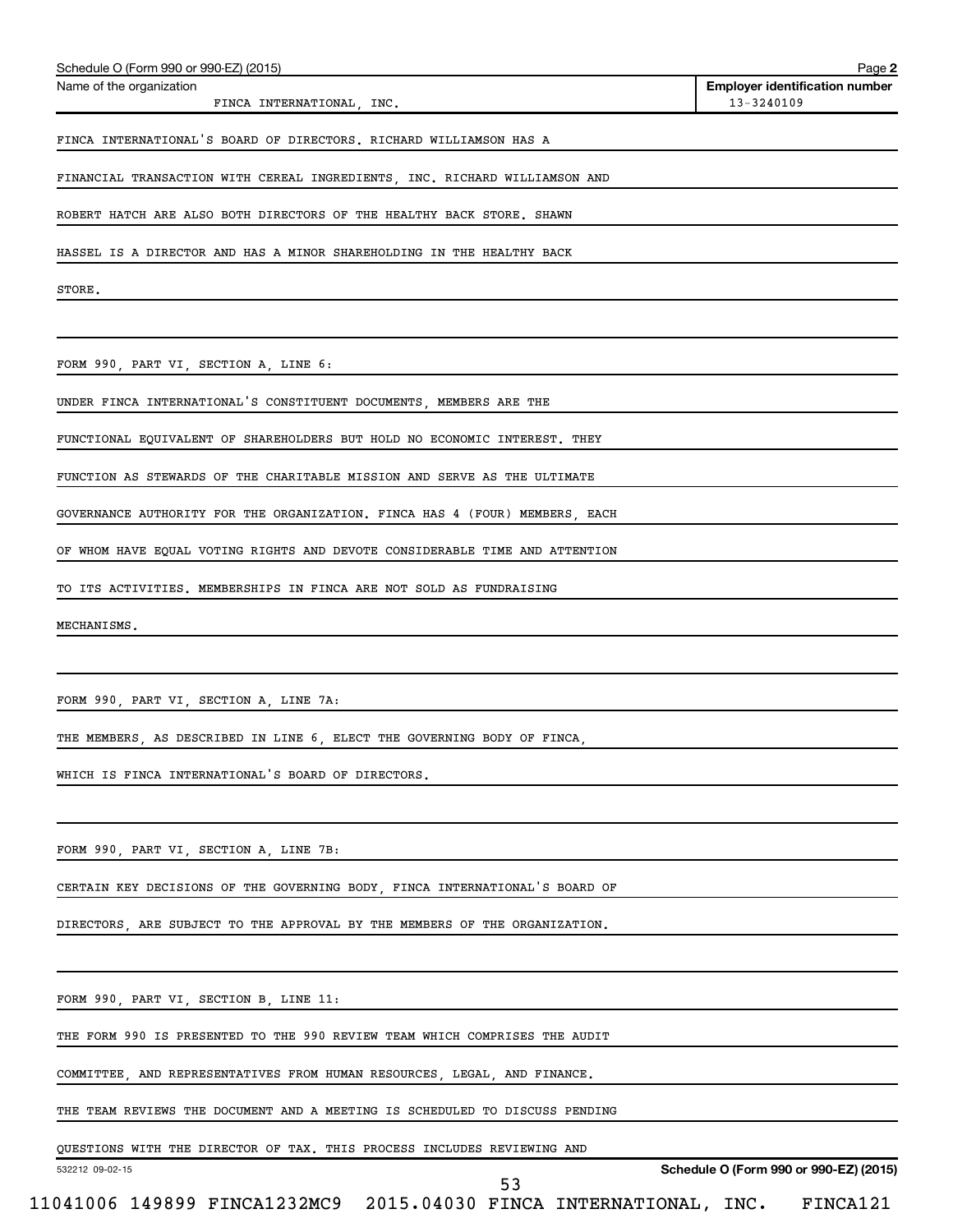FINCA INTERNATIONAL'S BOARD OF DIRECTORS. RICHARD WILLIAMSON HAS A FINANCIAL TRANSACTION WITH CEREAL INGREDIENTS, INC. RICHARD WILLIAMSON AND ROBERT HATCH ARE ALSO BOTH DIRECTORS OF THE HEALTHY BACK STORE. SHAWN HASSEL IS A DIRECTOR AND HAS A MINOR SHAREHOLDING IN THE HEALTHY BACK STORE.

FORM 990, PART VI, SECTION A, LINE 6:

UNDER FINCA INTERNATIONAL'S CONSTITUENT DOCUMENTS, MEMBERS ARE THE FUNCTIONAL EQUIVALENT OF SHAREHOLDERS BUT HOLD NO ECONOMIC INTEREST. THEY FUNCTION AS STEWARDS OF THE CHARITABLE MISSION AND SERVE AS THE ULTIMATE GOVERNANCE AUTHORITY FOR THE ORGANIZATION. FINCA HAS 4 (FOUR) MEMBERS, EACH OF WHOM HAVE EQUAL VOTING RIGHTS AND DEVOTE CONSIDERABLE TIME AND ATTENTION TO ITS ACTIVITIES. MEMBERSHIPS IN FINCA ARE NOT SOLD AS FUNDRAISING MECHANISMS.

FORM 990, PART VI, SECTION A, LINE 7A:

THE MEMBERS, AS DESCRIBED IN LINE 6, ELECT THE GOVERNING BODY OF FINCA, WHICH IS FINCA INTERNATIONAL'S BOARD OF DIRECTORS.

FORM 990, PART VI, SECTION A, LINE 7B:

CERTAIN KEY DECISIONS OF THE GOVERNING BODY, FINCA INTERNATIONAL'S BOARD OF DIRECTORS, ARE SUBJECT TO THE APPROVAL BY THE MEMBERS OF THE ORGANIZATION.

FORM 990, PART VI, SECTION B, LINE 11:

THE FORM 990 IS PRESENTED TO THE 990 REVIEW TEAM WHICH COMPRISES THE AUDIT COMMITTEE, AND REPRESENTATIVES FROM HUMAN RESOURCES, LEGAL, AND FINANCE. THE TEAM REVIEWS THE DOCUMENT AND A MEETING IS SCHEDULED TO DISCUSS PENDING QUESTIONS WITH THE DIRECTOR OF TAX. THIS PROCESS INCLUDES REVIEWING AND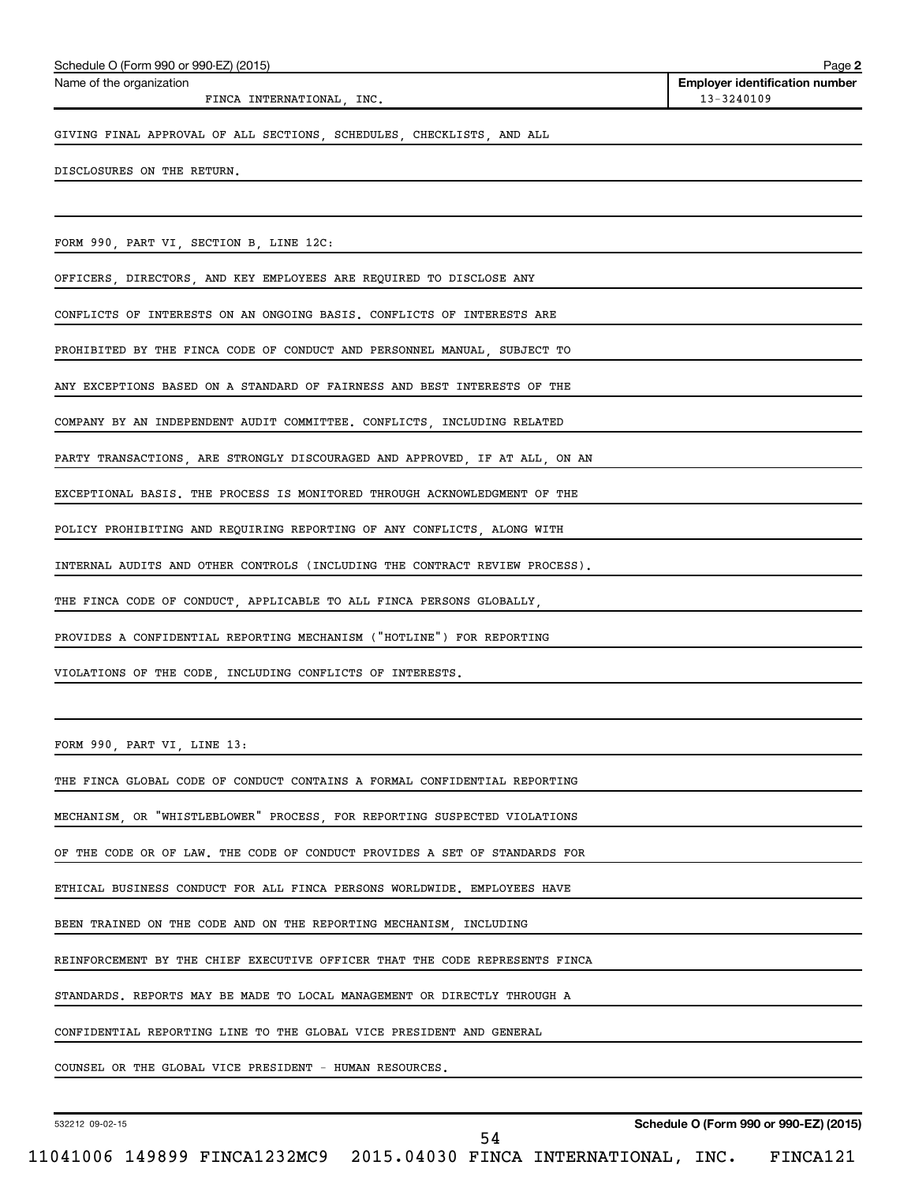Schedule O (Form 990 or 990-EZ) (2015)

Name of the organization: FINCA INTERNATIONAL, INC.

Employer identification number: 13-3240109

GIVING FINAL APPROVAL OF ALL SECTIONS, SCHEDULES, CHECKLISTS, AND ALL DISCLOSURES ON THE RETURN.

FORM 990, PART VI, SECTION B, LINE 12C:

OFFICERS, DIRECTORS, AND KEY EMPLOYEES ARE REQUIRED TO DISCLOSE ANY CONFLICTS OF INTERESTS ON AN ONGOING BASIS. CONFLICTS OF INTERESTS ARE PROHIBITED BY THE FINCA CODE OF CONDUCT AND PERSONNEL MANUAL, SUBJECT TO ANY EXCEPTIONS BASED ON A STANDARD OF FAIRNESS AND BEST INTERESTS OF THE COMPANY BY AN INDEPENDENT AUDIT COMMITTEE. CONFLICTS, INCLUDING RELATED PARTY TRANSACTIONS, ARE STRONGLY DISCOURAGED AND APPROVED, IF AT ALL, ON AN EXCEPTIONAL BASIS. THE PROCESS IS MONITORED THROUGH ACKNOWLEDGMENT OF THE POLICY PROHIBITING AND REQUIRING REPORTING OF ANY CONFLICTS, ALONG WITH INTERNAL AUDITS AND OTHER CONTROLS (INCLUDING THE CONTRACT REVIEW PROCESS). THE FINCA CODE OF CONDUCT, APPLICABLE TO ALL FINCA PERSONS GLOBALLY, PROVIDES A CONFIDENTIAL REPORTING MECHANISM ("HOTLINE") FOR REPORTING VIOLATIONS OF THE CODE, INCLUDING CONFLICTS OF INTERESTS.

FORM 990, PART VI, LINE 13:

THE FINCA GLOBAL CODE OF CONDUCT CONTAINS A FORMAL CONFIDENTIAL REPORTING MECHANISM, OR "WHISTLEBLOWER" PROCESS, FOR REPORTING SUSPECTED VIOLATIONS OF THE CODE OR OF LAW. THE CODE OF CONDUCT PROVIDES A SET OF STANDARDS FOR ETHICAL BUSINESS CONDUCT FOR ALL FINCA PERSONS WORLDWIDE. EMPLOYEES HAVE BEEN TRAINED ON THE CODE AND ON THE REPORTING MECHANISM, INCLUDING REINFORCEMENT BY THE CHIEF EXECUTIVE OFFICER THAT THE CODE REPRESENTS FINCA STANDARDS. REPORTS MAY BE MADE TO LOCAL MANAGEMENT OR DIRECTLY THROUGH A CONFIDENTIAL REPORTING LINE TO THE GLOBAL VICE PRESIDENT AND GENERAL COUNSEL OR THE GLOBAL VICE PRESIDENT - HUMAN RESOURCES.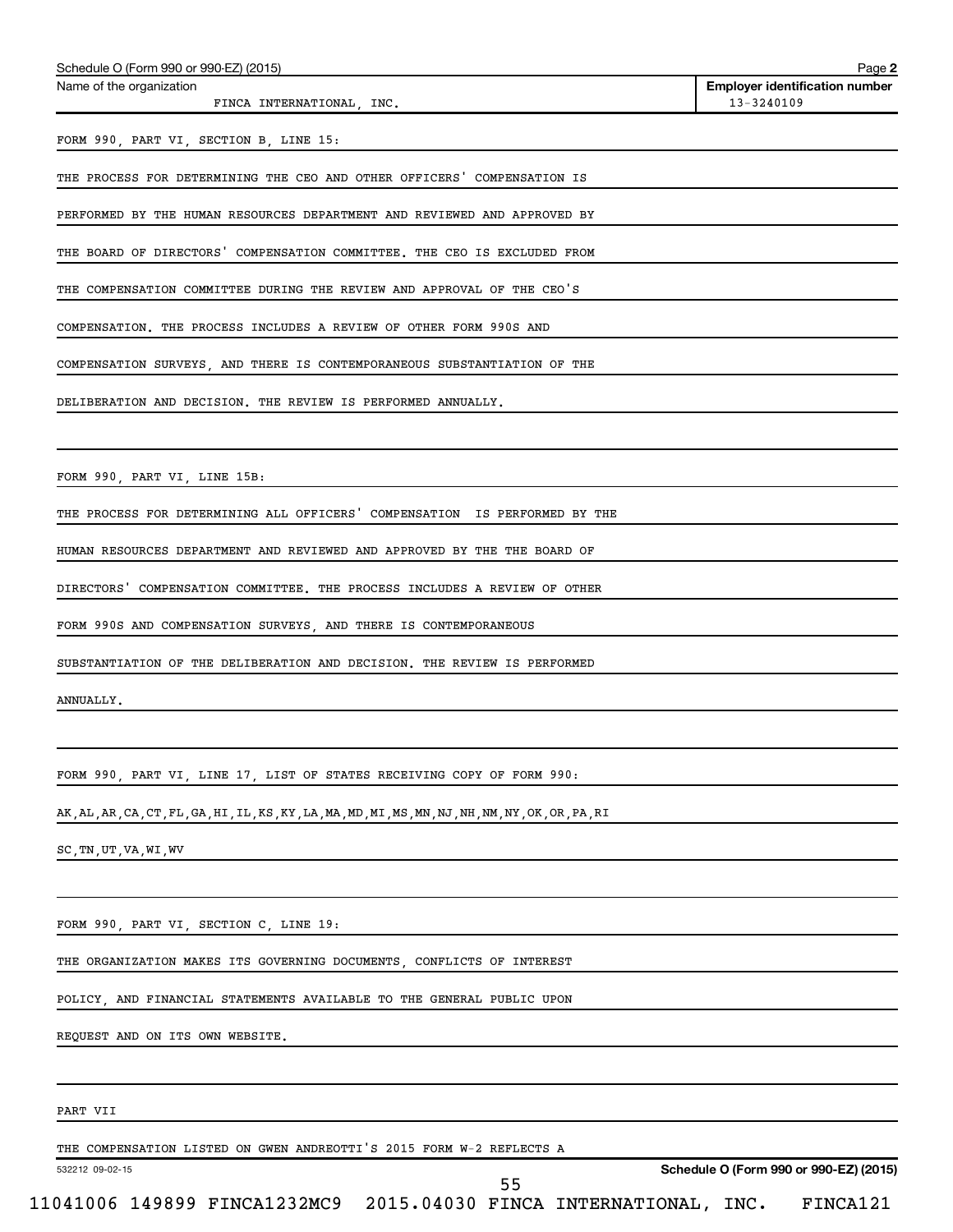Name of the organization: FINCA INTERNATIONAL, INC.

Employer identification number: 13-3240109

FORM 990, PART VI, SECTION B, LINE 15:

THE PROCESS FOR DETERMINING THE CEO AND OTHER OFFICERS' COMPENSATION IS PERFORMED BY THE HUMAN RESOURCES DEPARTMENT AND REVIEWED AND APPROVED BY THE BOARD OF DIRECTORS' COMPENSATION COMMITTEE. THE CEO IS EXCLUDED FROM THE COMPENSATION COMMITTEE DURING THE REVIEW AND APPROVAL OF THE CEO'S COMPENSATION. THE PROCESS INCLUDES A REVIEW OF OTHER FORM 990S AND COMPENSATION SURVEYS, AND THERE IS CONTEMPORANEOUS SUBSTANTIATION OF THE DELIBERATION AND DECISION. THE REVIEW IS PERFORMED ANNUALLY.

FORM 990, PART VI, LINE 15B:

THE PROCESS FOR DETERMINING ALL OFFICERS' COMPENSATION IS PERFORMED BY THE HUMAN RESOURCES DEPARTMENT AND REVIEWED AND APPROVED BY THE THE BOARD OF DIRECTORS' COMPENSATION COMMITTEE. THE PROCESS INCLUDES A REVIEW OF OTHER FORM 990S AND COMPENSATION SURVEYS, AND THERE IS CONTEMPORANEOUS SUBSTANTIATION OF THE DELIBERATION AND DECISION. THE REVIEW IS PERFORMED ANNUALLY.

FORM 990, PART VI, LINE 17, LIST OF STATES RECEIVING COPY OF FORM 990:

AK,AL,AR,CA,CT,FL,GA,HI,IL,KS,KY,LA,MA,MD,MI,MS,MN,NJ,NH,NM,NY,OK,OR,PA,RI SC,TN,UT,VA,WI,WV

FORM 990, PART VI, SECTION C, LINE 19:

THE ORGANIZATION MAKES ITS GOVERNING DOCUMENTS, CONFLICTS OF INTEREST POLICY, AND FINANCIAL STATEMENTS AVAILABLE TO THE GENERAL PUBLIC UPON REQUEST AND ON ITS OWN WEBSITE.

PART VII

THE COMPENSATION LISTED ON GWEN ANDREOTTI'S 2015 FORM W-2 REFLECTS A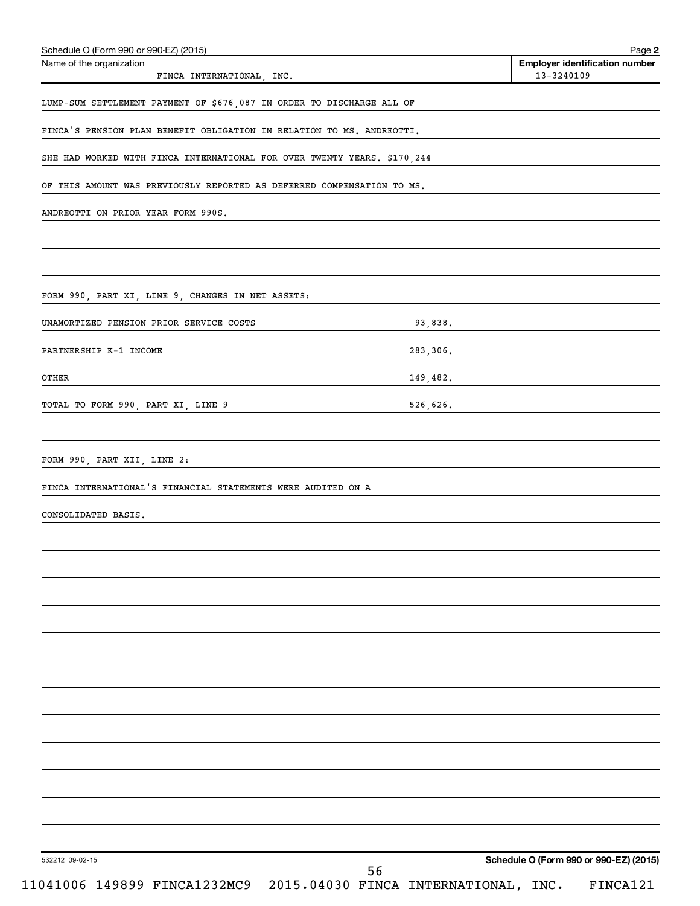Schedule O (Form 990 or 990-EZ) (2015) Page 2

| Name of the organization | Employer identification number |
|---|---|
| FINCA INTERNATIONAL, INC. | 13-3240109 |

LUMP-SUM SETTLEMENT PAYMENT OF $676,087 IN ORDER TO DISCHARGE ALL OF

FINCA'S PENSION PLAN BENEFIT OBLIGATION IN RELATION TO MS. ANDREOTTI.

SHE HAD WORKED WITH FINCA INTERNATIONAL FOR OVER TWENTY YEARS. $170,244

OF THIS AMOUNT WAS PREVIOUSLY REPORTED AS DEFERRED COMPENSATION TO MS.

ANDREOTTI ON PRIOR YEAR FORM 990S.

FORM 990, PART XI, LINE 9, CHANGES IN NET ASSETS:

| | |
|---|---|
| UNAMORTIZED PENSION PRIOR SERVICE COSTS | 93,838. |
| PARTNERSHIP K-1 INCOME | 283,306. |
| OTHER | 149,482. |
| TOTAL TO FORM 990, PART XI, LINE 9 | 526,626. |

FORM 990, PART XII, LINE 2:

FINCA INTERNATIONAL'S FINANCIAL STATEMENTS WERE AUDITED ON A

CONSOLIDATED BASIS.

532212 09-02-15

Schedule O (Form 990 or 990-EZ) (2015)

11041006 149899 FINCA1232MC9 2015.04030 FINCA INTERNATIONAL, INC. FINCA121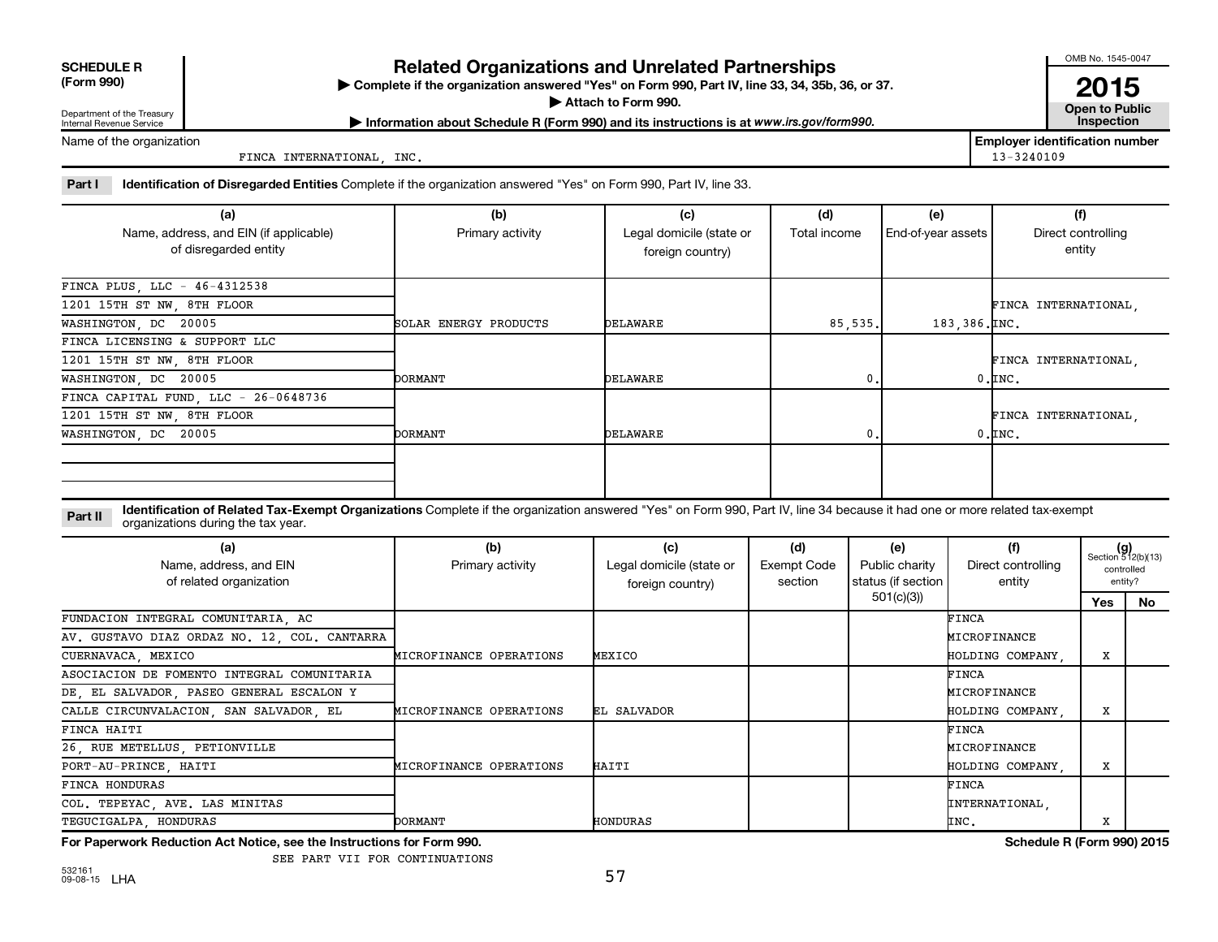**SCHEDULE R (Form 990)**

Department of the Treasury
Internal Revenue Service

# Related Organizations and Unrelated Partnerships

▶ Complete if the organization answered "Yes" on Form 990, Part IV, line 33, 34, 35b, 36, or 37.
▶ Attach to Form 990.
▶ Information about Schedule R (Form 990) and its instructions is at *www.irs.gov/form990.*

OMB No. 1545-0047

**2015**

**Open to Public Inspection**

Name of the organization: FINCA INTERNATIONAL, INC.

**Employer identification number:** 13-3240109

**Part I** **Identification of Disregarded Entities** Complete if the organization answered "Yes" on Form 990, Part IV, line 33.

| (a) Name, address, and EIN (if applicable) of disregarded entity | (b) Primary activity | (c) Legal domicile (state or foreign country) | (d) Total income | (e) End-of-year assets | (f) Direct controlling entity |
|---|---|---|---|---|---|
| FINCA PLUS, LLC - 46-4312538<br>1201 15TH ST NW, 8TH FLOOR<br>WASHINGTON, DC 20005 | SOLAR ENERGY PRODUCTS | DELAWARE | 85,535. | 183,386. | FINCA INTERNATIONAL, INC. |
| FINCA LICENSING & SUPPORT LLC<br>1201 15TH ST NW, 8TH FLOOR<br>WASHINGTON, DC 20005 | DORMANT | DELAWARE | 0. | 0. | FINCA INTERNATIONAL, INC. |
| FINCA CAPITAL FUND, LLC - 26-0648736<br>1201 15TH ST NW, 8TH FLOOR<br>WASHINGTON, DC 20005 | DORMANT | DELAWARE | 0. | 0. | FINCA INTERNATIONAL, INC. |
| | | | | | |

**Part II** **Identification of Related Tax-Exempt Organizations** Complete if the organization answered "Yes" on Form 990, Part IV, line 34 because it had one or more related tax-exempt organizations during the tax year.

| (a) Name, address, and EIN of related organization | (b) Primary activity | (c) Legal domicile (state or foreign country) | (d) Exempt Code section | (e) Public charity status (if section 501(c)(3)) | (f) Direct controlling entity | (g) Section 512(b)(13) controlled entity? Yes | No |
|---|---|---|---|---|---|---|---|
| FUNDACION INTEGRAL COMUNITARIA, AC<br>AV. GUSTAVO DIAZ ORDAZ NO. 12, COL. CANTARRA<br>CUERNAVACA, MEXICO | MICROFINANCE OPERATIONS | MEXICO | | | FINCA MICROFINANCE HOLDING COMPANY, | X | |
| ASOCIACION DE FOMENTO INTEGRAL COMUNITARIA<br>DE, EL SALVADOR, PASEO GENERAL ESCALON Y<br>CALLE CIRCUNVALACION, SAN SALVADOR, EL | MICROFINANCE OPERATIONS | EL SALVADOR | | | FINCA MICROFINANCE HOLDING COMPANY, | X | |
| FINCA HAITI<br>26, RUE METELLUS, PETIONVILLE<br>PORT-AU-PRINCE, HAITI | MICROFINANCE OPERATIONS | HAITI | | | FINCA MICROFINANCE HOLDING COMPANY, | X | |
| FINCA HONDURAS<br>COL. TEPEYAC, AVE. LAS MINITAS<br>TEGUCIGALPA, HONDURAS | DORMANT | HONDURAS | | | FINCA INTERNATIONAL, INC. | X | |

**For Paperwork Reduction Act Notice, see the Instructions for Form 990.**

SEE PART VII FOR CONTINUATIONS

**Schedule R (Form 990) 2015**

532161 09-08-15 LHA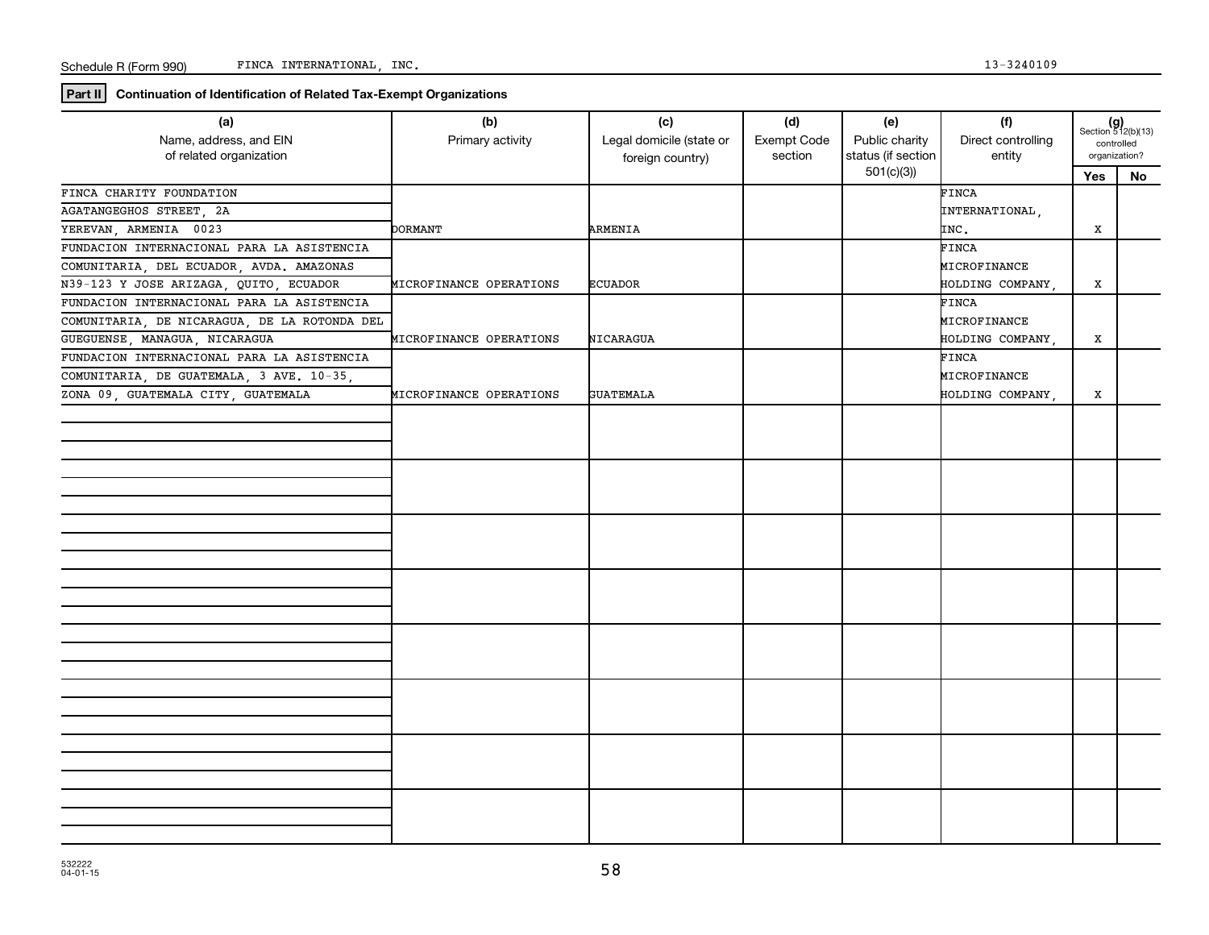Schedule R (Form 990) FINCA INTERNATIONAL, INC. 13-3240109

**Part II** **Continuation of Identification of Related Tax-Exempt Organizations**

| (a) Name, address, and EIN of related organization | (b) Primary activity | (c) Legal domicile (state or foreign country) | (d) Exempt Code section | (e) Public charity status (if section 501(c)(3)) | (f) Direct controlling entity | (g) Section 512(b)(13) controlled organization? Yes | No |
|---|---|---|---|---|---|---|---|
| FINCA CHARITY FOUNDATION AGATANGEGHOS STREET, 2A YEREVAN, ARMENIA 0023 | DORMANT | ARMENIA | | | FINCA INTERNATIONAL, INC. | X | |
| FUNDACION INTERNACIONAL PARA LA ASISTENCIA COMUNITARIA, DEL ECUADOR, AVDA. AMAZONAS N39-123 Y JOSE ARIZAGA, QUITO, ECUADOR | MICROFINANCE OPERATIONS | ECUADOR | | | FINCA MICROFINANCE HOLDING COMPANY, | X | |
| FUNDACION INTERNACIONAL PARA LA ASISTENCIA COMUNITARIA, DE NICARAGUA, DE LA ROTONDA DEL GUEGUENSE, MANAGUA, NICARAGUA | MICROFINANCE OPERATIONS | NICARAGUA | | | FINCA MICROFINANCE HOLDING COMPANY, | X | |
| FUNDACION INTERNACIONAL PARA LA ASISTENCIA COMUNITARIA, DE GUATEMALA, 3 AVE. 10-35, ZONA 09, GUATEMALA CITY, GUATEMALA | MICROFINANCE OPERATIONS | GUATEMALA | | | FINCA MICROFINANCE HOLDING COMPANY, | X | |

532222
04-01-15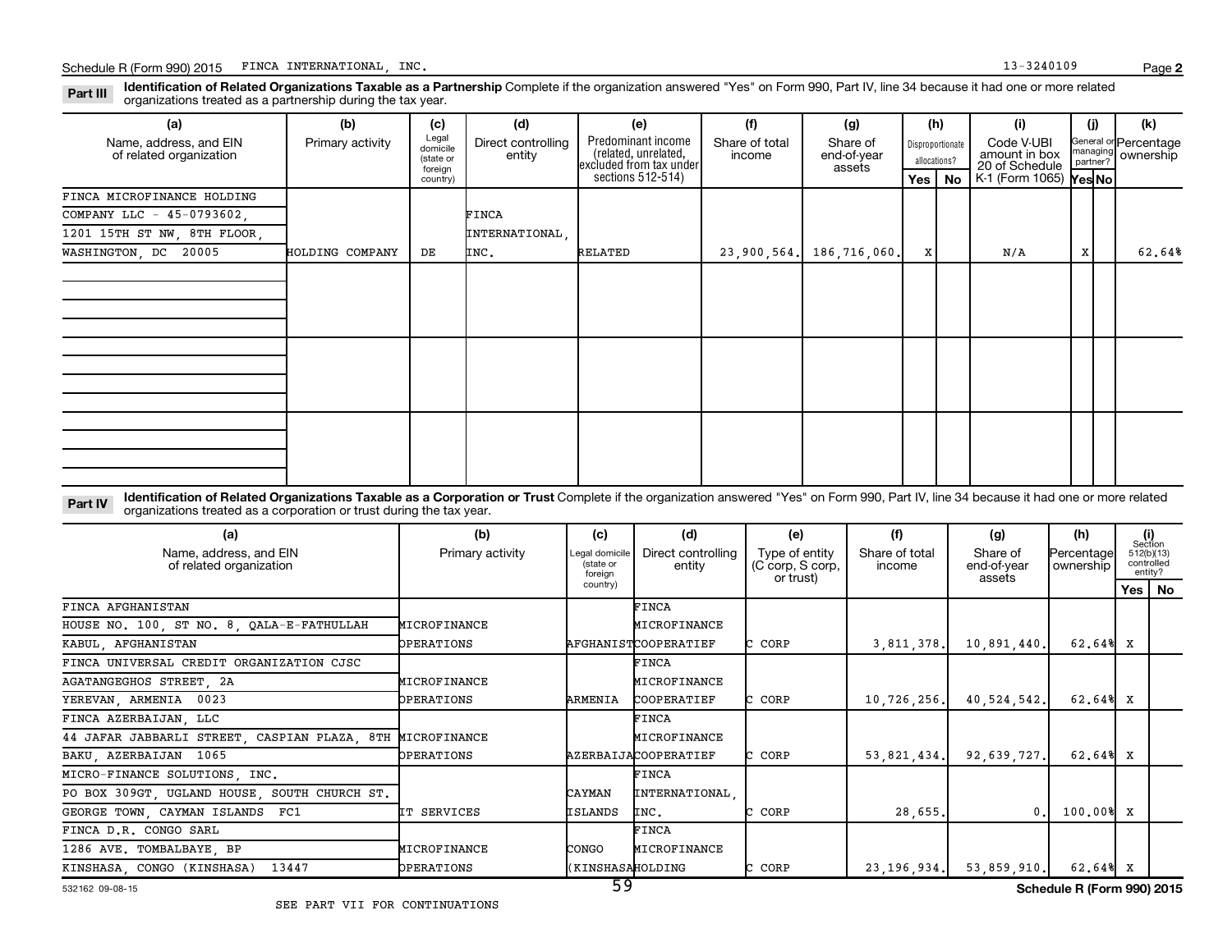Schedule R (Form 990) 2015 FINCA INTERNATIONAL, INC. 13-3240109

**Part III** **Identification of Related Organizations Taxable as a Partnership** Complete if the organization answered "Yes" on Form 990, Part IV, line 34 because it had one or more related organizations treated as a partnership during the tax year.

| (a) Name, address, and EIN of related organization | (b) Primary activity | (c) Legal domicile (state or foreign country) | (d) Direct controlling entity | (e) Predominant income (related, unrelated, excluded from tax under sections 512-514) | (f) Share of total income | (g) Share of end-of-year assets | (h) Disproportionate allocations? Yes | (h) No | (i) Code V-UBI amount in box 20 of Schedule K-1 (Form 1065) | (j) General or managing partner? Yes | (j) No | (k) Percentage ownership |
|---|---|---|---|---|---|---|---|---|---|---|---|---|
| FINCA MICROFINANCE HOLDING COMPANY LLC - 45-0793602, 1201 15TH ST NW, 8TH FLOOR, WASHINGTON, DC 20005 | HOLDING COMPANY | DE | FINCA INTERNATIONAL, INC. | RELATED | 23,900,564. | 186,716,060. | X | | N/A | X | | 62.64% |

**Part IV** **Identification of Related Organizations Taxable as a Corporation or Trust** Complete if the organization answered "Yes" on Form 990, Part IV, line 34 because it had one or more related organizations treated as a corporation or trust during the tax year.

| (a) Name, address, and EIN of related organization | (b) Primary activity | (c) Legal domicile (state or foreign country) | (d) Direct controlling entity | (e) Type of entity (C corp, S corp, or trust) | (f) Share of total income | (g) Share of end-of-year assets | (h) Percentage ownership | (i) Section 512(b)(13) controlled entity? Yes | No |
|---|---|---|---|---|---|---|---|---|---|
| FINCA AFGHANISTAN, HOUSE NO. 100, ST NO. 8, QALA-E-FATHULLAH, KABUL, AFGHANISTAN | MICROFINANCE OPERATIONS | AFGHANIST | FINCA MICROFINANCE COOPERATIEF | C CORP | 3,811,378. | 10,891,440. | 62.64% | X | |
| FINCA UNIVERSAL CREDIT ORGANIZATION CJSC, AGATANGEGHOS STREET, 2A, YEREVAN, ARMENIA 0023 | MICROFINANCE OPERATIONS | ARMENIA | FINCA MICROFINANCE COOPERATIEF | C CORP | 10,726,256. | 40,524,542. | 62.64% | X | |
| FINCA AZERBAIJAN, LLC, 44 JAFAR JABBARLI STREET, CASPIAN PLAZA, 8TH, BAKU, AZERBAIJAN 1065 | MICROFINANCE OPERATIONS | AZERBAIJA | FINCA MICROFINANCE COOPERATIEF | C CORP | 53,821,434. | 92,639,727. | 62.64% | X | |
| MICRO-FINANCE SOLUTIONS, INC., PO BOX 309GT, UGLAND HOUSE, SOUTH CHURCH ST., GEORGE TOWN, CAYMAN ISLANDS FC1 | IT SERVICES | CAYMAN ISLANDS | FINCA INTERNATIONAL, INC. | C CORP | 28,655. | 0. | 100.00% | X | |
| FINCA D.R. CONGO SARL, 1286 AVE. TOMBALBAYE, BP, KINSHASA, CONGO (KINSHASA) 13447 | MICROFINANCE OPERATIONS | CONGO (KINSHASA | FINCA MICROFINANCE HOLDING | C CORP | 23,196,934. | 53,859,910. | 62.64% | X | |

SEE PART VII FOR CONTINUATIONS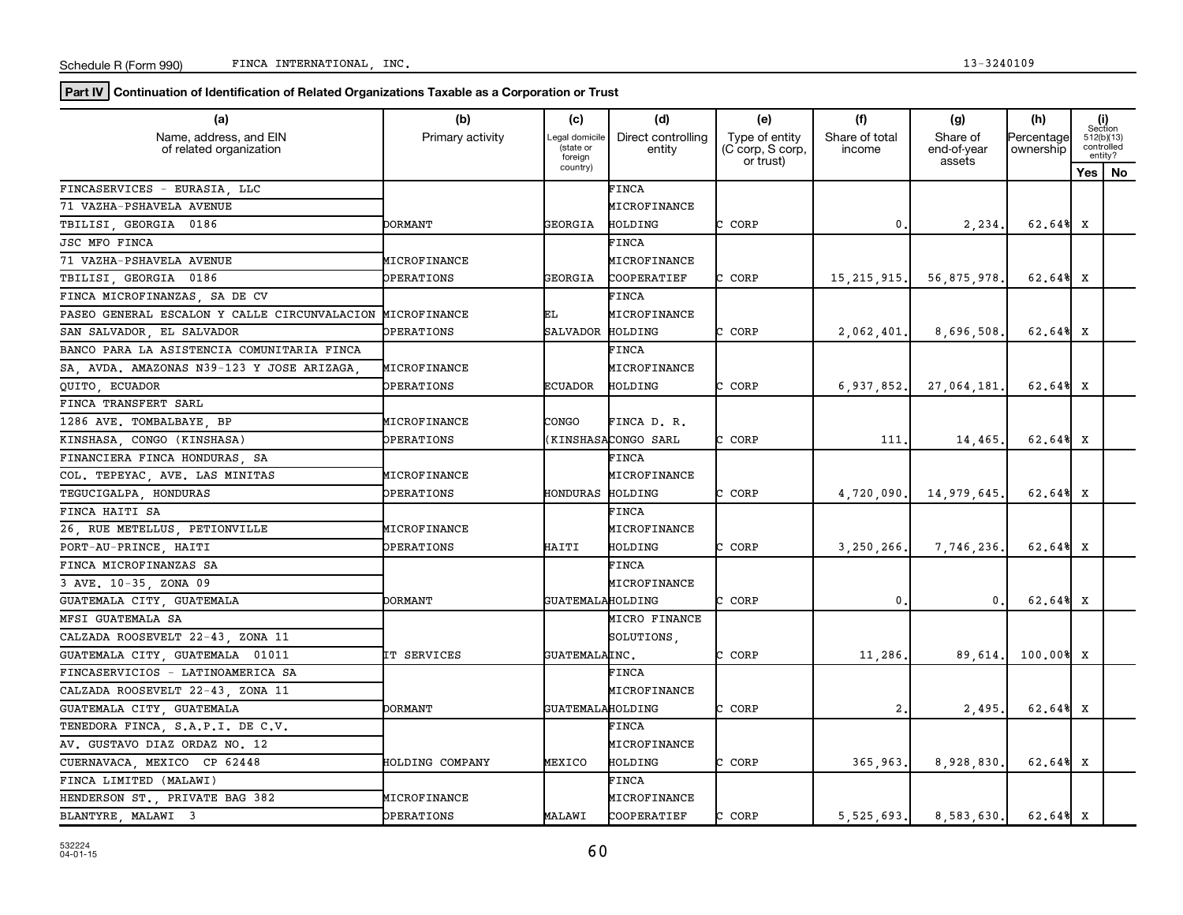Schedule R (Form 990) FINCA INTERNATIONAL, INC. 13-3240109

**Part IV Continuation of Identification of Related Organizations Taxable as a Corporation or Trust**

| (a) Name, address, and EIN of related organization | (b) Primary activity | (c) Legal domicile (state or foreign country) | (d) Direct controlling entity | (e) Type of entity (C corp, S corp, or trust) | (f) Share of total income | (g) Share of end-of-year assets | (h) Percentage ownership | (i) Section 512(b)(13) controlled entity? Yes | No |
|---|---|---|---|---|---|---|---|---|---|
| FINCASERVICES - EURASIA, LLC 71 VAZHA-PSHAVELA AVENUE TBILISI, GEORGIA 0186 | DORMANT | GEORGIA | FINCA MICROFINANCE HOLDING | C CORP | 0. | 2,234. | 62.64% | X | |
| JSC MFO FINCA 71 VAZHA-PSHAVELA AVENUE TBILISI, GEORGIA 0186 | MICROFINANCE OPERATIONS | GEORGIA | FINCA MICROFINANCE COOPERATIEF | C CORP | 15,215,915. | 56,875,978. | 62.64% | X | |
| FINCA MICROFINANZAS, SA DE CV PASEO GENERAL ESCALON Y CALLE CIRCUNVALACION SAN SALVADOR, EL SALVADOR | MICROFINANCE OPERATIONS | EL SALVADOR | FINCA MICROFINANCE HOLDING | C CORP | 2,062,401. | 8,696,508. | 62.64% | X | |
| BANCO PARA LA ASISTENCIA COMUNITARIA FINCA SA, AVDA. AMAZONAS N39-123 Y JOSE ARIZAGA, QUITO, ECUADOR | MICROFINANCE OPERATIONS | ECUADOR | FINCA MICROFINANCE HOLDING | C CORP | 6,937,852. | 27,064,181. | 62.64% | X | |
| FINCA TRANSFERT SARL 1286 AVE. TOMBALBAYE, BP KINSHASA, CONGO (KINSHASA) | MICROFINANCE OPERATIONS | CONGO (KINSHASA | FINCA D. R. CONGO SARL | C CORP | 111. | 14,465. | 62.64% | X | |
| FINANCIERA FINCA HONDURAS, SA COL. TEPEYAC, AVE. LAS MINITAS TEGUCIGALPA, HONDURAS | MICROFINANCE OPERATIONS | HONDURAS | FINCA MICROFINANCE HOLDING | C CORP | 4,720,090. | 14,979,645. | 62.64% | X | |
| FINCA HAITI SA 26, RUE METELLUS, PETIONVILLE PORT-AU-PRINCE, HAITI | MICROFINANCE OPERATIONS | HAITI | FINCA MICROFINANCE HOLDING | C CORP | 3,250,266. | 7,746,236. | 62.64% | X | |
| FINCA MICROFINANZAS SA 3 AVE. 10-35, ZONA 09 GUATEMALA CITY, GUATEMALA | DORMANT | GUATEMALA | FINCA MICROFINANCE HOLDING | C CORP | 0. | 0. | 62.64% | X | |
| MFSI GUATEMALA SA CALZADA ROOSEVELT 22-43, ZONA 11 GUATEMALA CITY, GUATEMALA 01011 | IT SERVICES | GUATEMALA | MICRO FINANCE SOLUTIONS, INC. | C CORP | 11,286. | 89,614. | 100.00% | X | |
| FINCASERVICIOS - LATINOAMERICA SA CALZADA ROOSEVELT 22-43, ZONA 11 GUATEMALA CITY, GUATEMALA | DORMANT | GUATEMALA | FINCA MICROFINANCE HOLDING | C CORP | 2. | 2,495. | 62.64% | X | |
| TENEDORA FINCA, S.A.P.I. DE C.V. AV. GUSTAVO DIAZ ORDAZ NO. 12 CUERNAVACA, MEXICO CP 62448 | HOLDING COMPANY | MEXICO | FINCA MICROFINANCE HOLDING | C CORP | 365,963. | 8,928,830. | 62.64% | X | |
| FINCA LIMITED (MALAWI) HENDERSON ST., PRIVATE BAG 382 BLANTYRE, MALAWI 3 | MICROFINANCE OPERATIONS | MALAWI | FINCA MICROFINANCE COOPERATIEF | C CORP | 5,525,693. | 8,583,630. | 62.64% | X | |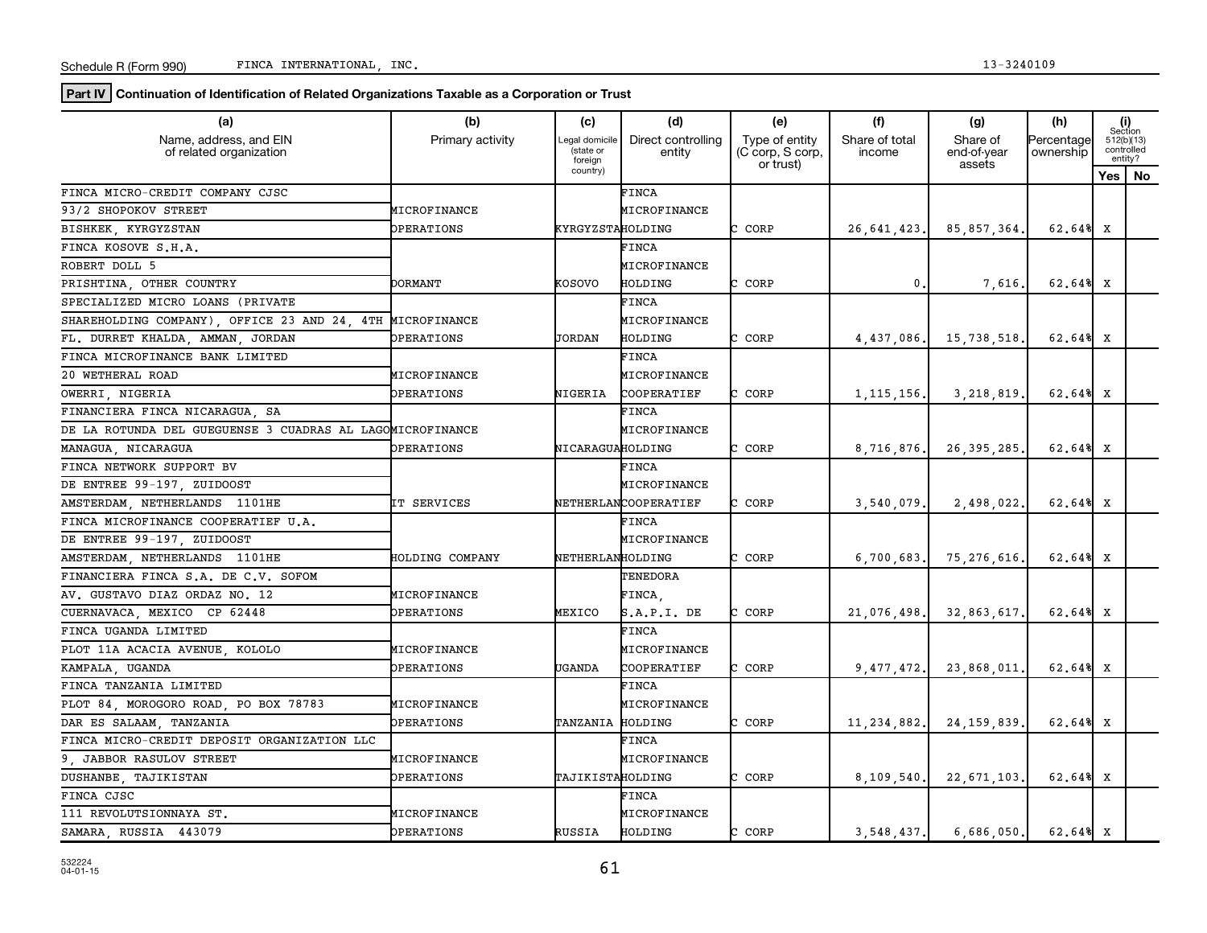Schedule R (Form 990) FINCA INTERNATIONAL, INC. 13-3240109

**Part IV** **Continuation of Identification of Related Organizations Taxable as a Corporation or Trust**

| (a) Name, address, and EIN of related organization | (b) Primary activity | (c) Legal domicile (state or foreign country) | (d) Direct controlling entity | (e) Type of entity (C corp, S corp, or trust) | (f) Share of total income | (g) Share of end-of-year assets | (h) Percentage ownership | (i) Section 512(b)(13) controlled entity? Yes | No |
|---|---|---|---|---|---|---|---|---|---|
| FINCA MICRO-CREDIT COMPANY CJSC<br>93/2 SHOPOKOV STREET<br>BISHKEK, KYRGYZSTAN | MICROFINANCE OPERATIONS | KYRGYZSTA | FINCA MICROFINANCE HOLDING | C CORP | 26,641,423. | 85,857,364. | 62.64% | X | |
| FINCA KOSOVE S.H.A.<br>ROBERT DOLL 5<br>PRISHTINA, OTHER COUNTRY | DORMANT | KOSOVO | FINCA MICROFINANCE HOLDING | C CORP | 0. | 7,616. | 62.64% | X | |
| SPECIALIZED MICRO LOANS (PRIVATE SHAREHOLDING COMPANY), OFFICE 23 AND 24, 4TH FL. DURRET KHALDA, AMMAN, JORDAN | MICROFINANCE OPERATIONS | JORDAN | FINCA MICROFINANCE HOLDING | C CORP | 4,437,086. | 15,738,518. | 62.64% | X | |
| FINCA MICROFINANCE BANK LIMITED<br>20 WETHERAL ROAD<br>OWERRI, NIGERIA | MICROFINANCE OPERATIONS | NIGERIA | FINCA MICROFINANCE COOPERATIEF | C CORP | 1,115,156. | 3,218,819. | 62.64% | X | |
| FINANCIERA FINCA NICARAGUA, SA<br>DE LA ROTUNDA DEL GUEGUENSE 3 CUADRAS AL LAGO<br>MANAGUA, NICARAGUA | MICROFINANCE OPERATIONS | NICARAGUA | FINCA MICROFINANCE HOLDING | C CORP | 8,716,876. | 26,395,285. | 62.64% | X | |
| FINCA NETWORK SUPPORT BV<br>DE ENTREE 99-197, ZUIDOOST<br>AMSTERDAM, NETHERLANDS 1101HE | IT SERVICES | NETHERLAN | FINCA MICROFINANCE COOPERATIEF | C CORP | 3,540,079. | 2,498,022. | 62.64% | X | |
| FINCA MICROFINANCE COOPERATIEF U.A.<br>DE ENTREE 99-197, ZUIDOOST<br>AMSTERDAM, NETHERLANDS 1101HE | HOLDING COMPANY | NETHERLAN | FINCA MICROFINANCE HOLDING | C CORP | 6,700,683. | 75,276,616. | 62.64% | X | |
| FINANCIERA FINCA S.A. DE C.V. SOFOM<br>AV. GUSTAVO DIAZ ORDAZ NO. 12<br>CUERNAVACA, MEXICO CP 62448 | MICROFINANCE OPERATIONS | MEXICO | TENEDORA FINCA, S.A.P.I. DE | C CORP | 21,076,498. | 32,863,617. | 62.64% | X | |
| FINCA UGANDA LIMITED<br>PLOT 11A ACACIA AVENUE, KOLOLO<br>KAMPALA, UGANDA | MICROFINANCE OPERATIONS | UGANDA | FINCA MICROFINANCE COOPERATIEF | C CORP | 9,477,472. | 23,868,011. | 62.64% | X | |
| FINCA TANZANIA LIMITED<br>PLOT 84, MOROGORO ROAD, PO BOX 78783<br>DAR ES SALAAM, TANZANIA | MICROFINANCE OPERATIONS | TANZANIA | FINCA MICROFINANCE HOLDING | C CORP | 11,234,882. | 24,159,839. | 62.64% | X | |
| FINCA MICRO-CREDIT DEPOSIT ORGANIZATION LLC<br>9, JABBOR RASULOV STREET<br>DUSHANBE, TAJIKISTAN | MICROFINANCE OPERATIONS | TAJIKISTA | FINCA MICROFINANCE HOLDING | C CORP | 8,109,540. | 22,671,103. | 62.64% | X | |
| FINCA CJSC<br>111 REVOLUTSIONNAYA ST.<br>SAMARA, RUSSIA 443079 | MICROFINANCE OPERATIONS | RUSSIA | FINCA MICROFINANCE HOLDING | C CORP | 3,548,437. | 6,686,050. | 62.64% | X | |

532224 04-01-15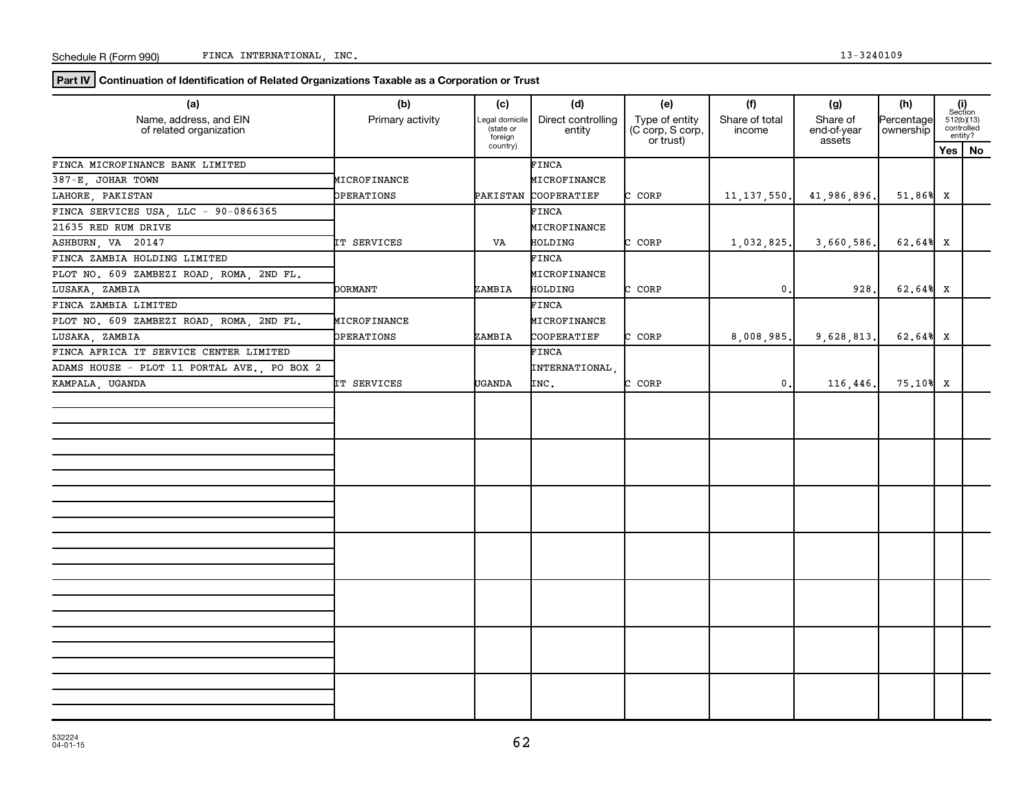Schedule R (Form 990) FINCA INTERNATIONAL, INC. 13-3240109

**Part IV** **Continuation of Identification of Related Organizations Taxable as a Corporation or Trust**

| (a) Name, address, and EIN of related organization | (b) Primary activity | (c) Legal domicile (state or foreign country) | (d) Direct controlling entity | (e) Type of entity (C corp, S corp, or trust) | (f) Share of total income | (g) Share of end-of-year assets | (h) Percentage ownership | (i) Section 512(b)(13) controlled entity? Yes | No |
|---|---|---|---|---|---|---|---|---|---|
| FINCA MICROFINANCE BANK LIMITED<br>387-E, JOHAR TOWN<br>LAHORE, PAKISTAN | MICROFINANCE OPERATIONS | PAKISTAN | FINCA MICROFINANCE COOPERATIEF | C CORP | 11,137,550. | 41,986,896. | 51.86% | X | |
| FINCA SERVICES USA, LLC - 90-0866365<br>21635 RED RUM DRIVE<br>ASHBURN, VA 20147 | IT SERVICES | VA | FINCA MICROFINANCE HOLDING | C CORP | 1,032,825. | 3,660,586. | 62.64% | X | |
| FINCA ZAMBIA HOLDING LIMITED<br>PLOT NO. 609 ZAMBEZI ROAD, ROMA, 2ND FL.<br>LUSAKA, ZAMBIA | DORMANT | ZAMBIA | FINCA MICROFINANCE HOLDING | C CORP | 0. | 928. | 62.64% | X | |
| FINCA ZAMBIA LIMITED<br>PLOT NO. 609 ZAMBEZI ROAD, ROMA, 2ND FL.<br>LUSAKA, ZAMBIA | MICROFINANCE OPERATIONS | ZAMBIA | FINCA MICROFINANCE COOPERATIEF | C CORP | 8,008,985. | 9,628,813. | 62.64% | X | |
| FINCA AFRICA IT SERVICE CENTER LIMITED<br>ADAMS HOUSE - PLOT 11 PORTAL AVE., PO BOX 2<br>KAMPALA, UGANDA | IT SERVICES | UGANDA | FINCA INTERNATIONAL, INC. | C CORP | 0. | 116,446. | 75.10% | X | |

532224
04-01-15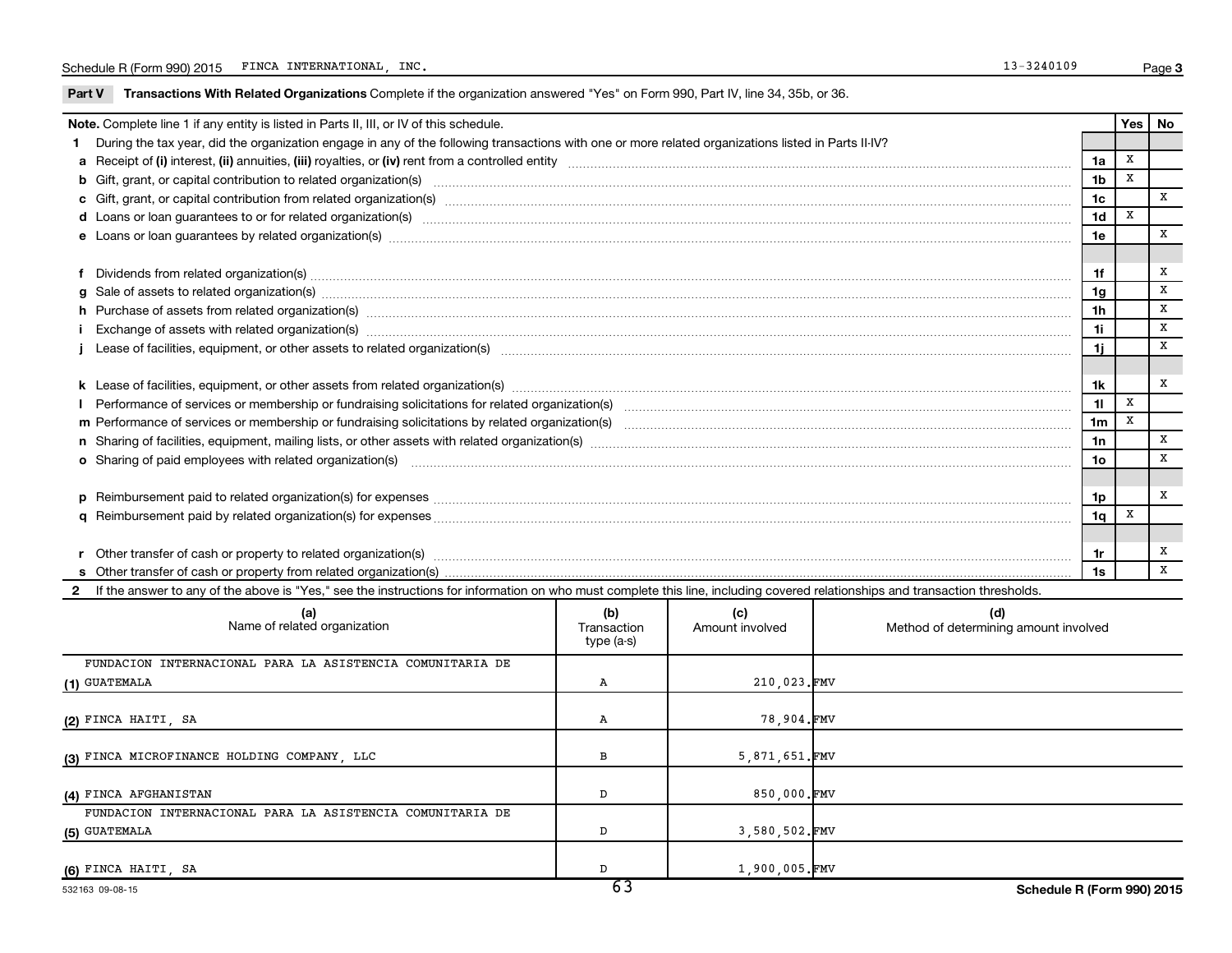Schedule R (Form 990) 2015 FINCA INTERNATIONAL, INC. 13-3240109

## Part V Transactions With Related Organizations

Complete if the organization answered "Yes" on Form 990, Part IV, line 34, 35b, or 36.

| Note. Complete line 1 if any entity is listed in Parts II, III, or IV of this schedule. | | Yes | No |
|---|---|---|---|
| **1** During the tax year, did the organization engage in any of the following transactions with one or more related organizations listed in Parts II-IV? | | | |
| **a** Receipt of **(i)** interest, **(ii)** annuities, **(iii)** royalties, or **(iv)** rent from a controlled entity | 1a | X | |
| **b** Gift, grant, or capital contribution to related organization(s) | 1b | X | |
| **c** Gift, grant, or capital contribution from related organization(s) | 1c | | X |
| **d** Loans or loan guarantees to or for related organization(s) | 1d | X | |
| **e** Loans or loan guarantees by related organization(s) | 1e | | X |
| **f** Dividends from related organization(s) | 1f | | X |
| **g** Sale of assets to related organization(s) | 1g | | X |
| **h** Purchase of assets from related organization(s) | 1h | | X |
| **i** Exchange of assets with related organization(s) | 1i | | X |
| **j** Lease of facilities, equipment, or other assets to related organization(s) | 1j | | X |
| **k** Lease of facilities, equipment, or other assets from related organization(s) | 1k | | X |
| **l** Performance of services or membership or fundraising solicitations for related organization(s) | 1l | X | |
| **m** Performance of services or membership or fundraising solicitations by related organization(s) | 1m | X | |
| **n** Sharing of facilities, equipment, mailing lists, or other assets with related organization(s) | 1n | | X |
| **o** Sharing of paid employees with related organization(s) | 1o | | X |
| **p** Reimbursement paid to related organization(s) for expenses | 1p | | X |
| **q** Reimbursement paid by related organization(s) for expenses | 1q | X | |
| **r** Other transfer of cash or property to related organization(s) | 1r | | X |
| **s** Other transfer of cash or property from related organization(s) | 1s | | X |

**2** If the answer to any of the above is "Yes," see the instructions for information on who must complete this line, including covered relationships and transaction thresholds.

| | (a) Name of related organization | (b) Transaction type (a-s) | (c) Amount involved | (d) Method of determining amount involved |
|---|---|---|---|---|
| (1) | FUNDACION INTERNACIONAL PARA LA ASISTENCIA COMUNITARIA DE GUATEMALA | A | 210,023. | FMV |
| (2) | FINCA HAITI, SA | A | 78,904. | FMV |
| (3) | FINCA MICROFINANCE HOLDING COMPANY, LLC | B | 5,871,651. | FMV |
| (4) | FINCA AFGHANISTAN | D | 850,000. | FMV |
| (5) | FUNDACION INTERNACIONAL PARA LA ASISTENCIA COMUNITARIA DE GUATEMALA | D | 3,580,502. | FMV |
| (6) | FINCA HAITI, SA | D | 1,900,005. | FMV |

532163 09-08-15 Schedule R (Form 990) 2015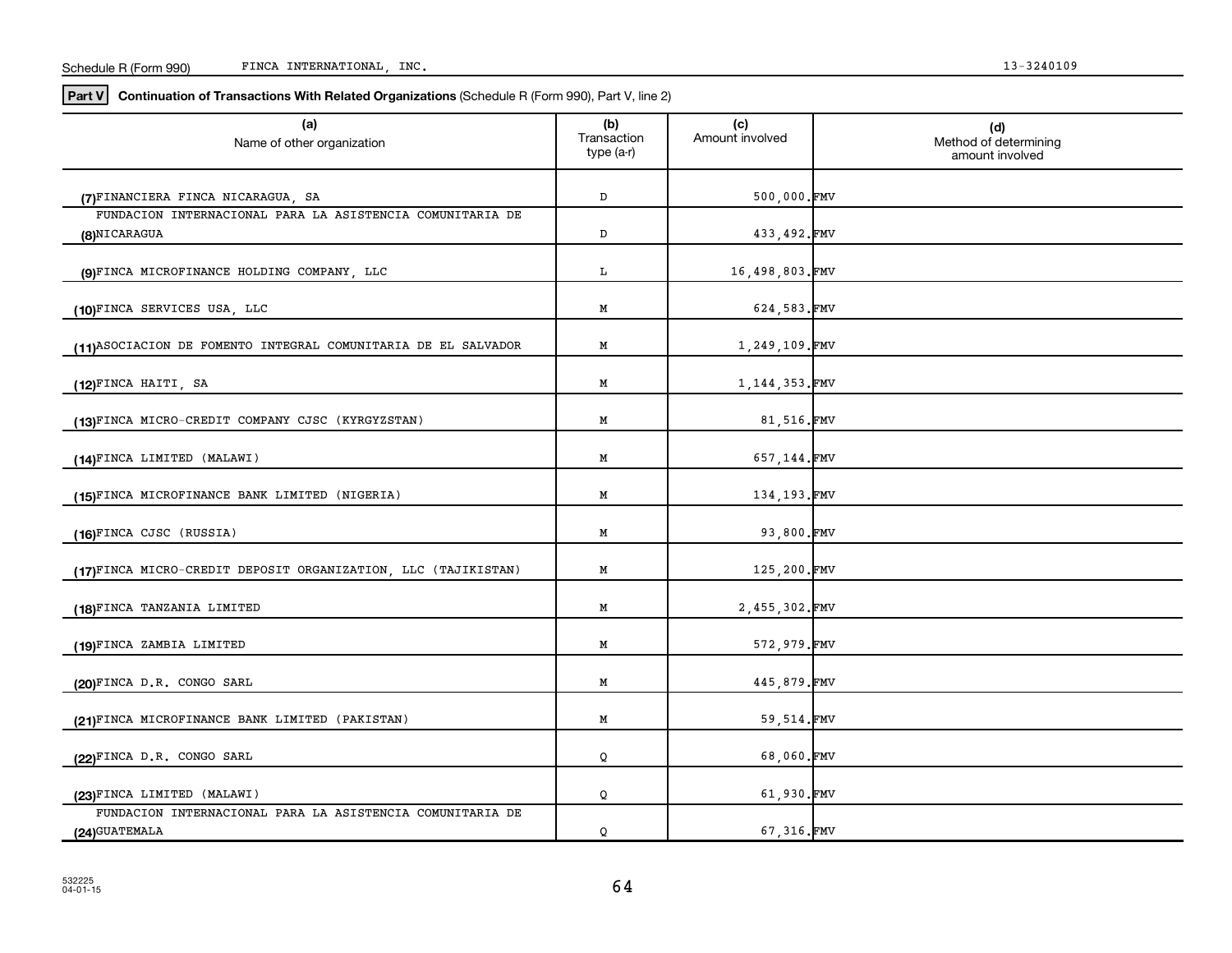Schedule R (Form 990) FINCA INTERNATIONAL, INC. 13-3240109

**Part V** **Continuation of Transactions With Related Organizations** (Schedule R (Form 990), Part V, line 2)

| (a) Name of other organization | (b) Transaction type (a-r) | (c) Amount involved | (d) Method of determining amount involved |
|---|---|---|---|
| (7) FINANCIERA FINCA NICARAGUA, SA | D | 500,000. | FMV |
| (8) FUNDACION INTERNACIONAL PARA LA ASISTENCIA COMUNITARIA DE NICARAGUA | D | 433,492. | FMV |
| (9) FINCA MICROFINANCE HOLDING COMPANY, LLC | L | 16,498,803. | FMV |
| (10) FINCA SERVICES USA, LLC | M | 624,583. | FMV |
| (11) ASOCIACION DE FOMENTO INTEGRAL COMUNITARIA DE EL SALVADOR | M | 1,249,109. | FMV |
| (12) FINCA HAITI, SA | M | 1,144,353. | FMV |
| (13) FINCA MICRO-CREDIT COMPANY CJSC (KYRGYZSTAN) | M | 81,516. | FMV |
| (14) FINCA LIMITED (MALAWI) | M | 657,144. | FMV |
| (15) FINCA MICROFINANCE BANK LIMITED (NIGERIA) | M | 134,193. | FMV |
| (16) FINCA CJSC (RUSSIA) | M | 93,800. | FMV |
| (17) FINCA MICRO-CREDIT DEPOSIT ORGANIZATION, LLC (TAJIKISTAN) | M | 125,200. | FMV |
| (18) FINCA TANZANIA LIMITED | M | 2,455,302. | FMV |
| (19) FINCA ZAMBIA LIMITED | M | 572,979. | FMV |
| (20) FINCA D.R. CONGO SARL | M | 445,879. | FMV |
| (21) FINCA MICROFINANCE BANK LIMITED (PAKISTAN) | M | 59,514. | FMV |
| (22) FINCA D.R. CONGO SARL | Q | 68,060. | FMV |
| (23) FINCA LIMITED (MALAWI) | Q | 61,930. | FMV |
| (24) FUNDACION INTERNACIONAL PARA LA ASISTENCIA COMUNITARIA DE GUATEMALA | Q | 67,316. | FMV |

532225
04-01-15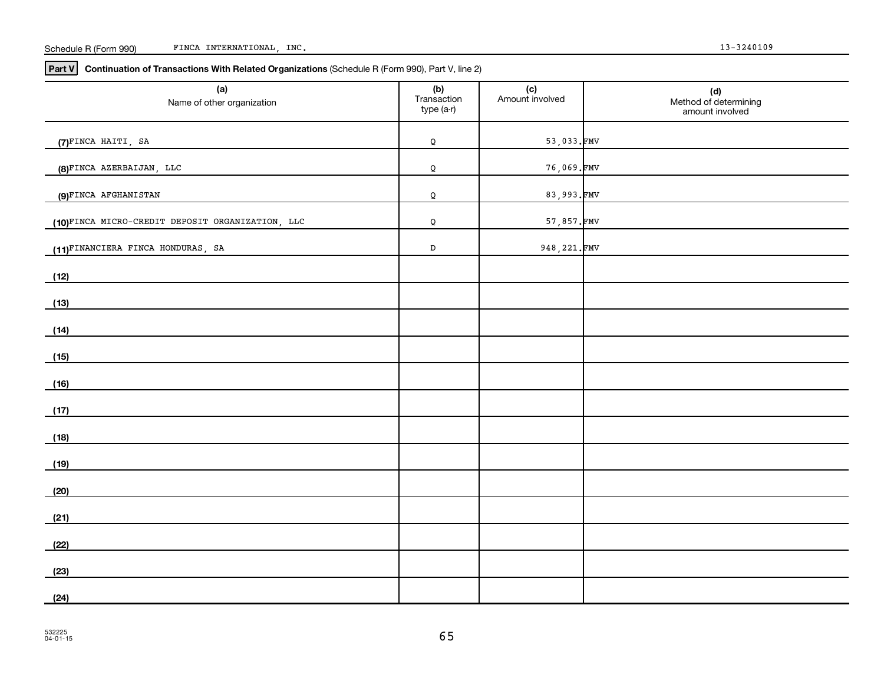Schedule R (Form 990) FINCA INTERNATIONAL, INC. 13-3240109

**Part V** **Continuation of Transactions With Related Organizations** (Schedule R (Form 990), Part V, line 2)

| (a) Name of other organization | (b) Transaction type (a-r) | (c) Amount involved | (d) Method of determining amount involved |
|---|---|---|---|
| (7) FINCA HAITI, SA | Q | 53,033. | FMV |
| (8) FINCA AZERBAIJAN, LLC | Q | 76,069. | FMV |
| (9) FINCA AFGHANISTAN | Q | 83,993. | FMV |
| (10) FINCA MICRO-CREDIT DEPOSIT ORGANIZATION, LLC | Q | 57,857. | FMV |
| (11) FINANCIERA FINCA HONDURAS, SA | D | 948,221. | FMV |
| (12) | | | |
| (13) | | | |
| (14) | | | |
| (15) | | | |
| (16) | | | |
| (17) | | | |
| (18) | | | |
| (19) | | | |
| (20) | | | |
| (21) | | | |
| (22) | | | |
| (23) | | | |
| (24) | | | |

532225
04-01-15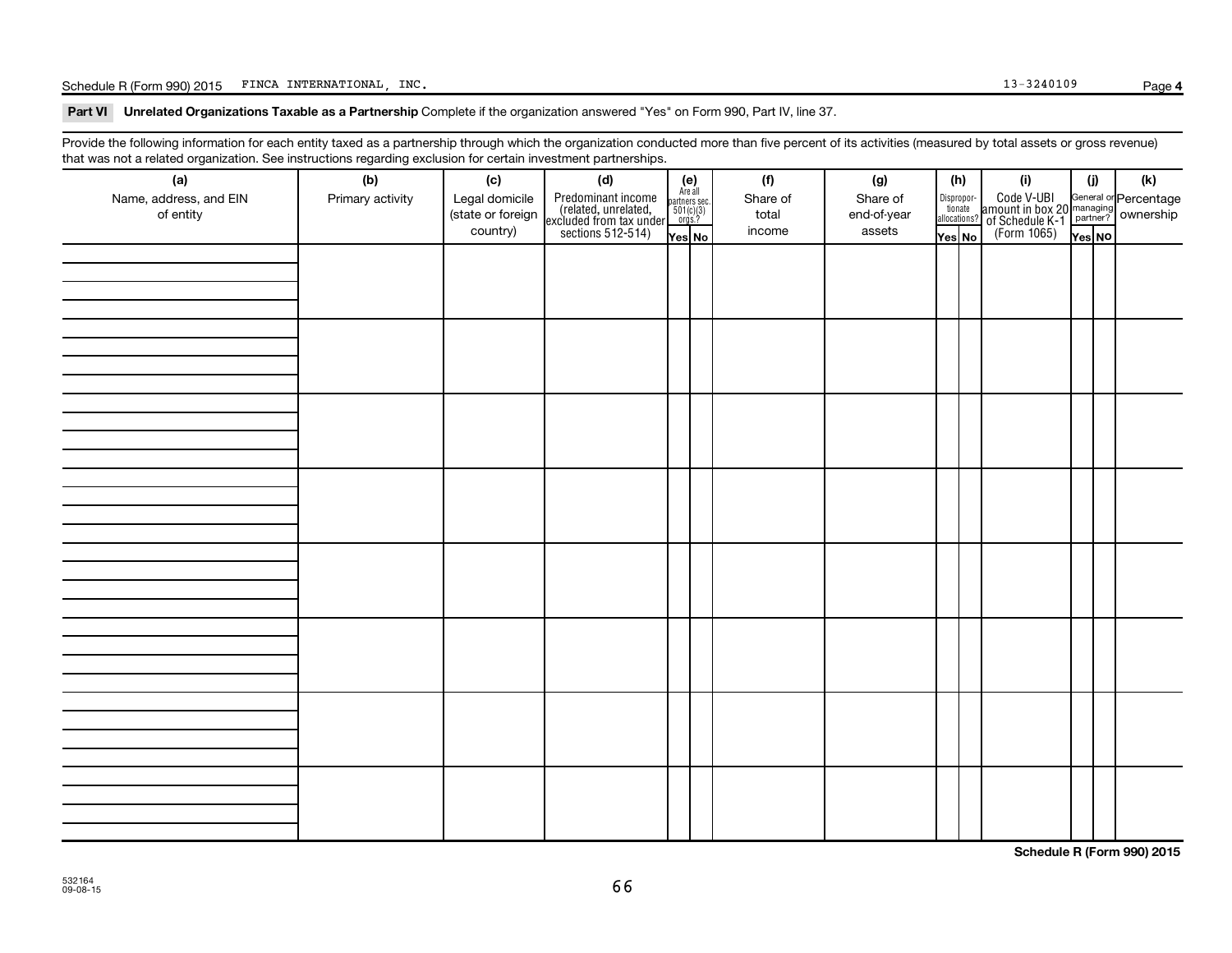## Part VI Unrelated Organizations Taxable as a Partnership

Complete if the organization answered "Yes" on Form 990, Part IV, line 37.

Provide the following information for each entity taxed as a partnership through which the organization conducted more than five percent of its activities (measured by total assets or gross revenue) that was not a related organization. See instructions regarding exclusion for certain investment partnerships.

| (a) Name, address, and EIN of entity | (b) Primary activity | (c) Legal domicile (state or foreign country) | (d) Predominant income (related, unrelated, excluded from tax under sections 512-514) | (e) Are all partners sec. 501(c)(3) orgs.? | | (f) Share of total income | (g) Share of end-of-year assets | (h) Disproportionate allocations? | | (i) Code V-UBI amount in box 20 of Schedule K-1 (Form 1065) | (j) General or managing partner? | | (k) Percentage ownership |
|---|---|---|---|---|---|---|---|---|---|---|---|---|---|
| | | | | Yes | No | | | Yes | No | | Yes | No | |
| | | | | | | | | | | | | | |
| | | | | | | | | | | | | | |
| | | | | | | | | | | | | | |
| | | | | | | | | | | | | | |
| | | | | | | | | | | | | | |
| | | | | | | | | | | | | | |
| | | | | | | | | | | | | | |
| | | | | | | | | | | | | | |

**Schedule R (Form 990) 2015**

532164
09-08-15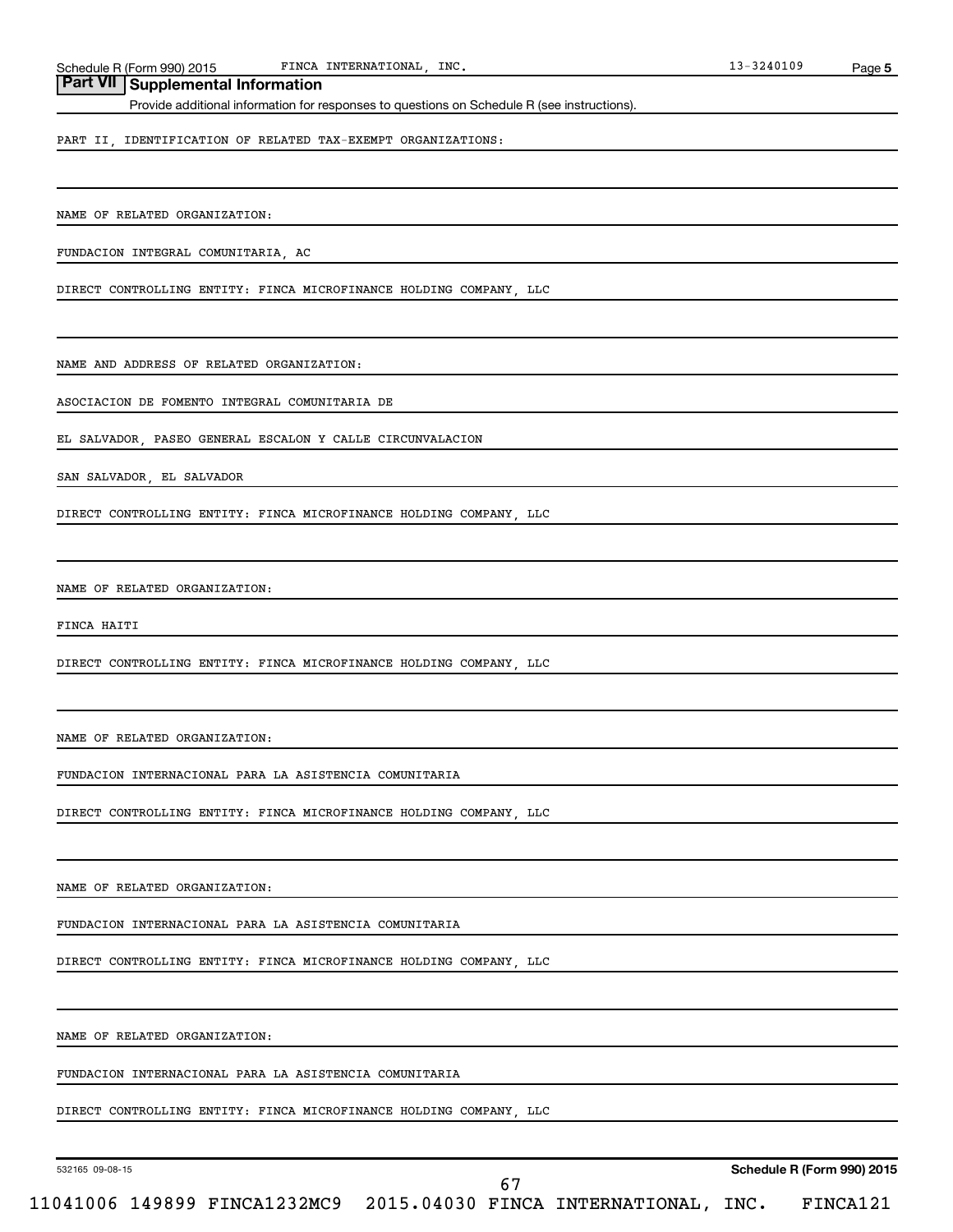## Part VII Supplemental Information

Provide additional information for responses to questions on Schedule R (see instructions).

PART II, IDENTIFICATION OF RELATED TAX-EXEMPT ORGANIZATIONS:

NAME OF RELATED ORGANIZATION:

FUNDACION INTEGRAL COMUNITARIA, AC

DIRECT CONTROLLING ENTITY: FINCA MICROFINANCE HOLDING COMPANY, LLC

NAME AND ADDRESS OF RELATED ORGANIZATION:

ASOCIACION DE FOMENTO INTEGRAL COMUNITARIA DE

EL SALVADOR, PASEO GENERAL ESCALON Y CALLE CIRCUNVALACION

SAN SALVADOR, EL SALVADOR

DIRECT CONTROLLING ENTITY: FINCA MICROFINANCE HOLDING COMPANY, LLC

NAME OF RELATED ORGANIZATION:

FINCA HAITI

DIRECT CONTROLLING ENTITY: FINCA MICROFINANCE HOLDING COMPANY, LLC

NAME OF RELATED ORGANIZATION:

FUNDACION INTERNACIONAL PARA LA ASISTENCIA COMUNITARIA

DIRECT CONTROLLING ENTITY: FINCA MICROFINANCE HOLDING COMPANY, LLC

NAME OF RELATED ORGANIZATION:

FUNDACION INTERNACIONAL PARA LA ASISTENCIA COMUNITARIA

DIRECT CONTROLLING ENTITY: FINCA MICROFINANCE HOLDING COMPANY, LLC

NAME OF RELATED ORGANIZATION:

FUNDACION INTERNACIONAL PARA LA ASISTENCIA COMUNITARIA

DIRECT CONTROLLING ENTITY: FINCA MICROFINANCE HOLDING COMPANY, LLC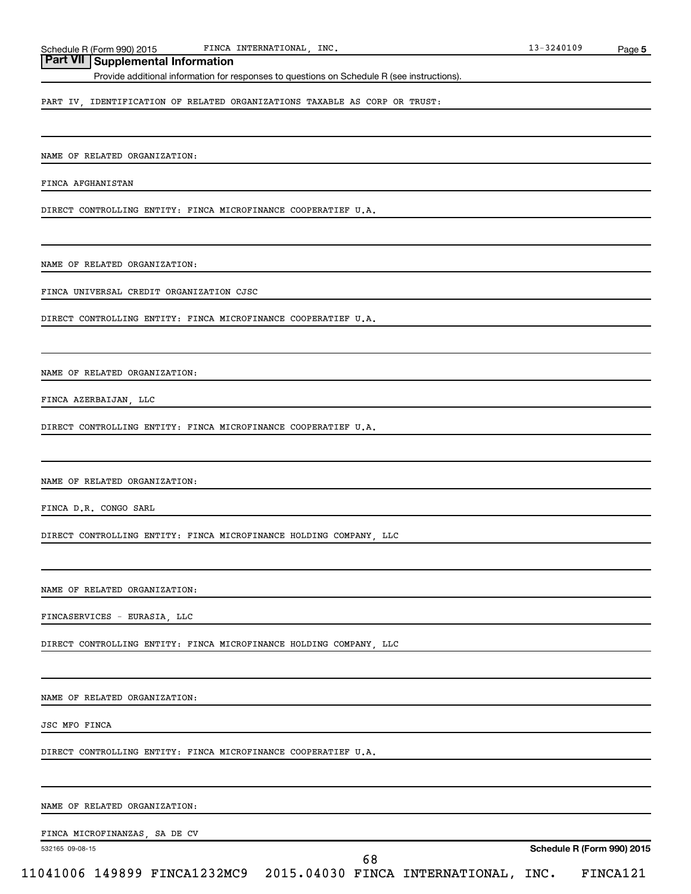## Part VII Supplemental Information

Provide additional information for responses to questions on Schedule R (see instructions).

PART IV, IDENTIFICATION OF RELATED ORGANIZATIONS TAXABLE AS CORP OR TRUST:

NAME OF RELATED ORGANIZATION:

FINCA AFGHANISTAN

DIRECT CONTROLLING ENTITY: FINCA MICROFINANCE COOPERATIEF U.A.

NAME OF RELATED ORGANIZATION:

FINCA UNIVERSAL CREDIT ORGANIZATION CJSC

DIRECT CONTROLLING ENTITY: FINCA MICROFINANCE COOPERATIEF U.A.

NAME OF RELATED ORGANIZATION:

FINCA AZERBAIJAN, LLC

DIRECT CONTROLLING ENTITY: FINCA MICROFINANCE COOPERATIEF U.A.

NAME OF RELATED ORGANIZATION:

FINCA D.R. CONGO SARL

DIRECT CONTROLLING ENTITY: FINCA MICROFINANCE HOLDING COMPANY, LLC

NAME OF RELATED ORGANIZATION:

FINCASERVICES - EURASIA, LLC

DIRECT CONTROLLING ENTITY: FINCA MICROFINANCE HOLDING COMPANY, LLC

NAME OF RELATED ORGANIZATION:

JSC MFO FINCA

DIRECT CONTROLLING ENTITY: FINCA MICROFINANCE COOPERATIEF U.A.

NAME OF RELATED ORGANIZATION:

FINCA MICROFINANZAS, SA DE CV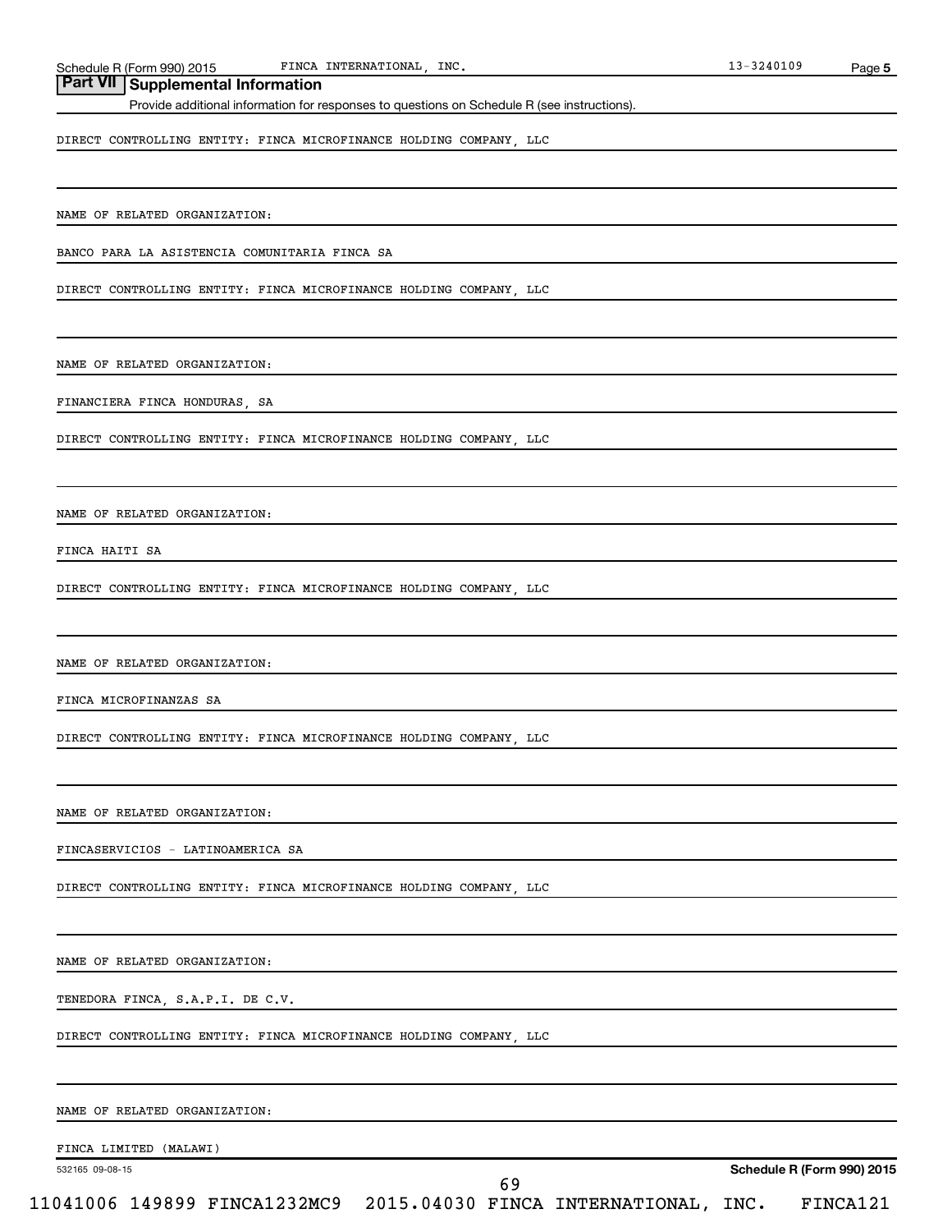## Part VII Supplemental Information

Provide additional information for responses to questions on Schedule R (see instructions).

DIRECT CONTROLLING ENTITY: FINCA MICROFINANCE HOLDING COMPANY, LLC

NAME OF RELATED ORGANIZATION:

BANCO PARA LA ASISTENCIA COMUNITARIA FINCA SA

DIRECT CONTROLLING ENTITY: FINCA MICROFINANCE HOLDING COMPANY, LLC

NAME OF RELATED ORGANIZATION:

FINANCIERA FINCA HONDURAS, SA

DIRECT CONTROLLING ENTITY: FINCA MICROFINANCE HOLDING COMPANY, LLC

NAME OF RELATED ORGANIZATION:

FINCA HAITI SA

DIRECT CONTROLLING ENTITY: FINCA MICROFINANCE HOLDING COMPANY, LLC

NAME OF RELATED ORGANIZATION:

FINCA MICROFINANZAS SA

DIRECT CONTROLLING ENTITY: FINCA MICROFINANCE HOLDING COMPANY, LLC

NAME OF RELATED ORGANIZATION:

FINCASERVICIOS - LATINOAMERICA SA

DIRECT CONTROLLING ENTITY: FINCA MICROFINANCE HOLDING COMPANY, LLC

NAME OF RELATED ORGANIZATION:

TENEDORA FINCA, S.A.P.I. DE C.V.

DIRECT CONTROLLING ENTITY: FINCA MICROFINANCE HOLDING COMPANY, LLC

NAME OF RELATED ORGANIZATION:

FINCA LIMITED (MALAWI)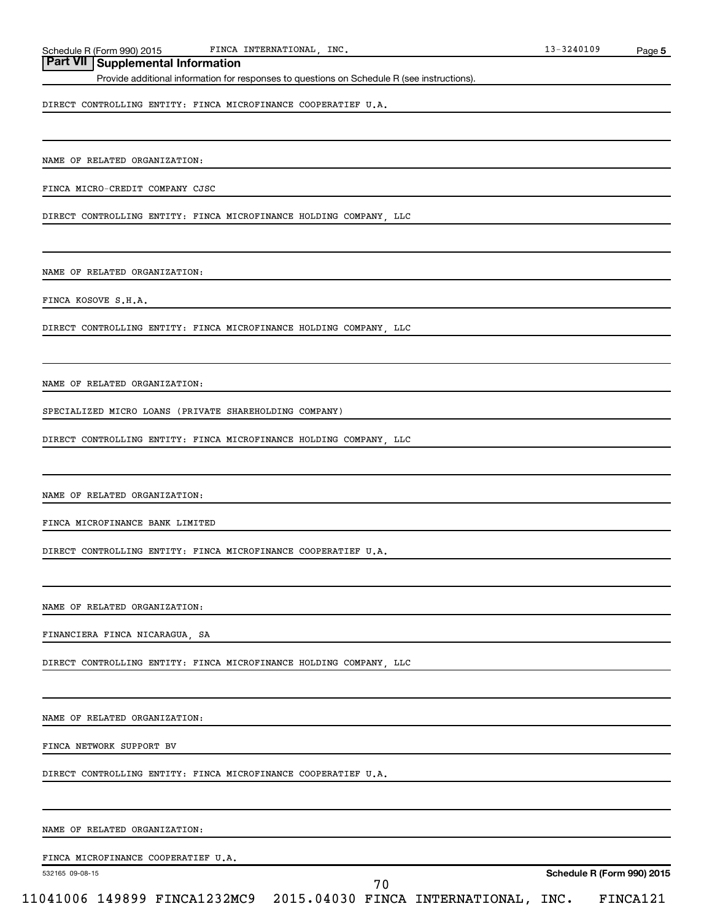## Part VII Supplemental Information

Provide additional information for responses to questions on Schedule R (see instructions).

DIRECT CONTROLLING ENTITY: FINCA MICROFINANCE COOPERATIEF U.A.

NAME OF RELATED ORGANIZATION:

FINCA MICRO-CREDIT COMPANY CJSC

DIRECT CONTROLLING ENTITY: FINCA MICROFINANCE HOLDING COMPANY, LLC

NAME OF RELATED ORGANIZATION:

FINCA KOSOVE S.H.A.

DIRECT CONTROLLING ENTITY: FINCA MICROFINANCE HOLDING COMPANY, LLC

NAME OF RELATED ORGANIZATION:

SPECIALIZED MICRO LOANS (PRIVATE SHAREHOLDING COMPANY)

DIRECT CONTROLLING ENTITY: FINCA MICROFINANCE HOLDING COMPANY, LLC

NAME OF RELATED ORGANIZATION:

FINCA MICROFINANCE BANK LIMITED

DIRECT CONTROLLING ENTITY: FINCA MICROFINANCE COOPERATIEF U.A.

NAME OF RELATED ORGANIZATION:

FINANCIERA FINCA NICARAGUA, SA

DIRECT CONTROLLING ENTITY: FINCA MICROFINANCE HOLDING COMPANY, LLC

NAME OF RELATED ORGANIZATION:

FINCA NETWORK SUPPORT BV

DIRECT CONTROLLING ENTITY: FINCA MICROFINANCE COOPERATIEF U.A.

NAME OF RELATED ORGANIZATION:

FINCA MICROFINANCE COOPERATIEF U.A.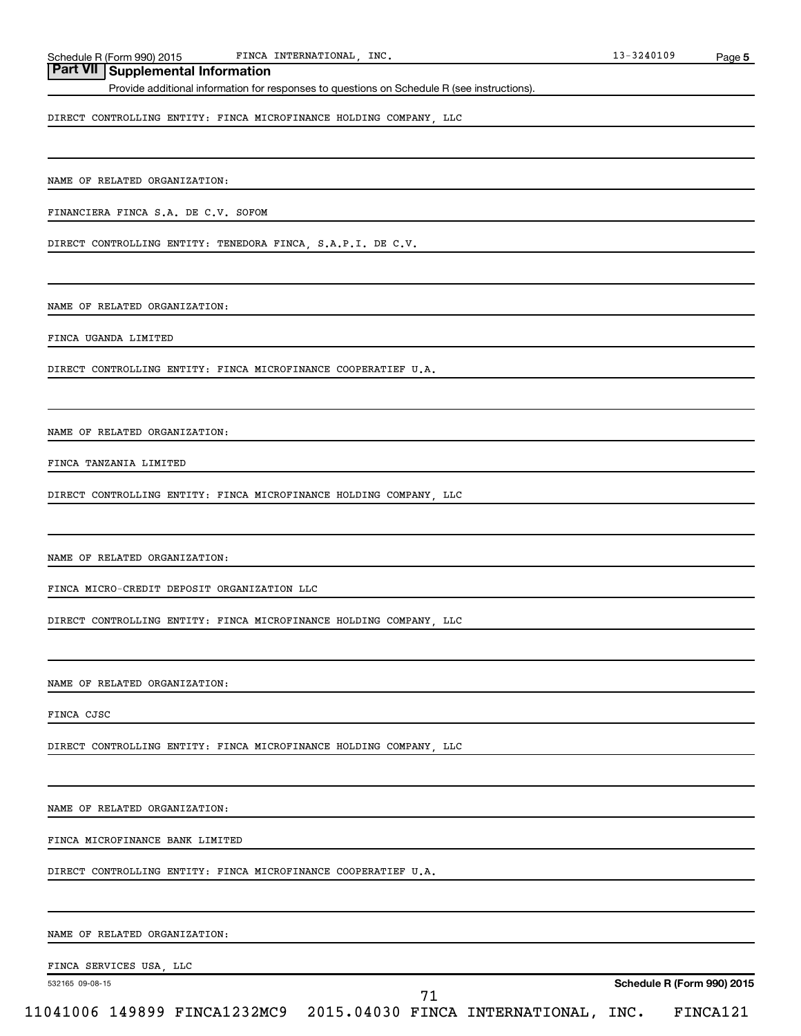## Part VII Supplemental Information

Provide additional information for responses to questions on Schedule R (see instructions).

DIRECT CONTROLLING ENTITY: FINCA MICROFINANCE HOLDING COMPANY, LLC

NAME OF RELATED ORGANIZATION:

FINANCIERA FINCA S.A. DE C.V. SOFOM

DIRECT CONTROLLING ENTITY: TENEDORA FINCA, S.A.P.I. DE C.V.

NAME OF RELATED ORGANIZATION:

FINCA UGANDA LIMITED

DIRECT CONTROLLING ENTITY: FINCA MICROFINANCE COOPERATIEF U.A.

NAME OF RELATED ORGANIZATION:

FINCA TANZANIA LIMITED

DIRECT CONTROLLING ENTITY: FINCA MICROFINANCE HOLDING COMPANY, LLC

NAME OF RELATED ORGANIZATION:

FINCA MICRO-CREDIT DEPOSIT ORGANIZATION LLC

DIRECT CONTROLLING ENTITY: FINCA MICROFINANCE HOLDING COMPANY, LLC

NAME OF RELATED ORGANIZATION:

FINCA CJSC

DIRECT CONTROLLING ENTITY: FINCA MICROFINANCE HOLDING COMPANY, LLC

NAME OF RELATED ORGANIZATION:

FINCA MICROFINANCE BANK LIMITED

DIRECT CONTROLLING ENTITY: FINCA MICROFINANCE COOPERATIEF U.A.

NAME OF RELATED ORGANIZATION:

FINCA SERVICES USA, LLC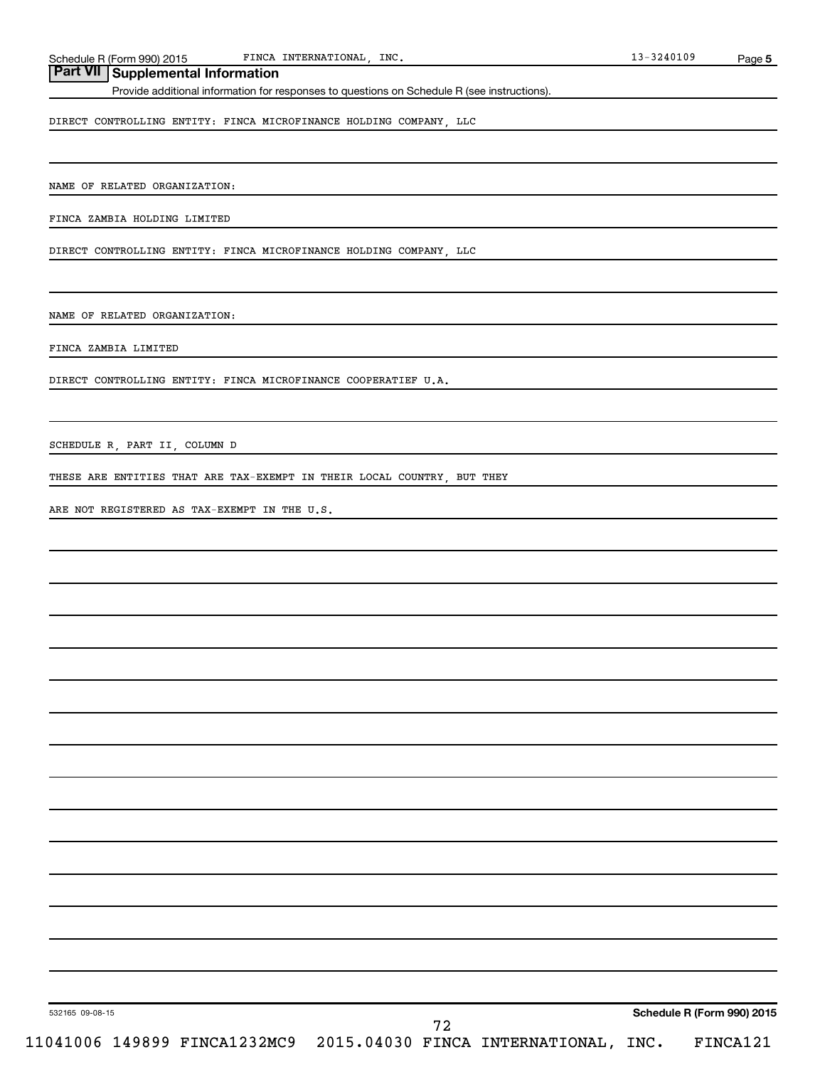## Part VII | Supplemental Information

Provide additional information for responses to questions on Schedule R (see instructions).

DIRECT CONTROLLING ENTITY: FINCA MICROFINANCE HOLDING COMPANY, LLC

NAME OF RELATED ORGANIZATION:

FINCA ZAMBIA HOLDING LIMITED

DIRECT CONTROLLING ENTITY: FINCA MICROFINANCE HOLDING COMPANY, LLC

NAME OF RELATED ORGANIZATION:

FINCA ZAMBIA LIMITED

DIRECT CONTROLLING ENTITY: FINCA MICROFINANCE COOPERATIEF U.A.

SCHEDULE R, PART II, COLUMN D

THESE ARE ENTITIES THAT ARE TAX-EXEMPT IN THEIR LOCAL COUNTRY, BUT THEY

ARE NOT REGISTERED AS TAX-EXEMPT IN THE U.S.